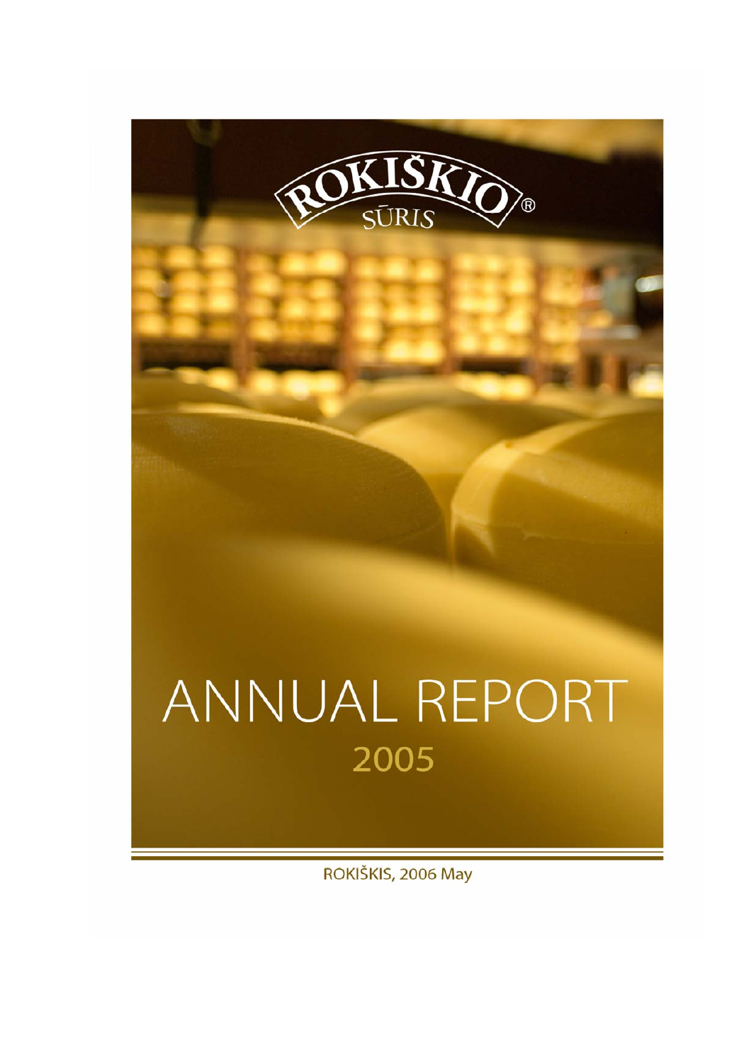ROKIŠKIO® SŪRIS

# ANNUAL REPORT

## 2005

ROKIŠKIS, 2006 May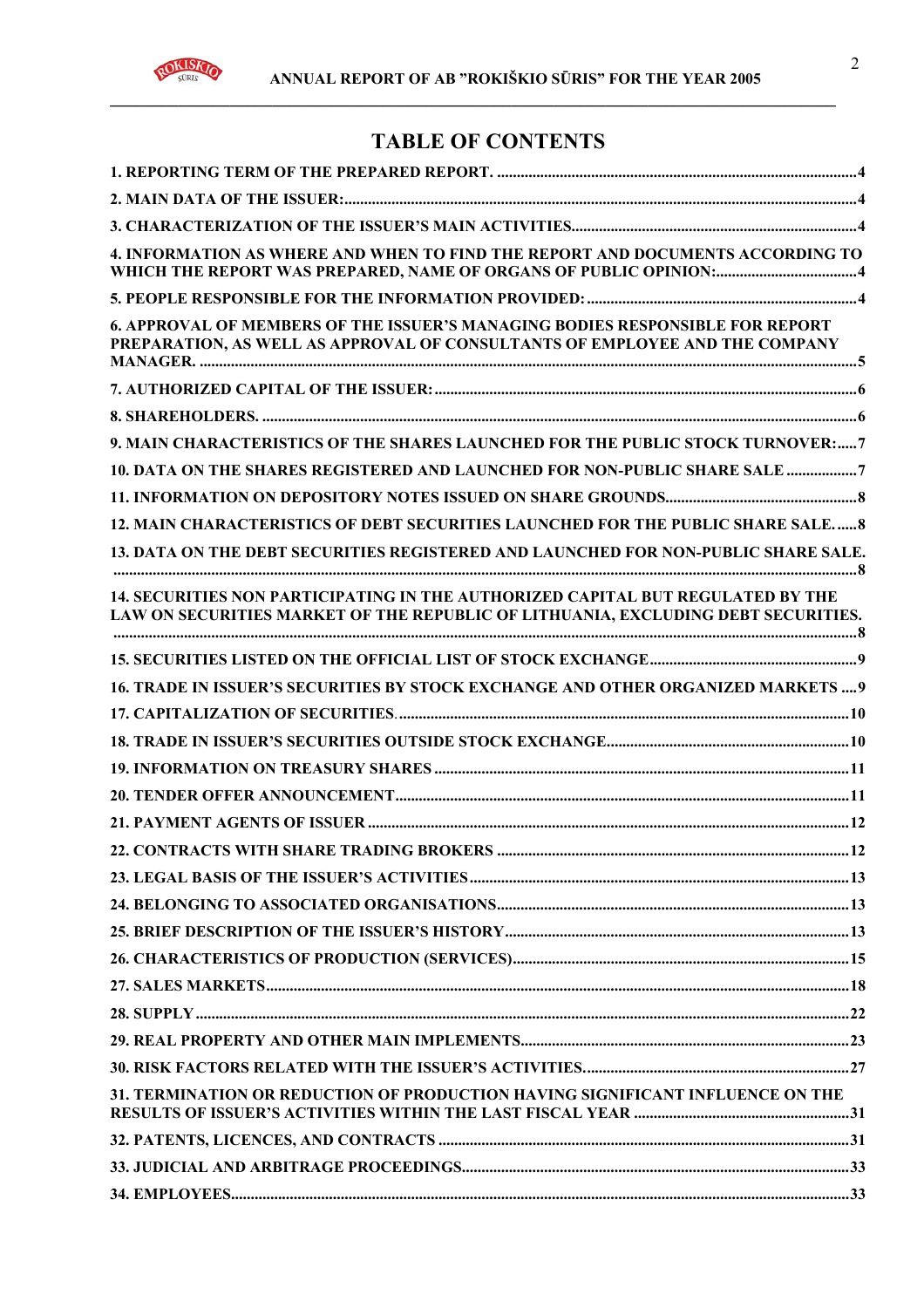# TABLE OF CONTENTS

| | |
|---|---|
| 1. REPORTING TERM OF THE PREPARED REPORT. | 4 |
| 2. MAIN DATA OF THE ISSUER: | 4 |
| 3. CHARACTERIZATION OF THE ISSUER'S MAIN ACTIVITIES | 4 |
| 4. INFORMATION AS WHERE AND WHEN TO FIND THE REPORT AND DOCUMENTS ACCORDING TO WHICH THE REPORT WAS PREPARED, NAME OF ORGANS OF PUBLIC OPINION: | 4 |
| 5. PEOPLE RESPONSIBLE FOR THE INFORMATION PROVIDED: | 4 |
| 6. APPROVAL OF MEMBERS OF THE ISSUER'S MANAGING BODIES RESPONSIBLE FOR REPORT PREPARATION, AS WELL AS APPROVAL OF CONSULTANTS OF EMPLOYEE AND THE COMPANY MANAGER. | 5 |
| 7. AUTHORIZED CAPITAL OF THE ISSUER: | 6 |
| 8. SHAREHOLDERS. | 6 |
| 9. MAIN CHARACTERISTICS OF THE SHARES LAUNCHED FOR THE PUBLIC STOCK TURNOVER: | 7 |
| 10. DATA ON THE SHARES REGISTERED AND LAUNCHED FOR NON-PUBLIC SHARE SALE | 7 |
| 11. INFORMATION ON DEPOSITORY NOTES ISSUED ON SHARE GROUNDS | 8 |
| 12. MAIN CHARACTERISTICS OF DEBT SECURITIES LAUNCHED FOR THE PUBLIC SHARE SALE. | 8 |
| 13. DATA ON THE DEBT SECURITIES REGISTERED AND LAUNCHED FOR NON-PUBLIC SHARE SALE. | 8 |
| 14. SECURITIES NON PARTICIPATING IN THE AUTHORIZED CAPITAL BUT REGULATED BY THE LAW ON SECURITIES MARKET OF THE REPUBLIC OF LITHUANIA, EXCLUDING DEBT SECURITIES. | 8 |
| 15. SECURITIES LISTED ON THE OFFICIAL LIST OF STOCK EXCHANGE | 9 |
| 16. TRADE IN ISSUER'S SECURITIES BY STOCK EXCHANGE AND OTHER ORGANIZED MARKETS | 9 |
| 17. CAPITALIZATION OF SECURITIES. | 10 |
| 18. TRADE IN ISSUER'S SECURITIES OUTSIDE STOCK EXCHANGE | 10 |
| 19. INFORMATION ON TREASURY SHARES | 11 |
| 20. TENDER OFFER ANNOUNCEMENT | 11 |
| 21. PAYMENT AGENTS OF ISSUER | 12 |
| 22. CONTRACTS WITH SHARE TRADING BROKERS | 12 |
| 23. LEGAL BASIS OF THE ISSUER'S ACTIVITIES | 13 |
| 24. BELONGING TO ASSOCIATED ORGANISATIONS | 13 |
| 25. BRIEF DESCRIPTION OF THE ISSUER'S HISTORY | 13 |
| 26. CHARACTERISTICS OF PRODUCTION (SERVICES) | 15 |
| 27. SALES MARKETS | 18 |
| 28. SUPPLY | 22 |
| 29. REAL PROPERTY AND OTHER MAIN IMPLEMENTS | 23 |
| 30. RISK FACTORS RELATED WITH THE ISSUER'S ACTIVITIES. | 27 |
| 31. TERMINATION OR REDUCTION OF PRODUCTION HAVING SIGNIFICANT INFLUENCE ON THE RESULTS OF ISSUER'S ACTIVITIES WITHIN THE LAST FISCAL YEAR | 31 |
| 32. PATENTS, LICENCES, AND CONTRACTS | 31 |
| 33. JUDICIAL AND ARBITRAGE PROCEEDINGS | 33 |
| 34. EMPLOYEES | 33 |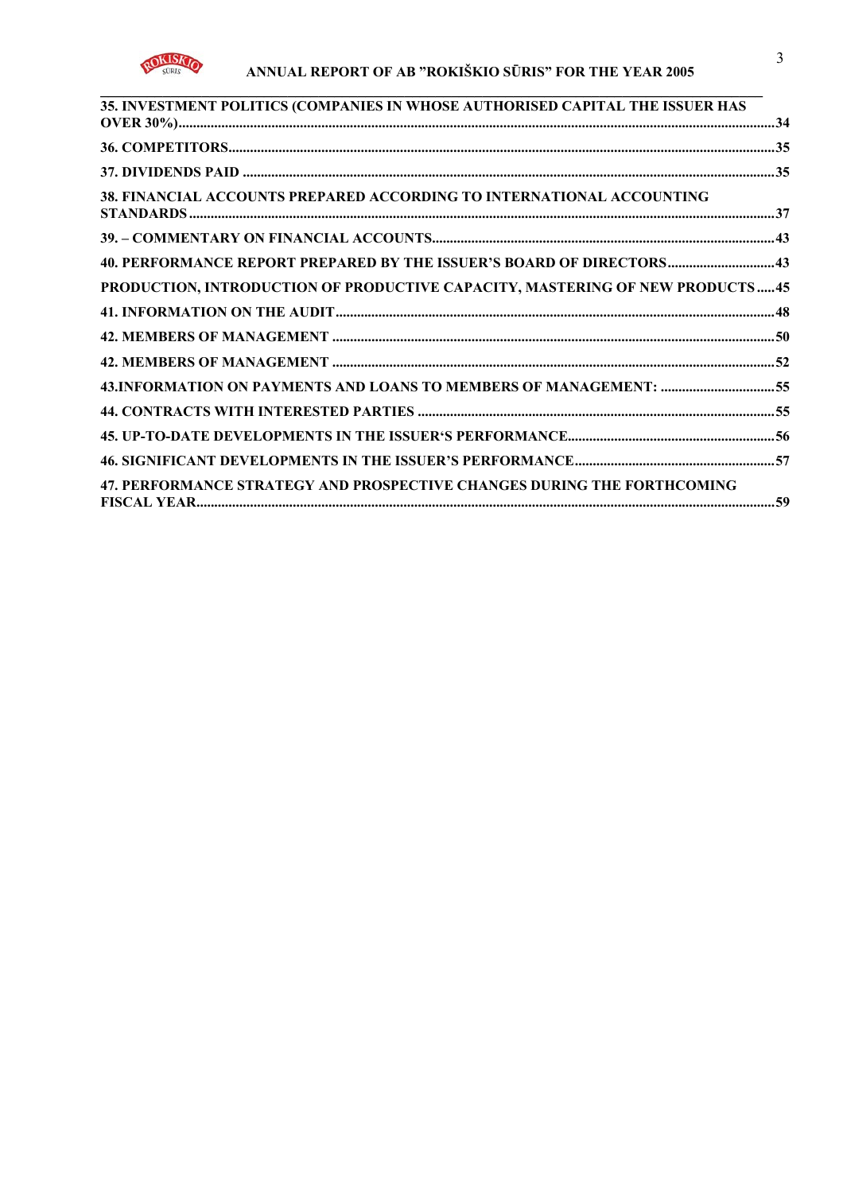35. INVESTMENT POLITICS (COMPANIES IN WHOSE AUTHORISED CAPITAL THE ISSUER HAS OVER 30%)....................................................................................................................................................34

36. COMPETITORS.......................................................................................................................................35

37. DIVIDENDS PAID ...................................................................................................................................35

38. FINANCIAL ACCOUNTS PREPARED ACCORDING TO INTERNATIONAL ACCOUNTING STANDARDS.................................................................................................................................................37

39. – COMMENTARY ON FINANCIAL ACCOUNTS...............................................................................43

40. PERFORMANCE REPORT PREPARED BY THE ISSUER'S BOARD OF DIRECTORS..............................43

PRODUCTION, INTRODUCTION OF PRODUCTIVE CAPACITY, MASTERING OF NEW PRODUCTS .....45

41. INFORMATION ON THE AUDIT.........................................................................................................48

42. MEMBERS OF MANAGEMENT ..........................................................................................................50

42. MEMBERS OF MANAGEMENT ..........................................................................................................52

43.INFORMATION ON PAYMENTS AND LOANS TO MEMBERS OF MANAGEMENT: ...............................55

44. CONTRACTS WITH INTERESTED PARTIES ..................................................................................55

45. UP-TO-DATE DEVELOPMENTS IN THE ISSUER'S PERFORMANCE.........................................................56

46. SIGNIFICANT DEVELOPMENTS IN THE ISSUER'S PERFORMANCE.......................................................57

47. PERFORMANCE STRATEGY AND PROSPECTIVE CHANGES DURING THE FORTHCOMING FISCAL YEAR................................................................................................................................................59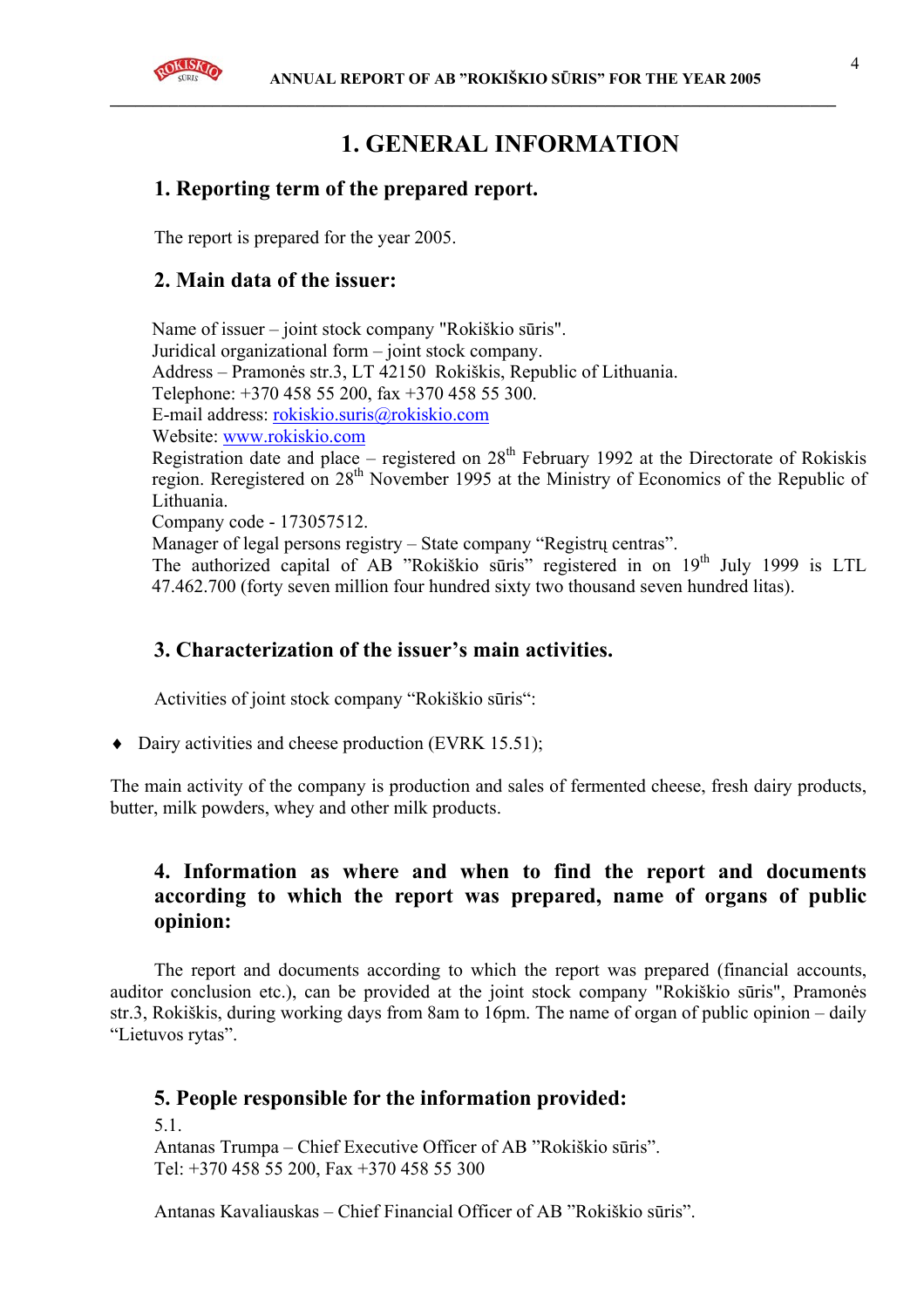# 1. GENERAL INFORMATION

## 1. Reporting term of the prepared report.

The report is prepared for the year 2005.

## 2. Main data of the issuer:

Name of issuer – joint stock company "Rokiškio sūris".
Juridical organizational form – joint stock company.
Address – Pramonės str.3, LT 42150 Rokiškis, Republic of Lithuania.
Telephone: +370 458 55 200, fax +370 458 55 300.
E-mail address: rokiskio.suris@rokiskio.com
Website: www.rokiskio.com
Registration date and place – registered on 28th February 1992 at the Directorate of Rokiskis region. Reregistered on 28th November 1995 at the Ministry of Economics of the Republic of Lithuania.
Company code - 173057512.
Manager of legal persons registry – State company "Registrų centras".
The authorized capital of AB "Rokiškio sūris" registered in on 19th July 1999 is LTL 47.462.700 (forty seven million four hundred sixty two thousand seven hundred litas).

## 3. Characterization of the issuer's main activities.

Activities of joint stock company "Rokiškio sūris":

- Dairy activities and cheese production (EVRK 15.51);

The main activity of the company is production and sales of fermented cheese, fresh dairy products, butter, milk powders, whey and other milk products.

## 4. Information as where and when to find the report and documents according to which the report was prepared, name of organs of public opinion:

The report and documents according to which the report was prepared (financial accounts, auditor conclusion etc.), can be provided at the joint stock company "Rokiškio sūris", Pramonės str.3, Rokiškis, during working days from 8am to 16pm. The name of organ of public opinion – daily "Lietuvos rytas".

## 5. People responsible for the information provided:

5.1.
Antanas Trumpa – Chief Executive Officer of AB "Rokiškio sūris".
Tel: +370 458 55 200, Fax +370 458 55 300

Antanas Kavaliauskas – Chief Financial Officer of AB "Rokiškio sūris".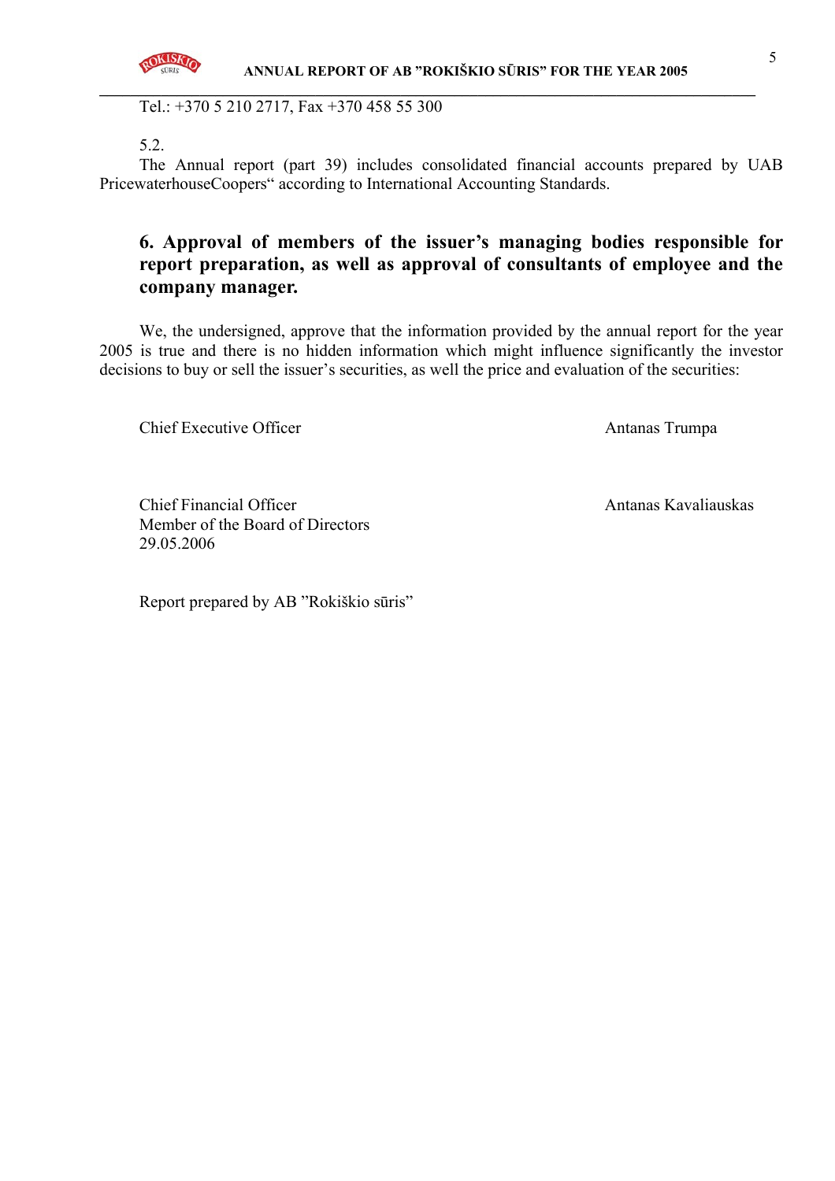Tel.: +370 5 210 2717, Fax +370 458 55 300

5.2.

The Annual report (part 39) includes consolidated financial accounts prepared by UAB PricewaterhouseCoopers“ according to International Accounting Standards.

## 6. Approval of members of the issuer’s managing bodies responsible for report preparation, as well as approval of consultants of employee and the company manager.

We, the undersigned, approve that the information provided by the annual report for the year 2005 is true and there is no hidden information which might influence significantly the investor decisions to buy or sell the issuer’s securities, as well the price and evaluation of the securities:

Chief Executive Officer — Antanas Trumpa

Chief Financial Officer — Antanas Kavaliauskas
Member of the Board of Directors
29.05.2006

Report prepared by AB ”Rokiškio sūris”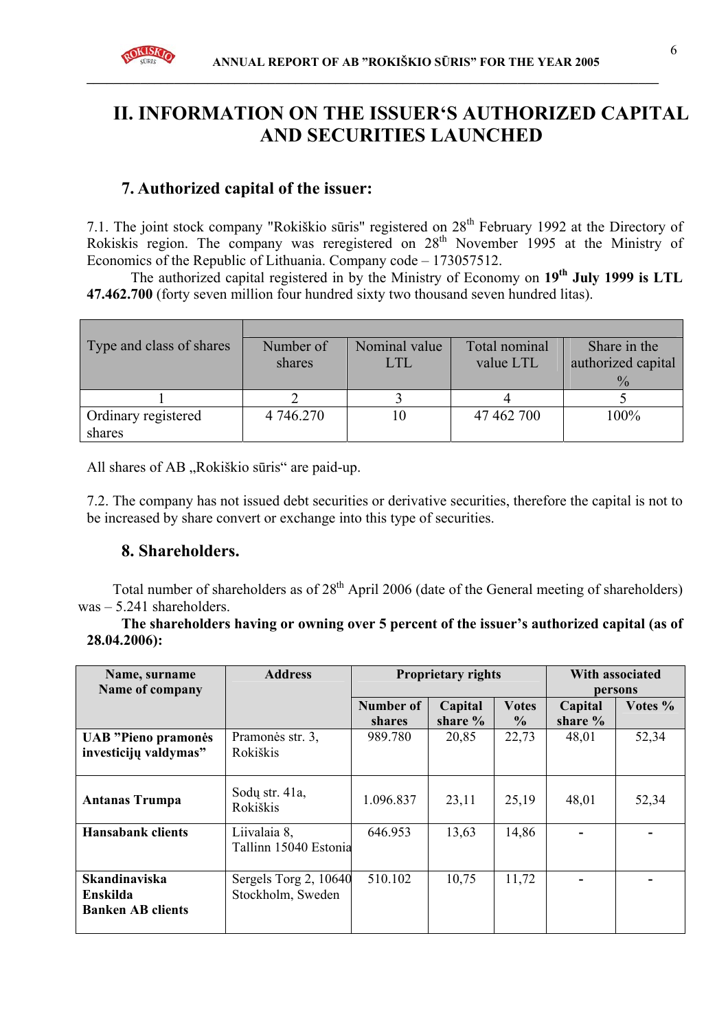# II. INFORMATION ON THE ISSUER'S AUTHORIZED CAPITAL AND SECURITIES LAUNCHED

## 7. Authorized capital of the issuer:

7.1. The joint stock company "Rokiškio sūris" registered on 28th February 1992 at the Directory of Rokiskis region. The company was reregistered on 28th November 1995 at the Ministry of Economics of the Republic of Lithuania. Company code – 173057512.

The authorized capital registered in by the Ministry of Economy on **19th July 1999 is LTL 47.462.700** (forty seven million four hundred sixty two thousand seven hundred litas).

| Type and class of shares | Number of shares | Nominal value LTL | Total nominal value LTL | Share in the authorized capital % |
|---|---|---|---|---|
| 1 | 2 | 3 | 4 | 5 |
| Ordinary registered shares | 4 746.270 | 10 | 47 462 700 | 100% |

All shares of AB „Rokiškio sūris" are paid-up.

7.2. The company has not issued debt securities or derivative securities, therefore the capital is not to be increased by share convert or exchange into this type of securities.

## 8. Shareholders.

Total number of shareholders as of 28th April 2006 (date of the General meeting of shareholders) was – 5.241 shareholders.

**The shareholders having or owning over 5 percent of the issuer's authorized capital (as of 28.04.2006):**

| Name, surname Name of company | Address | Proprietary rights | | | With associated persons | |
|---|---|---|---|---|---|---|
| | | Number of shares | Capital share % | Votes % | Capital share % | Votes % |
| **UAB "Pieno pramonės investicijų valdymas"** | Pramonės str. 3, Rokiškis | 989.780 | 20,85 | 22,73 | 48,01 | 52,34 |
| **Antanas Trumpa** | Sodų str. 41a, Rokiškis | 1.096.837 | 23,11 | 25,19 | 48,01 | 52,34 |
| **Hansabank clients** | Liivalaia 8, Tallinn 15040 Estonia | 646.953 | 13,63 | 14,86 | - | - |
| **Skandinaviska Enskilda Banken AB clients** | Sergels Torg 2, 10640 Stockholm, Sweden | 510.102 | 10,75 | 11,72 | - | - |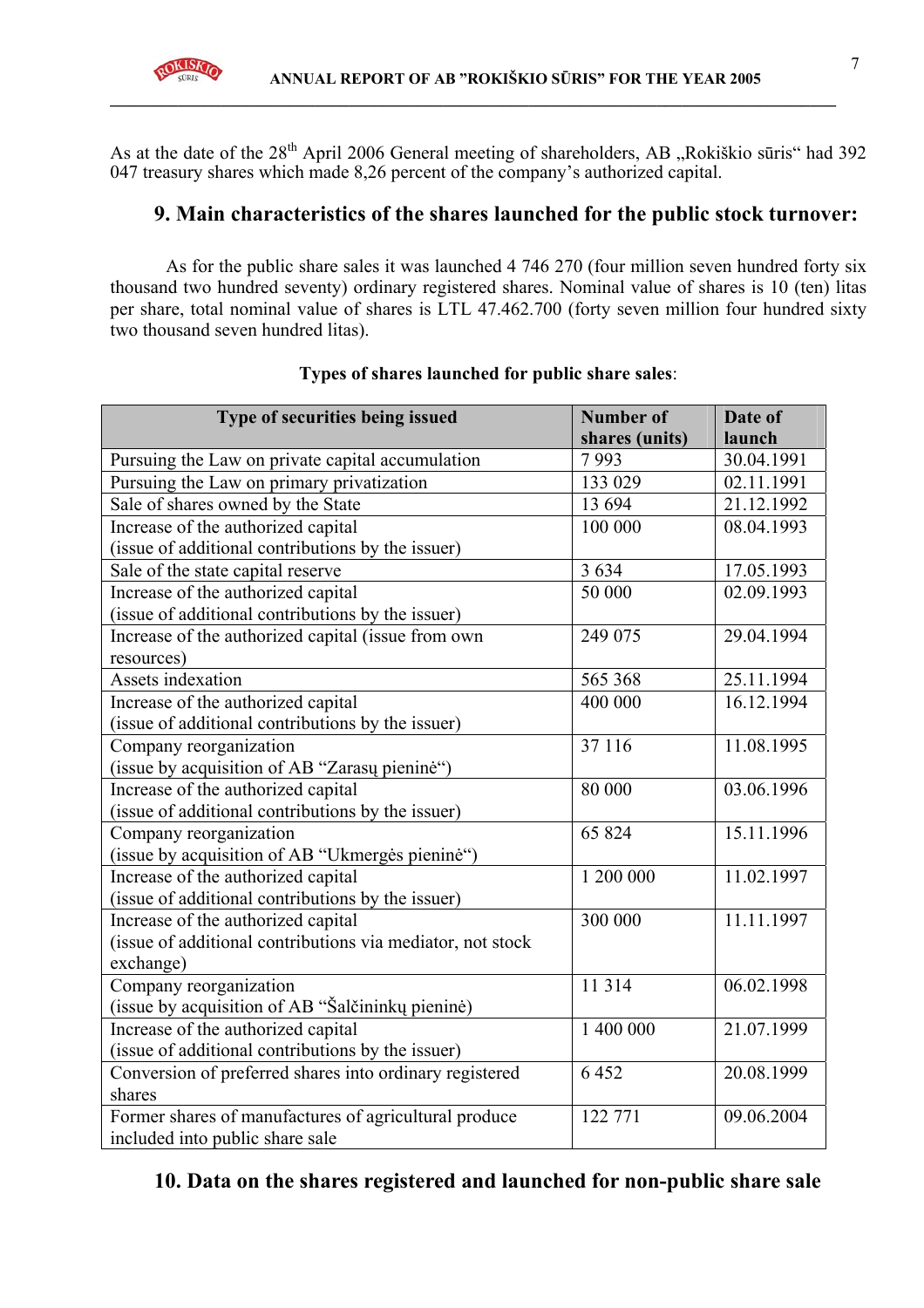As at the date of the 28th April 2006 General meeting of shareholders, AB „Rokiškio sūris" had 392 047 treasury shares which made 8,26 percent of the company's authorized capital.

## 9. Main characteristics of the shares launched for the public stock turnover:

As for the public share sales it was launched 4 746 270 (four million seven hundred forty six thousand two hundred seventy) ordinary registered shares. Nominal value of shares is 10 (ten) litas per share, total nominal value of shares is LTL 47.462.700 (forty seven million four hundred sixty two thousand seven hundred litas).

**Types of shares launched for public share sales**:

| Type of securities being issued | Number of shares (units) | Date of launch |
|---|---|---|
| Pursuing the Law on private capital accumulation | 7 993 | 30.04.1991 |
| Pursuing the Law on primary privatization | 133 029 | 02.11.1991 |
| Sale of shares owned by the State | 13 694 | 21.12.1992 |
| Increase of the authorized capital (issue of additional contributions by the issuer) | 100 000 | 08.04.1993 |
| Sale of the state capital reserve | 3 634 | 17.05.1993 |
| Increase of the authorized capital (issue of additional contributions by the issuer) | 50 000 | 02.09.1993 |
| Increase of the authorized capital (issue from own resources) | 249 075 | 29.04.1994 |
| Assets indexation | 565 368 | 25.11.1994 |
| Increase of the authorized capital (issue of additional contributions by the issuer) | 400 000 | 16.12.1994 |
| Company reorganization (issue by acquisition of AB "Zarasų pieninė") | 37 116 | 11.08.1995 |
| Increase of the authorized capital (issue of additional contributions by the issuer) | 80 000 | 03.06.1996 |
| Company reorganization (issue by acquisition of AB "Ukmergės pieninė") | 65 824 | 15.11.1996 |
| Increase of the authorized capital (issue of additional contributions by the issuer) | 1 200 000 | 11.02.1997 |
| Increase of the authorized capital (issue of additional contributions via mediator, not stock exchange) | 300 000 | 11.11.1997 |
| Company reorganization (issue by acquisition of AB "Šalčininkų pieninė) | 11 314 | 06.02.1998 |
| Increase of the authorized capital (issue of additional contributions by the issuer) | 1 400 000 | 21.07.1999 |
| Conversion of preferred shares into ordinary registered shares | 6 452 | 20.08.1999 |
| Former shares of manufactures of agricultural produce included into public share sale | 122 771 | 09.06.2004 |

## 10. Data on the shares registered and launched for non-public share sale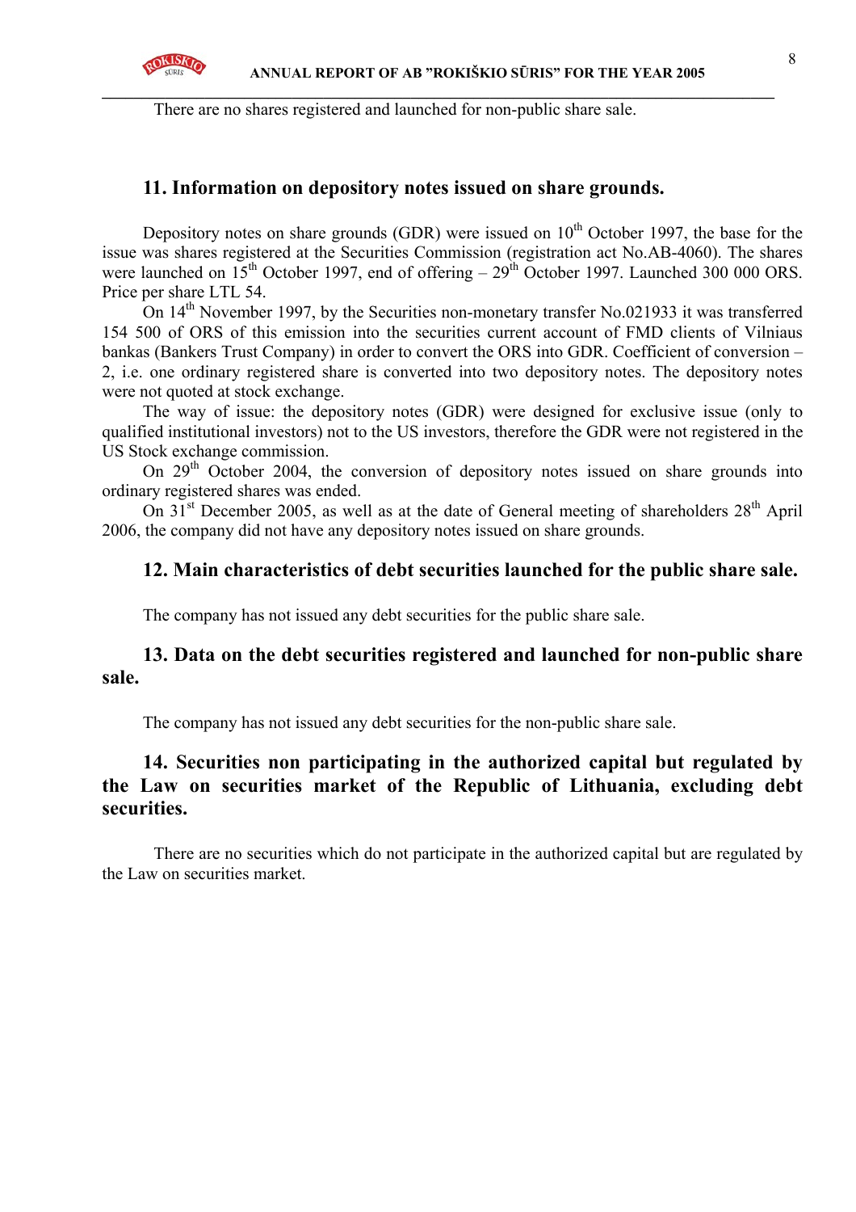There are no shares registered and launched for non-public share sale.

## 11. Information on depository notes issued on share grounds.

Depository notes on share grounds (GDR) were issued on 10th October 1997, the base for the issue was shares registered at the Securities Commission (registration act No.AB-4060). The shares were launched on 15th October 1997, end of offering – 29th October 1997. Launched 300 000 ORS. Price per share LTL 54.

On 14th November 1997, by the Securities non-monetary transfer No.021933 it was transferred 154 500 of ORS of this emission into the securities current account of FMD clients of Vilniaus bankas (Bankers Trust Company) in order to convert the ORS into GDR. Coefficient of conversion – 2, i.e. one ordinary registered share is converted into two depository notes. The depository notes were not quoted at stock exchange.

The way of issue: the depository notes (GDR) were designed for exclusive issue (only to qualified institutional investors) not to the US investors, therefore the GDR were not registered in the US Stock exchange commission.

On 29th October 2004, the conversion of depository notes issued on share grounds into ordinary registered shares was ended.

On 31st December 2005, as well as at the date of General meeting of shareholders 28th April 2006, the company did not have any depository notes issued on share grounds.

## 12. Main characteristics of debt securities launched for the public share sale.

The company has not issued any debt securities for the public share sale.

## 13. Data on the debt securities registered and launched for non-public share sale.

The company has not issued any debt securities for the non-public share sale.

## 14. Securities non participating in the authorized capital but regulated by the Law on securities market of the Republic of Lithuania, excluding debt securities.

There are no securities which do not participate in the authorized capital but are regulated by the Law on securities market.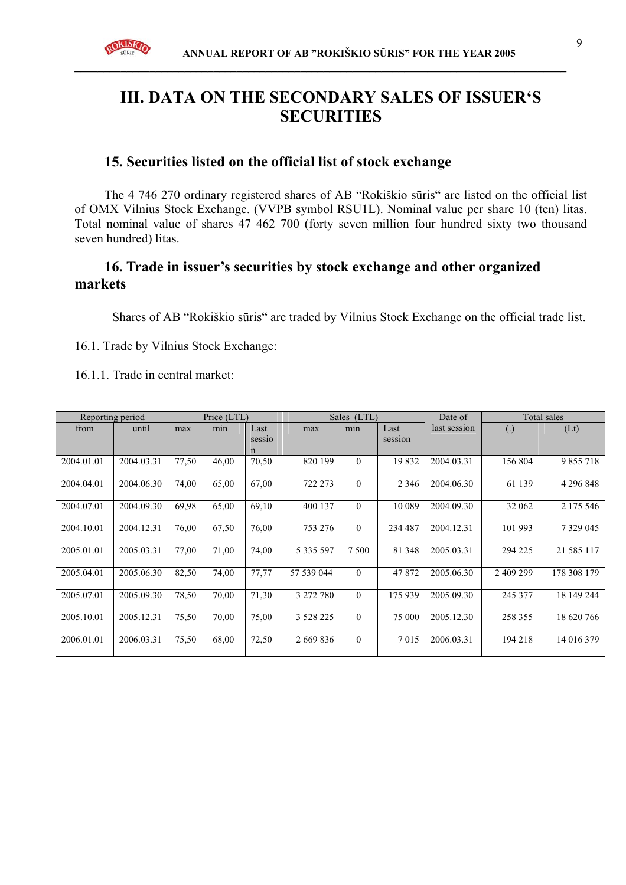# III. DATA ON THE SECONDARY SALES OF ISSUER‘S SECURITIES

## 15. Securities listed on the official list of stock exchange

The 4 746 270 ordinary registered shares of AB “Rokiškio sūris“ are listed on the official list of OMX Vilnius Stock Exchange. (VVPB symbol RSU1L). Nominal value per share 10 (ten) litas. Total nominal value of shares 47 462 700 (forty seven million four hundred sixty two thousand seven hundred) litas.

## 16. Trade in issuer’s securities by stock exchange and other organized markets

Shares of AB “Rokiškio sūris“ are traded by Vilnius Stock Exchange on the official trade list.

16.1. Trade by Vilnius Stock Exchange:

16.1.1. Trade in central market:

| Reporting period | | Price (LTL) | | | Sales (LTL) | | | Date of last session | Total sales | |
|---|---|---|---|---|---|---|---|---|---|---|
| from | until | max | min | Last session | max | min | Last session | | (.) | (Lt) |
| 2004.01.01 | 2004.03.31 | 77,50 | 46,00 | 70,50 | 820 199 | 0 | 19 832 | 2004.03.31 | 156 804 | 9 855 718 |
| 2004.04.01 | 2004.06.30 | 74,00 | 65,00 | 67,00 | 722 273 | 0 | 2 346 | 2004.06.30 | 61 139 | 4 296 848 |
| 2004.07.01 | 2004.09.30 | 69,98 | 65,00 | 69,10 | 400 137 | 0 | 10 089 | 2004.09.30 | 32 062 | 2 175 546 |
| 2004.10.01 | 2004.12.31 | 76,00 | 67,50 | 76,00 | 753 276 | 0 | 234 487 | 2004.12.31 | 101 993 | 7 329 045 |
| 2005.01.01 | 2005.03.31 | 77,00 | 71,00 | 74,00 | 5 335 597 | 7 500 | 81 348 | 2005.03.31 | 294 225 | 21 585 117 |
| 2005.04.01 | 2005.06.30 | 82,50 | 74,00 | 77,77 | 57 539 044 | 0 | 47 872 | 2005.06.30 | 2 409 299 | 178 308 179 |
| 2005.07.01 | 2005.09.30 | 78,50 | 70,00 | 71,30 | 3 272 780 | 0 | 175 939 | 2005.09.30 | 245 377 | 18 149 244 |
| 2005.10.01 | 2005.12.31 | 75,50 | 70,00 | 75,00 | 3 528 225 | 0 | 75 000 | 2005.12.30 | 258 355 | 18 620 766 |
| 2006.01.01 | 2006.03.31 | 75,50 | 68,00 | 72,50 | 2 669 836 | 0 | 7 015 | 2006.03.31 | 194 218 | 14 016 379 |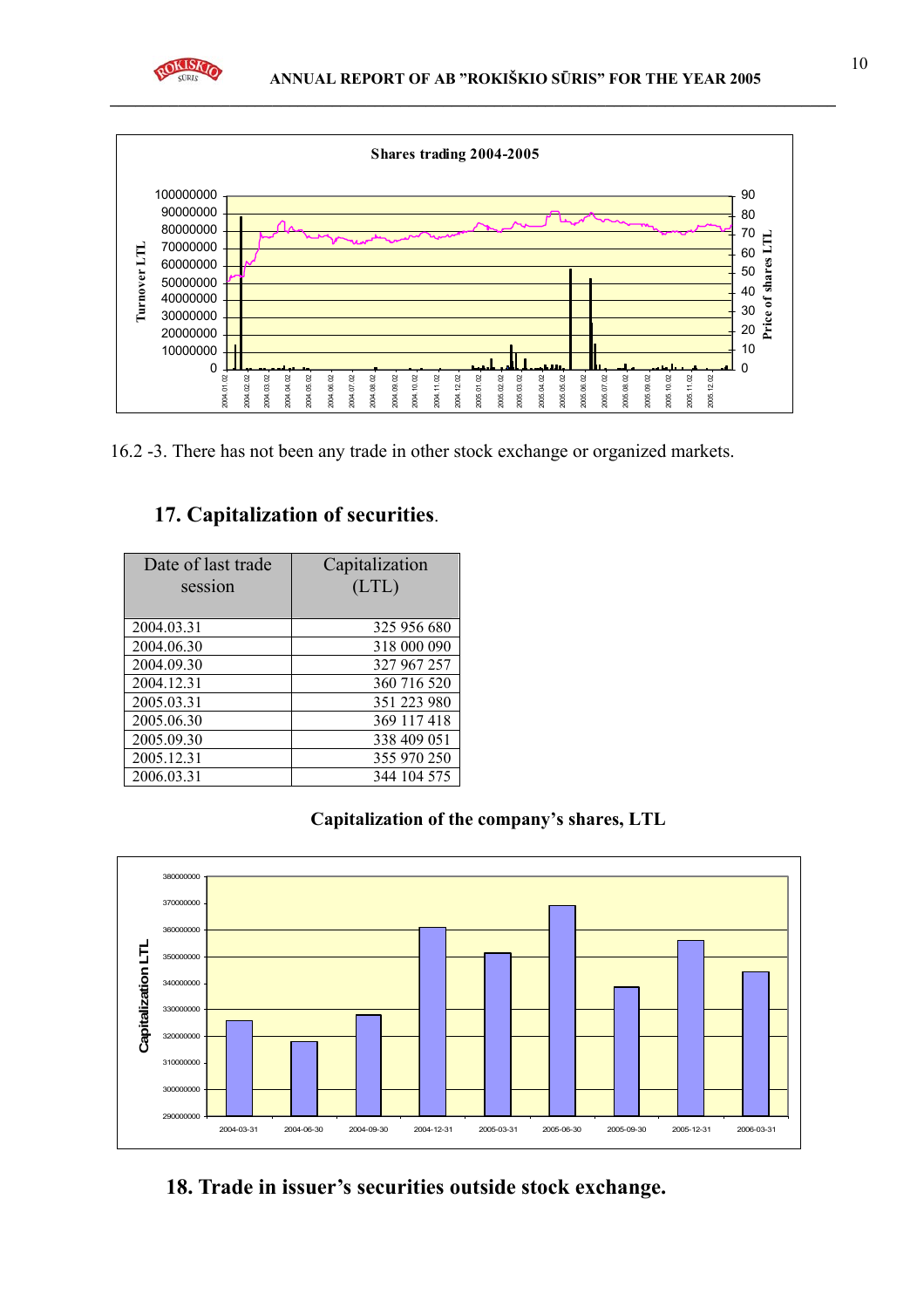**Shares trading 2004-2005**

16.2 -3. There has not been any trade in other stock exchange or organized markets.

## 17. Capitalization of securities.

| Date of last trade session | Capitalization (LTL) |
|---|---|
| 2004.03.31 | 325 956 680 |
| 2004.06.30 | 318 000 090 |
| 2004.09.30 | 327 967 257 |
| 2004.12.31 | 360 716 520 |
| 2005.03.31 | 351 223 980 |
| 2005.06.30 | 369 117 418 |
| 2005.09.30 | 338 409 051 |
| 2005.12.31 | 355 970 250 |
| 2006.03.31 | 344 104 575 |

**Capitalization of the company's shares, LTL**

## 18. Trade in issuer's securities outside stock exchange.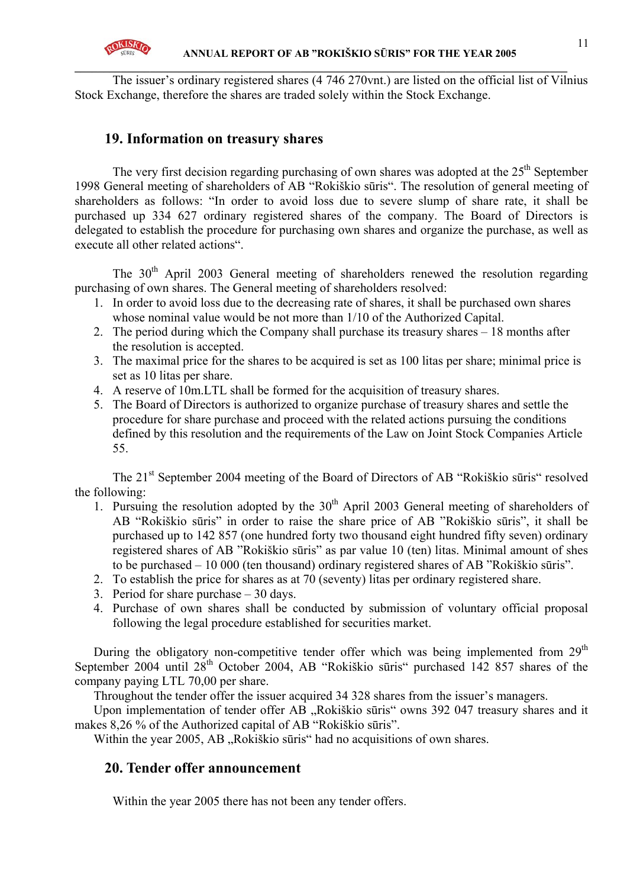The issuer's ordinary registered shares (4 746 270vnt.) are listed on the official list of Vilnius Stock Exchange, therefore the shares are traded solely within the Stock Exchange.

## 19. Information on treasury shares

The very first decision regarding purchasing of own shares was adopted at the 25th September 1998 General meeting of shareholders of AB "Rokiškio sūris". The resolution of general meeting of shareholders as follows: "In order to avoid loss due to severe slump of share rate, it shall be purchased up 334 627 ordinary registered shares of the company. The Board of Directors is delegated to establish the procedure for purchasing own shares and organize the purchase, as well as execute all other related actions".

The 30th April 2003 General meeting of shareholders renewed the resolution regarding purchasing of own shares. The General meeting of shareholders resolved:

1. In order to avoid loss due to the decreasing rate of shares, it shall be purchased own shares whose nominal value would be not more than 1/10 of the Authorized Capital.
2. The period during which the Company shall purchase its treasury shares – 18 months after the resolution is accepted.
3. The maximal price for the shares to be acquired is set as 100 litas per share; minimal price is set as 10 litas per share.
4. A reserve of 10m.LTL shall be formed for the acquisition of treasury shares.
5. The Board of Directors is authorized to organize purchase of treasury shares and settle the procedure for share purchase and proceed with the related actions pursuing the conditions defined by this resolution and the requirements of the Law on Joint Stock Companies Article 55.

The 21st September 2004 meeting of the Board of Directors of AB "Rokiškio sūris" resolved the following:

1. Pursuing the resolution adopted by the 30th April 2003 General meeting of shareholders of AB "Rokiškio sūris" in order to raise the share price of AB "Rokiškio sūris", it shall be purchased up to 142 857 (one hundred forty two thousand eight hundred fifty seven) ordinary registered shares of AB "Rokiškio sūris" as par value 10 (ten) litas. Minimal amount of shes to be purchased – 10 000 (ten thousand) ordinary registered shares of AB "Rokiškio sūris".
2. To establish the price for shares as at 70 (seventy) litas per ordinary registered share.
3. Period for share purchase – 30 days.
4. Purchase of own shares shall be conducted by submission of voluntary official proposal following the legal procedure established for securities market.

During the obligatory non-competitive tender offer which was being implemented from 29th September 2004 until 28th October 2004, AB "Rokiškio sūris" purchased 142 857 shares of the company paying LTL 70,00 per share.

Throughout the tender offer the issuer acquired 34 328 shares from the issuer's managers.

Upon implementation of tender offer AB „Rokiškio sūris" owns 392 047 treasury shares and it makes 8,26 % of the Authorized capital of AB "Rokiškio sūris".

Within the year 2005, AB „Rokiškio sūris" had no acquisitions of own shares.

## 20. Tender offer announcement

Within the year 2005 there has not been any tender offers.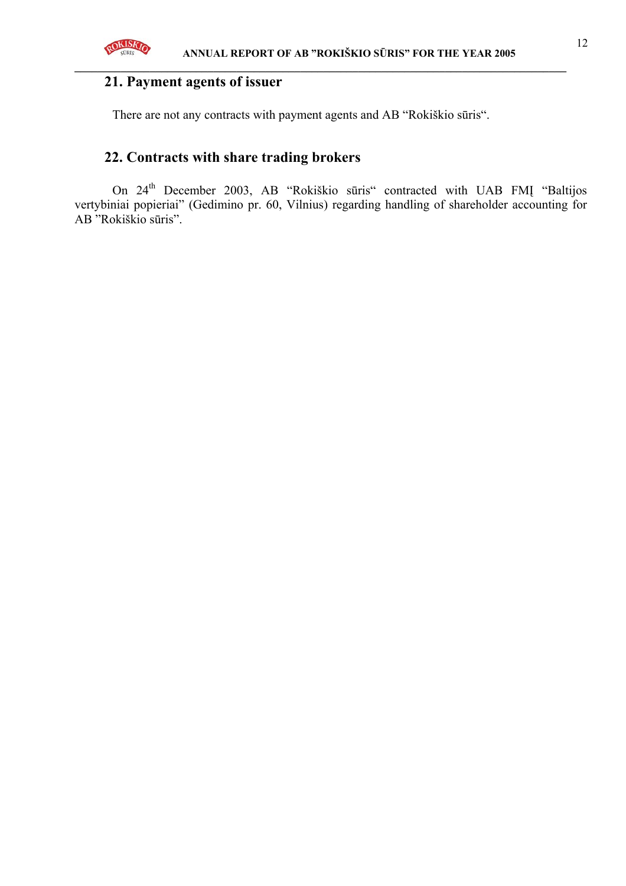## 21. Payment agents of issuer

There are not any contracts with payment agents and AB “Rokiškio sūris“.

## 22. Contracts with share trading brokers

On 24th December 2003, AB “Rokiškio sūris“ contracted with UAB FMĮ “Baltijos vertybiniai popieriai” (Gedimino pr. 60, Vilnius) regarding handling of shareholder accounting for AB ”Rokiškio sūris”.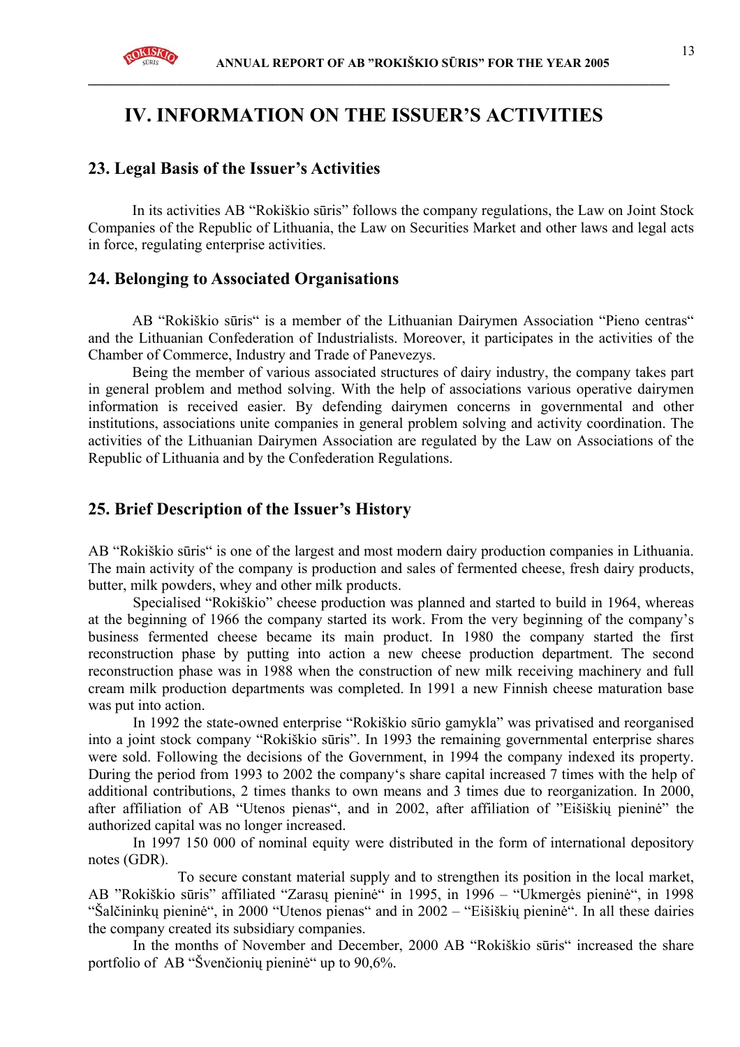# IV. INFORMATION ON THE ISSUER'S ACTIVITIES

## 23. Legal Basis of the Issuer's Activities

In its activities AB "Rokiškio sūris" follows the company regulations, the Law on Joint Stock Companies of the Republic of Lithuania, the Law on Securities Market and other laws and legal acts in force, regulating enterprise activities.

## 24. Belonging to Associated Organisations

AB "Rokiškio sūris" is a member of the Lithuanian Dairymen Association "Pieno centras" and the Lithuanian Confederation of Industrialists. Moreover, it participates in the activities of the Chamber of Commerce, Industry and Trade of Panevezys.

Being the member of various associated structures of dairy industry, the company takes part in general problem and method solving. With the help of associations various operative dairymen information is received easier. By defending dairymen concerns in governmental and other institutions, associations unite companies in general problem solving and activity coordination. The activities of the Lithuanian Dairymen Association are regulated by the Law on Associations of the Republic of Lithuania and by the Confederation Regulations.

## 25. Brief Description of the Issuer's History

AB "Rokiškio sūris" is one of the largest and most modern dairy production companies in Lithuania. The main activity of the company is production and sales of fermented cheese, fresh dairy products, butter, milk powders, whey and other milk products.

Specialised "Rokiškio" cheese production was planned and started to build in 1964, whereas at the beginning of 1966 the company started its work. From the very beginning of the company's business fermented cheese became its main product. In 1980 the company started the first reconstruction phase by putting into action a new cheese production department. The second reconstruction phase was in 1988 when the construction of new milk receiving machinery and full cream milk production departments was completed. In 1991 a new Finnish cheese maturation base was put into action.

In 1992 the state-owned enterprise "Rokiškio sūrio gamykla" was privatised and reorganised into a joint stock company "Rokiškio sūris". In 1993 the remaining governmental enterprise shares were sold. Following the decisions of the Government, in 1994 the company indexed its property. During the period from 1993 to 2002 the company's share capital increased 7 times with the help of additional contributions, 2 times thanks to own means and 3 times due to reorganization. In 2000, after affiliation of AB "Utenos pienas", and in 2002, after affiliation of "Eišiškių pieninė" the authorized capital was no longer increased.

In 1997 150 000 of nominal equity were distributed in the form of international depository notes (GDR).

To secure constant material supply and to strengthen its position in the local market, AB "Rokiškio sūris" affiliated "Zarasų pieninė" in 1995, in 1996 – "Ukmergės pieninė", in 1998 "Šalčininkų pieninė", in 2000 "Utenos pienas" and in 2002 – "Eišiškių pieninė". In all these dairies the company created its subsidiary companies.

In the months of November and December, 2000 AB "Rokiškio sūris" increased the share portfolio of AB "Švenčionių pieninė" up to 90,6%.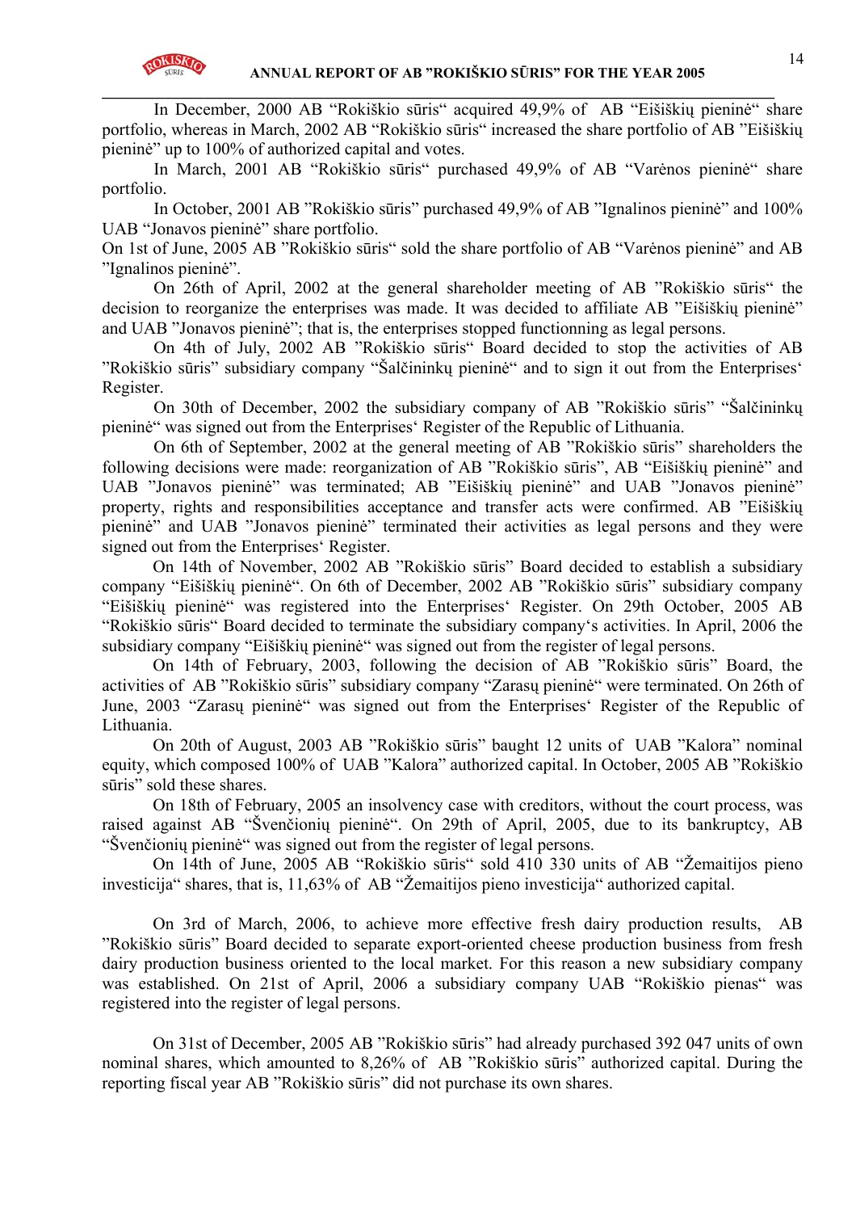In December, 2000 AB "Rokiškio sūris" acquired 49,9% of AB "Eišiškių pieninė" share portfolio, whereas in March, 2002 AB "Rokiškio sūris" increased the share portfolio of AB "Eišiškių pieninė" up to 100% of authorized capital and votes.

In March, 2001 AB "Rokiškio sūris" purchased 49,9% of AB "Varėnos pieninė" share portfolio.

In October, 2001 AB "Rokiškio sūris" purchased 49,9% of AB "Ignalinos pieninė" and 100% UAB "Jonavos pieninė" share portfolio.

On 1st of June, 2005 AB "Rokiškio sūris" sold the share portfolio of AB "Varėnos pieninė" and AB "Ignalinos pieninė".

On 26th of April, 2002 at the general shareholder meeting of AB "Rokiškio sūris" the decision to reorganize the enterprises was made. It was decided to affiliate AB "Eišiškių pieninė" and UAB "Jonavos pieninė"; that is, the enterprises stopped functionning as legal persons.

On 4th of July, 2002 AB "Rokiškio sūris" Board decided to stop the activities of AB "Rokiškio sūris" subsidiary company "Šalčininkų pieninė" and to sign it out from the Enterprises' Register.

On 30th of December, 2002 the subsidiary company of AB "Rokiškio sūris" "Šalčininkų pieninė" was signed out from the Enterprises' Register of the Republic of Lithuania.

On 6th of September, 2002 at the general meeting of AB "Rokiškio sūris" shareholders the following decisions were made: reorganization of AB "Rokiškio sūris", AB "Eišiškių pieninė" and UAB "Jonavos pieninė" was terminated; AB "Eišiškių pieninė" and UAB "Jonavos pieninė" property, rights and responsibilities acceptance and transfer acts were confirmed. AB "Eišiškių pieninė" and UAB "Jonavos pieninė" terminated their activities as legal persons and they were signed out from the Enterprises' Register.

On 14th of November, 2002 AB "Rokiškio sūris" Board decided to establish a subsidiary company "Eišiškių pieninė". On 6th of December, 2002 AB "Rokiškio sūris" subsidiary company "Eišiškių pieninė" was registered into the Enterprises' Register. On 29th October, 2005 AB "Rokiškio sūris" Board decided to terminate the subsidiary company's activities. In April, 2006 the subsidiary company "Eišiškių pieninė" was signed out from the register of legal persons.

On 14th of February, 2003, following the decision of AB "Rokiškio sūris" Board, the activities of AB "Rokiškio sūris" subsidiary company "Zarasų pieninė" were terminated. On 26th of June, 2003 "Zarasų pieninė" was signed out from the Enterprises' Register of the Republic of Lithuania.

On 20th of August, 2003 AB "Rokiškio sūris" baught 12 units of UAB "Kalora" nominal equity, which composed 100% of UAB "Kalora" authorized capital. In October, 2005 AB "Rokiškio sūris" sold these shares.

On 18th of February, 2005 an insolvency case with creditors, without the court process, was raised against AB "Švenčionių pieninė". On 29th of April, 2005, due to its bankruptcy, AB "Švenčionių pieninė" was signed out from the register of legal persons.

On 14th of June, 2005 AB "Rokiškio sūris" sold 410 330 units of AB "Žemaitijos pieno investicija" shares, that is, 11,63% of AB "Žemaitijos pieno investicija" authorized capital.

On 3rd of March, 2006, to achieve more effective fresh dairy production results, AB "Rokiškio sūris" Board decided to separate export-oriented cheese production business from fresh dairy production business oriented to the local market. For this reason a new subsidiary company was established. On 21st of April, 2006 a subsidiary company UAB "Rokiškio pienas" was registered into the register of legal persons.

On 31st of December, 2005 AB "Rokiškio sūris" had already purchased 392 047 units of own nominal shares, which amounted to 8,26% of AB "Rokiškio sūris" authorized capital. During the reporting fiscal year AB "Rokiškio sūris" did not purchase its own shares.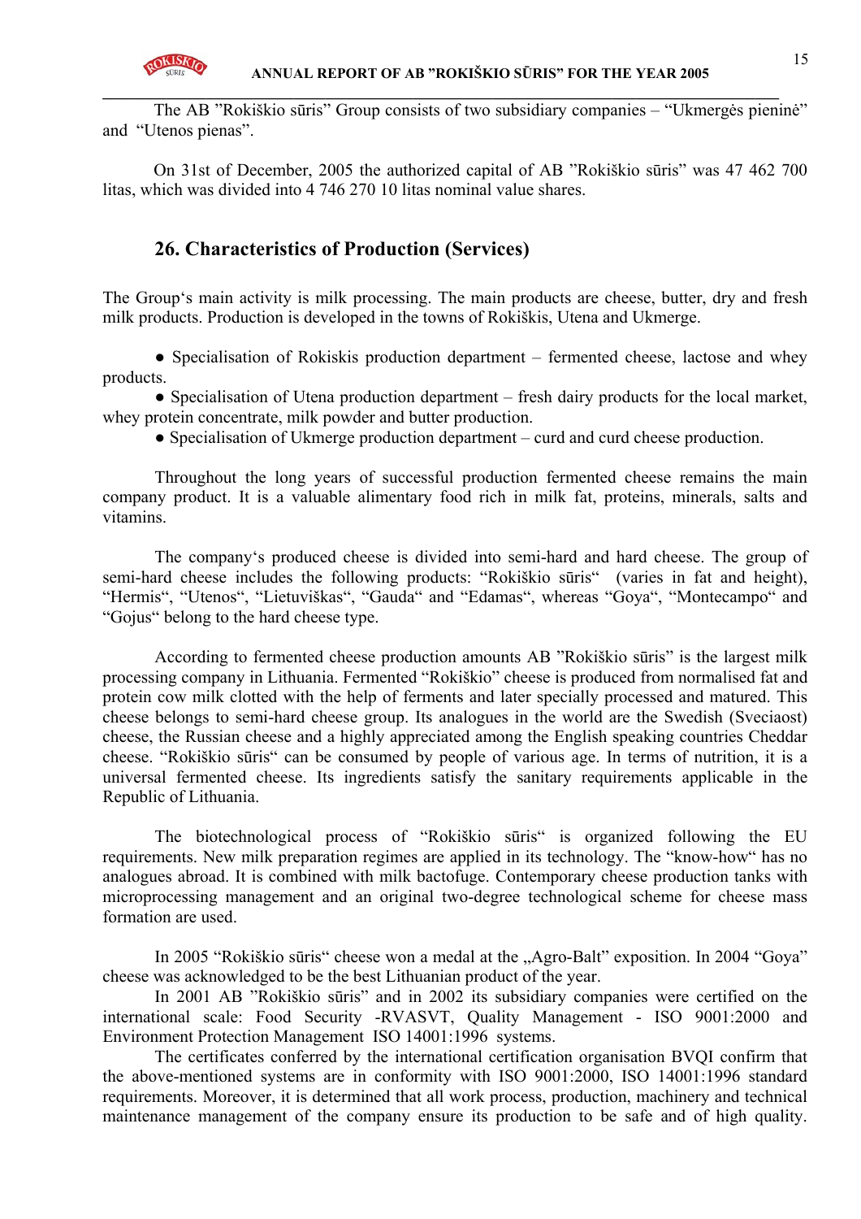The AB ”Rokiškio sūris” Group consists of two subsidiary companies – “Ukmergės pieninė” and “Utenos pienas”.

On 31st of December, 2005 the authorized capital of AB ”Rokiškio sūris” was 47 462 700 litas, which was divided into 4 746 270 10 litas nominal value shares.

## 26. Characteristics of Production (Services)

The Group‘s main activity is milk processing. The main products are cheese, butter, dry and fresh milk products. Production is developed in the towns of Rokiškis, Utena and Ukmerge.

- Specialisation of Rokiskis production department – fermented cheese, lactose and whey products.
- Specialisation of Utena production department – fresh dairy products for the local market, whey protein concentrate, milk powder and butter production.
- Specialisation of Ukmerge production department – curd and curd cheese production.

Throughout the long years of successful production fermented cheese remains the main company product. It is a valuable alimentary food rich in milk fat, proteins, minerals, salts and vitamins.

The company‘s produced cheese is divided into semi-hard and hard cheese. The group of semi-hard cheese includes the following products: “Rokiškio sūris“ (varies in fat and height), “Hermis“, “Utenos“, “Lietuviškas“, “Gauda“ and “Edamas“, whereas “Goya“, “Montecampo“ and “Gojus“ belong to the hard cheese type.

According to fermented cheese production amounts AB ”Rokiškio sūris” is the largest milk processing company in Lithuania. Fermented “Rokiškio” cheese is produced from normalised fat and protein cow milk clotted with the help of ferments and later specially processed and matured. This cheese belongs to semi-hard cheese group. Its analogues in the world are the Swedish (Sveciaost) cheese, the Russian cheese and a highly appreciated among the English speaking countries Cheddar cheese. “Rokiškio sūris“ can be consumed by people of various age. In terms of nutrition, it is a universal fermented cheese. Its ingredients satisfy the sanitary requirements applicable in the Republic of Lithuania.

The biotechnological process of “Rokiškio sūris“ is organized following the EU requirements. New milk preparation regimes are applied in its technology. The “know-how“ has no analogues abroad. It is combined with milk bactofuge. Contemporary cheese production tanks with microprocessing management and an original two-degree technological scheme for cheese mass formation are used.

In 2005 “Rokiškio sūris“ cheese won a medal at the „Agro-Balt” exposition. In 2004 “Goya” cheese was acknowledged to be the best Lithuanian product of the year.

In 2001 AB ”Rokiškio sūris” and in 2002 its subsidiary companies were certified on the international scale: Food Security -RVASVT, Quality Management - ISO 9001:2000 and Environment Protection Management ISO 14001:1996 systems.

The certificates conferred by the international certification organisation BVQI confirm that the above-mentioned systems are in conformity with ISO 9001:2000, ISO 14001:1996 standard requirements. Moreover, it is determined that all work process, production, machinery and technical maintenance management of the company ensure its production to be safe and of high quality.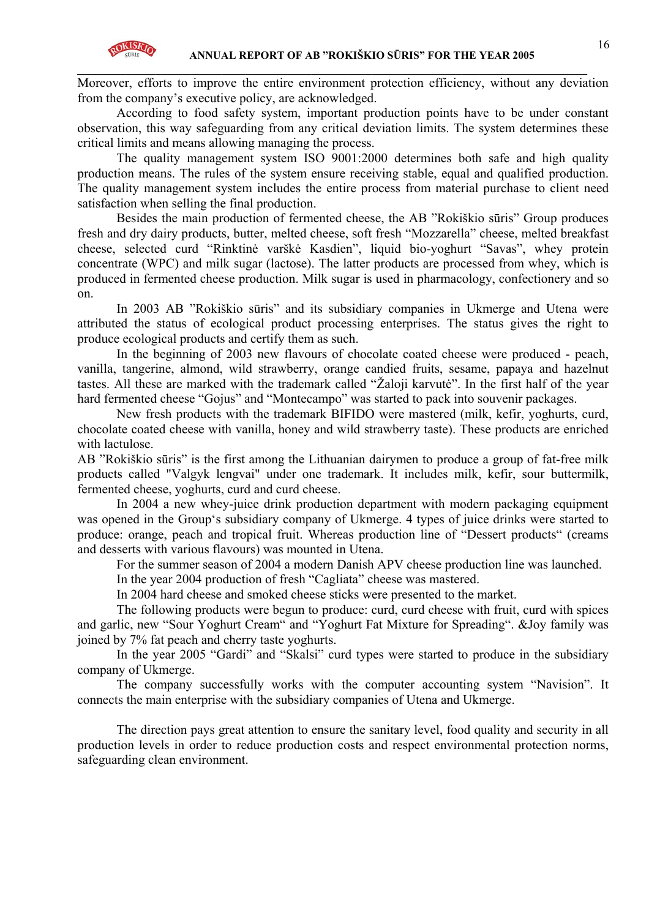Moreover, efforts to improve the entire environment protection efficiency, without any deviation from the company's executive policy, are acknowledged.

According to food safety system, important production points have to be under constant observation, this way safeguarding from any critical deviation limits. The system determines these critical limits and means allowing managing the process.

The quality management system ISO 9001:2000 determines both safe and high quality production means. The rules of the system ensure receiving stable, equal and qualified production. The quality management system includes the entire process from material purchase to client need satisfaction when selling the final production.

Besides the main production of fermented cheese, the AB "Rokiškio sūris" Group produces fresh and dry dairy products, butter, melted cheese, soft fresh "Mozzarella" cheese, melted breakfast cheese, selected curd "Rinktinė varškė Kasdien", liquid bio-yoghurt "Savas", whey protein concentrate (WPC) and milk sugar (lactose). The latter products are processed from whey, which is produced in fermented cheese production. Milk sugar is used in pharmacology, confectionery and so on.

In 2003 AB "Rokiškio sūris" and its subsidiary companies in Ukmerge and Utena were attributed the status of ecological product processing enterprises. The status gives the right to produce ecological products and certify them as such.

In the beginning of 2003 new flavours of chocolate coated cheese were produced - peach, vanilla, tangerine, almond, wild strawberry, orange candied fruits, sesame, papaya and hazelnut tastes. All these are marked with the trademark called "Žaloji karvutė". In the first half of the year hard fermented cheese "Gojus" and "Montecampo" was started to pack into souvenir packages.

New fresh products with the trademark BIFIDO were mastered (milk, kefir, yoghurts, curd, chocolate coated cheese with vanilla, honey and wild strawberry taste). These products are enriched with lactulose.

AB "Rokiškio sūris" is the first among the Lithuanian dairymen to produce a group of fat-free milk products called "Valgyk lengvai" under one trademark. It includes milk, kefir, sour buttermilk, fermented cheese, yoghurts, curd and curd cheese.

In 2004 a new whey-juice drink production department with modern packaging equipment was opened in the Group's subsidiary company of Ukmerge. 4 types of juice drinks were started to produce: orange, peach and tropical fruit. Whereas production line of "Dessert products" (creams and desserts with various flavours) was mounted in Utena.

For the summer season of 2004 a modern Danish APV cheese production line was launched.

In the year 2004 production of fresh "Cagliata" cheese was mastered.

In 2004 hard cheese and smoked cheese sticks were presented to the market.

The following products were begun to produce: curd, curd cheese with fruit, curd with spices and garlic, new "Sour Yoghurt Cream" and "Yoghurt Fat Mixture for Spreading". &Joy family was joined by 7% fat peach and cherry taste yoghurts.

In the year 2005 "Gardi" and "Skalsi" curd types were started to produce in the subsidiary company of Ukmerge.

The company successfully works with the computer accounting system "Navision". It connects the main enterprise with the subsidiary companies of Utena and Ukmerge.

The direction pays great attention to ensure the sanitary level, food quality and security in all production levels in order to reduce production costs and respect environmental protection norms, safeguarding clean environment.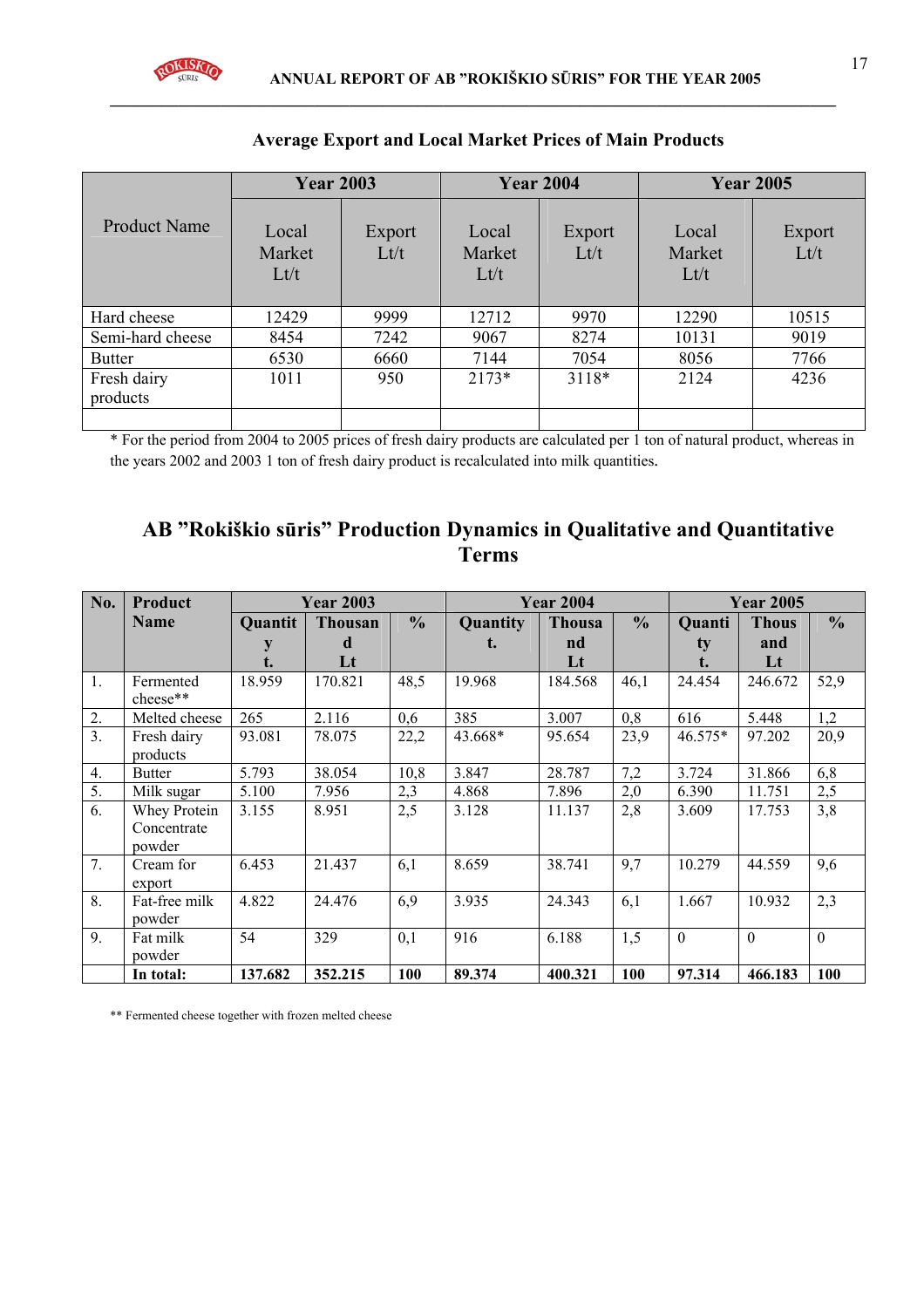## Average Export and Local Market Prices of Main Products

| Product Name | Year 2003 | | Year 2004 | | Year 2005 | |
|---|---|---|---|---|---|---|
| | Local Market Lt/t | Export Lt/t | Local Market Lt/t | Export Lt/t | Local Market Lt/t | Export Lt/t |
| Hard cheese | 12429 | 9999 | 12712 | 9970 | 12290 | 10515 |
| Semi-hard cheese | 8454 | 7242 | 9067 | 8274 | 10131 | 9019 |
| Butter | 6530 | 6660 | 7144 | 7054 | 8056 | 7766 |
| Fresh dairy products | 1011 | 950 | 2173* | 3118* | 2124 | 4236 |
| | | | | | | |

* For the period from 2004 to 2005 prices of fresh dairy products are calculated per 1 ton of natural product, whereas in the years 2002 and 2003 1 ton of fresh dairy product is recalculated into milk quantities.

## AB ”Rokiškio sūris” Production Dynamics in Qualitative and Quantitative Terms

| No. | Product Name | Year 2003 | | | Year 2004 | | | Year 2005 | | |
|---|---|---|---|---|---|---|---|---|---|---|
| | | **Quantity t.** | **Thousand Lt** | **%** | **Quantity t.** | **Thousand Lt** | **%** | **Quantity t.** | **Thousand Lt** | **%** |
| 1. | Fermented cheese** | 18.959 | 170.821 | 48,5 | 19.968 | 184.568 | 46,1 | 24.454 | 246.672 | 52,9 |
| 2. | Melted cheese | 265 | 2.116 | 0,6 | 385 | 3.007 | 0,8 | 616 | 5.448 | 1,2 |
| 3. | Fresh dairy products | 93.081 | 78.075 | 22,2 | 43.668* | 95.654 | 23,9 | 46.575* | 97.202 | 20,9 |
| 4. | Butter | 5.793 | 38.054 | 10,8 | 3.847 | 28.787 | 7,2 | 3.724 | 31.866 | 6,8 |
| 5. | Milk sugar | 5.100 | 7.956 | 2,3 | 4.868 | 7.896 | 2,0 | 6.390 | 11.751 | 2,5 |
| 6. | Whey Protein Concentrate powder | 3.155 | 8.951 | 2,5 | 3.128 | 11.137 | 2,8 | 3.609 | 17.753 | 3,8 |
| 7. | Cream for export | 6.453 | 21.437 | 6,1 | 8.659 | 38.741 | 9,7 | 10.279 | 44.559 | 9,6 |
| 8. | Fat-free milk powder | 4.822 | 24.476 | 6,9 | 3.935 | 24.343 | 6,1 | 1.667 | 10.932 | 2,3 |
| 9. | Fat milk powder | 54 | 329 | 0,1 | 916 | 6.188 | 1,5 | 0 | 0 | 0 |
| | **In total:** | **137.682** | **352.215** | **100** | **89.374** | **400.321** | **100** | **97.314** | **466.183** | **100** |

** Fermented cheese together with frozen melted cheese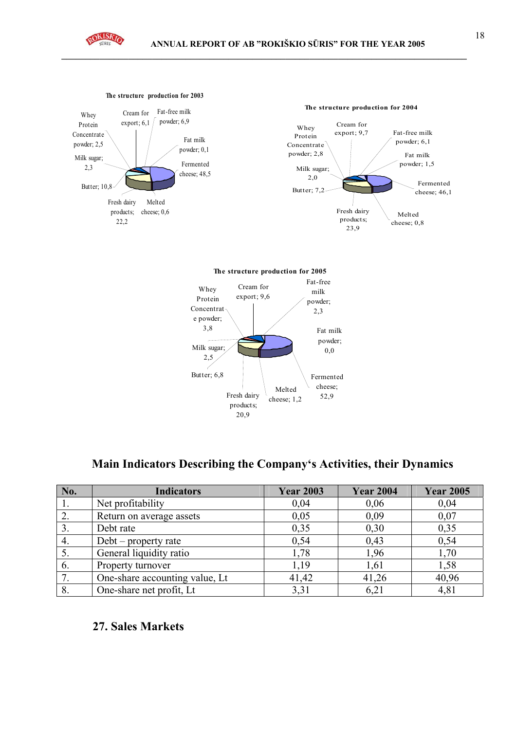The structure production for 2003

Whey Protein Concentrate powder; 2,5
Cream for export; 6,1
Fat-free milk powder; 6,9
Fat milk powder; 0,1
Fermented cheese; 48,5
Melted cheese; 0,6
Fresh dairy products; 22,2
Butter; 10,8
Milk sugar; 2,3

The structure production for 2004

Whey Protein Concentrate powder; 2,8
Cream for export; 9,7
Fat-free milk powder; 6,1
Fat milk powder; 1,5
Fermented cheese; 46,1
Melted cheese; 0,8
Fresh dairy products; 23,9
Butter; 7,2
Milk sugar; 2,0

The structure production for 2005

Whey Protein Concentrate powder; 3,8
Cream for export; 9,6
Fat-free milk powder; 2,3
Fat milk powder; 0,0
Fermented cheese; 52,9
Melted cheese; 1,2
Fresh dairy products; 20,9
Butter; 6,8
Milk sugar; 2,5

## Main Indicators Describing the Company's Activities, their Dynamics

| No. | Indicators | Year 2003 | Year 2004 | Year 2005 |
|---|---|---|---|---|
| 1. | Net profitability | 0,04 | 0,06 | 0,04 |
| 2. | Return on average assets | 0,05 | 0,09 | 0,07 |
| 3. | Debt rate | 0,35 | 0,30 | 0,35 |
| 4. | Debt – property rate | 0,54 | 0,43 | 0,54 |
| 5. | General liquidity ratio | 1,78 | 1,96 | 1,70 |
| 6. | Property turnover | 1,19 | 1,61 | 1,58 |
| 7. | One-share accounting value, Lt | 41,42 | 41,26 | 40,96 |
| 8. | One-share net profit, Lt | 3,31 | 6,21 | 4,81 |

## 27. Sales Markets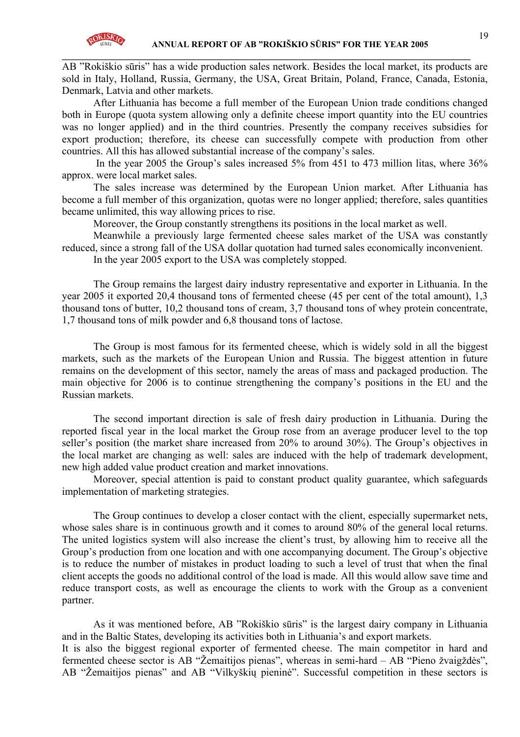AB ”Rokiškio sūris” has a wide production sales network. Besides the local market, its products are sold in Italy, Holland, Russia, Germany, the USA, Great Britain, Poland, France, Canada, Estonia, Denmark, Latvia and other markets.

After Lithuania has become a full member of the European Union trade conditions changed both in Europe (quota system allowing only a definite cheese import quantity into the EU countries was no longer applied) and in the third countries. Presently the company receives subsidies for export production; therefore, its cheese can successfully compete with production from other countries. All this has allowed substantial increase of the company's sales.

In the year 2005 the Group's sales increased 5% from 451 to 473 million litas, where 36% approx. were local market sales.

The sales increase was determined by the European Union market. After Lithuania has become a full member of this organization, quotas were no longer applied; therefore, sales quantities became unlimited, this way allowing prices to rise.

Moreover, the Group constantly strengthens its positions in the local market as well.

Meanwhile a previously large fermented cheese sales market of the USA was constantly reduced, since a strong fall of the USA dollar quotation had turned sales economically inconvenient.

In the year 2005 export to the USA was completely stopped.

The Group remains the largest dairy industry representative and exporter in Lithuania. In the year 2005 it exported 20,4 thousand tons of fermented cheese (45 per cent of the total amount), 1,3 thousand tons of butter, 10,2 thousand tons of cream, 3,7 thousand tons of whey protein concentrate, 1,7 thousand tons of milk powder and 6,8 thousand tons of lactose.

The Group is most famous for its fermented cheese, which is widely sold in all the biggest markets, such as the markets of the European Union and Russia. The biggest attention in future remains on the development of this sector, namely the areas of mass and packaged production. The main objective for 2006 is to continue strengthening the company's positions in the EU and the Russian markets.

The second important direction is sale of fresh dairy production in Lithuania. During the reported fiscal year in the local market the Group rose from an average producer level to the top seller's position (the market share increased from 20% to around 30%). The Group's objectives in the local market are changing as well: sales are induced with the help of trademark development, new high added value product creation and market innovations.

Moreover, special attention is paid to constant product quality guarantee, which safeguards implementation of marketing strategies.

The Group continues to develop a closer contact with the client, especially supermarket nets, whose sales share is in continuous growth and it comes to around 80% of the general local returns. The united logistics system will also increase the client's trust, by allowing him to receive all the Group's production from one location and with one accompanying document. The Group's objective is to reduce the number of mistakes in product loading to such a level of trust that when the final client accepts the goods no additional control of the load is made. All this would allow save time and reduce transport costs, as well as encourage the clients to work with the Group as a convenient partner.

As it was mentioned before, AB ”Rokiškio sūris” is the largest dairy company in Lithuania and in the Baltic States, developing its activities both in Lithuania's and export markets.
It is also the biggest regional exporter of fermented cheese. The main competitor in hard and fermented cheese sector is AB “Žemaitijos pienas”, whereas in semi-hard – AB “Pieno žvaigždės”, AB “Žemaitijos pienas” and AB “Vilkyškių pieninė”. Successful competition in these sectors is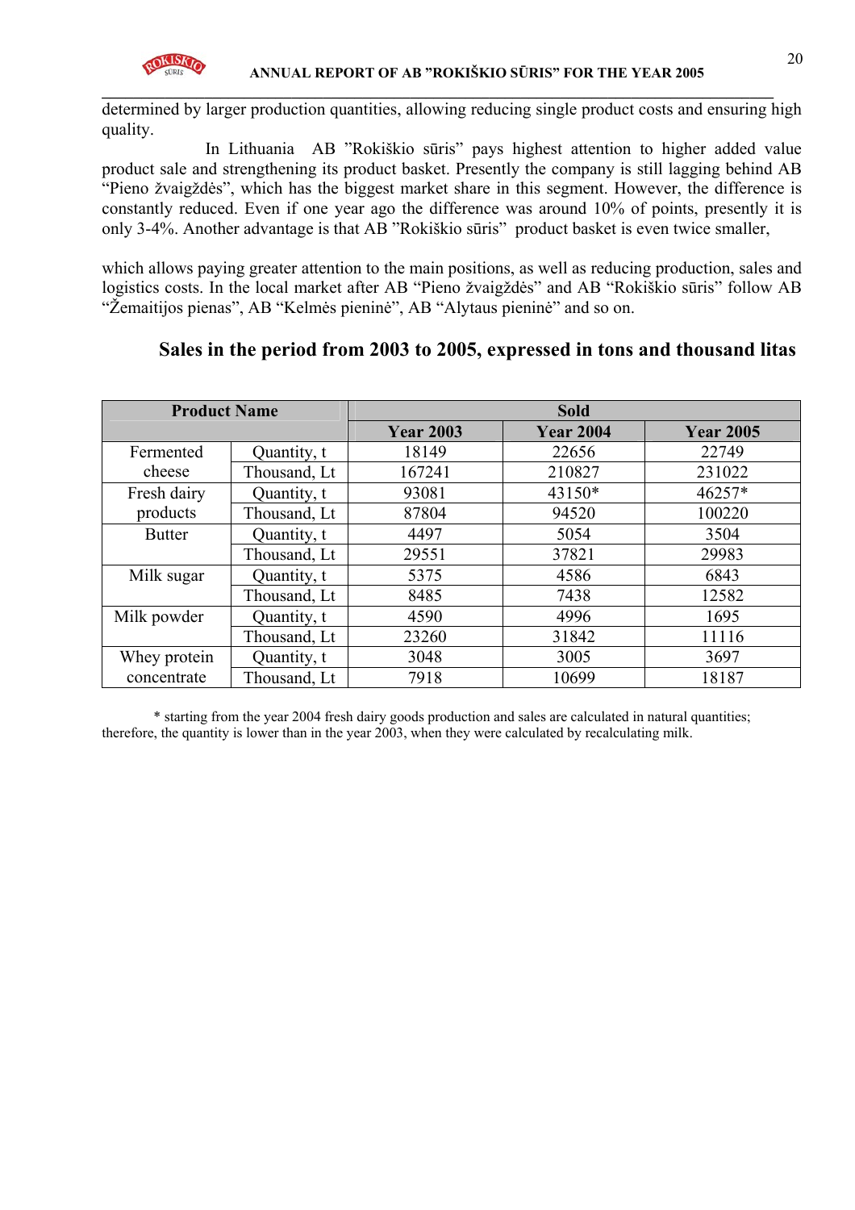determined by larger production quantities, allowing reducing single product costs and ensuring high quality.

In Lithuania AB ”Rokiškio sūris” pays highest attention to higher added value product sale and strengthening its product basket. Presently the company is still lagging behind AB “Pieno žvaigždės”, which has the biggest market share in this segment. However, the difference is constantly reduced. Even if one year ago the difference was around 10% of points, presently it is only 3-4%. Another advantage is that AB ”Rokiškio sūris” product basket is even twice smaller,

which allows paying greater attention to the main positions, as well as reducing production, sales and logistics costs. In the local market after AB “Pieno žvaigždės” and AB “Rokiškio sūris” follow AB “Žemaitijos pienas”, AB “Kelmės pieninė”, AB “Alytaus pieninė” and so on.

## Sales in the period from 2003 to 2005, expressed in tons and thousand litas

| Product Name | | Sold | | |
|---|---|---|---|---|
| | | Year 2003 | Year 2004 | Year 2005 |
| Fermented cheese | Quantity, t | 18149 | 22656 | 22749 |
| | Thousand, Lt | 167241 | 210827 | 231022 |
| Fresh dairy products | Quantity, t | 93081 | 43150* | 46257* |
| | Thousand, Lt | 87804 | 94520 | 100220 |
| Butter | Quantity, t | 4497 | 5054 | 3504 |
| | Thousand, Lt | 29551 | 37821 | 29983 |
| Milk sugar | Quantity, t | 5375 | 4586 | 6843 |
| | Thousand, Lt | 8485 | 7438 | 12582 |
| Milk powder | Quantity, t | 4590 | 4996 | 1695 |
| | Thousand, Lt | 23260 | 31842 | 11116 |
| Whey protein concentrate | Quantity, t | 3048 | 3005 | 3697 |
| | Thousand, Lt | 7918 | 10699 | 18187 |

\* starting from the year 2004 fresh dairy goods production and sales are calculated in natural quantities; therefore, the quantity is lower than in the year 2003, when they were calculated by recalculating milk.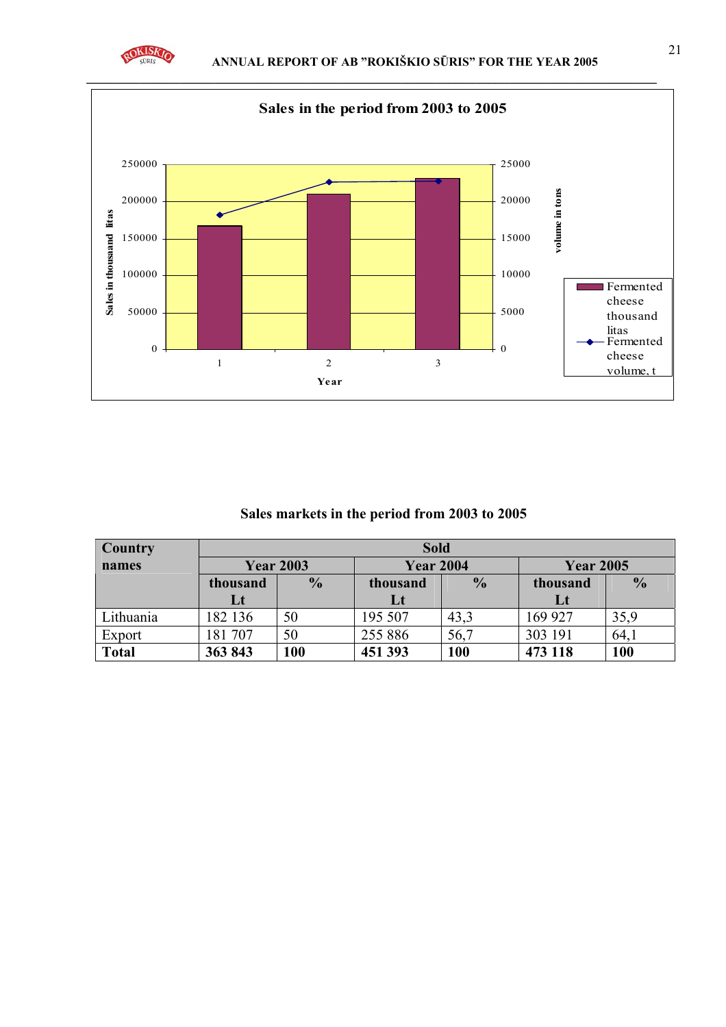**Sales in the period from 2003 to 2005**

**Sales markets in the period from 2003 to 2005**

| Country names | Sold | | | | | |
|---|---|---|---|---|---|---|
| | Year 2003 | | Year 2004 | | Year 2005 | |
| | thousand Lt | % | thousand Lt | % | thousand Lt | % |
| Lithuania | 182 136 | 50 | 195 507 | 43,3 | 169 927 | 35,9 |
| Export | 181 707 | 50 | 255 886 | 56,7 | 303 191 | 64,1 |
| **Total** | **363 843** | **100** | **451 393** | **100** | **473 118** | **100** |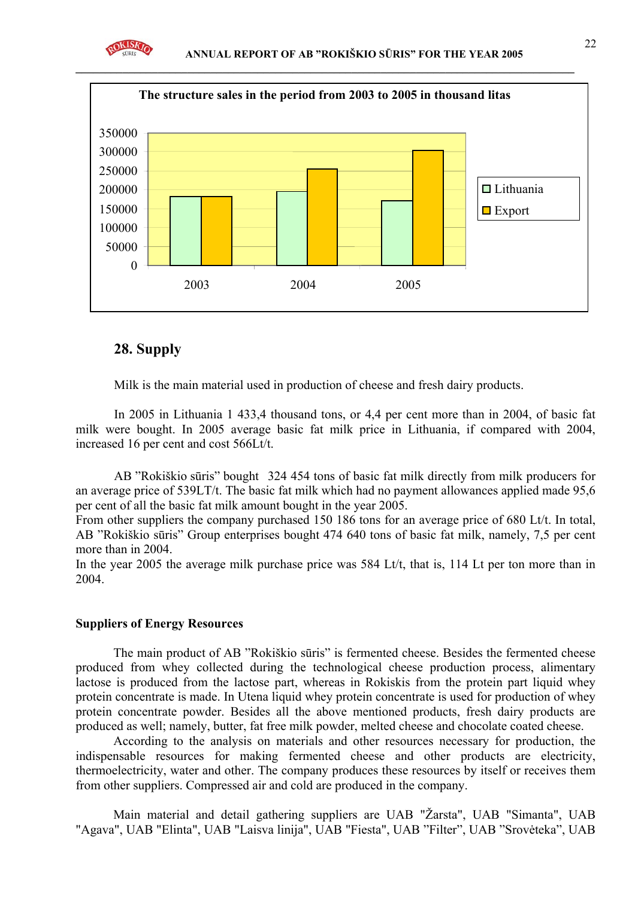**The structure sales in the period from 2003 to 2005 in thousand litas**

| | 2003 | 2004 | 2005 |
|---|---|---|---|
| Lithuania | | | |
| Export | | | |

## 28. Supply

Milk is the main material used in production of cheese and fresh dairy products.

In 2005 in Lithuania 1 433,4 thousand tons, or 4,4 per cent more than in 2004, of basic fat milk were bought. In 2005 average basic fat milk price in Lithuania, if compared with 2004, increased 16 per cent and cost 566Lt/t.

AB "Rokiškio sūris" bought 324 454 tons of basic fat milk directly from milk producers for an average price of 539LT/t. The basic fat milk which had no payment allowances applied made 95,6 per cent of all the basic fat milk amount bought in the year 2005.
From other suppliers the company purchased 150 186 tons for an average price of 680 Lt/t. In total, AB "Rokiškio sūris" Group enterprises bought 474 640 tons of basic fat milk, namely, 7,5 per cent more than in 2004.
In the year 2005 the average milk purchase price was 584 Lt/t, that is, 114 Lt per ton more than in 2004.

**Suppliers of Energy Resources**

The main product of AB "Rokiškio sūris" is fermented cheese. Besides the fermented cheese produced from whey collected during the technological cheese production process, alimentary lactose is produced from the lactose part, whereas in Rokiskis from the protein part liquid whey protein concentrate is made. In Utena liquid whey protein concentrate is used for production of whey protein concentrate powder. Besides all the above mentioned products, fresh dairy products are produced as well; namely, butter, fat free milk powder, melted cheese and chocolate coated cheese.

According to the analysis on materials and other resources necessary for production, the indispensable resources for making fermented cheese and other products are electricity, thermoelectricity, water and other. The company produces these resources by itself or receives them from other suppliers. Compressed air and cold are produced in the company.

Main material and detail gathering suppliers are UAB "Žarsta", UAB "Simanta", UAB "Agava", UAB "Elinta", UAB "Laisva linija", UAB "Fiesta", UAB "Filter", UAB "Srovėteka", UAB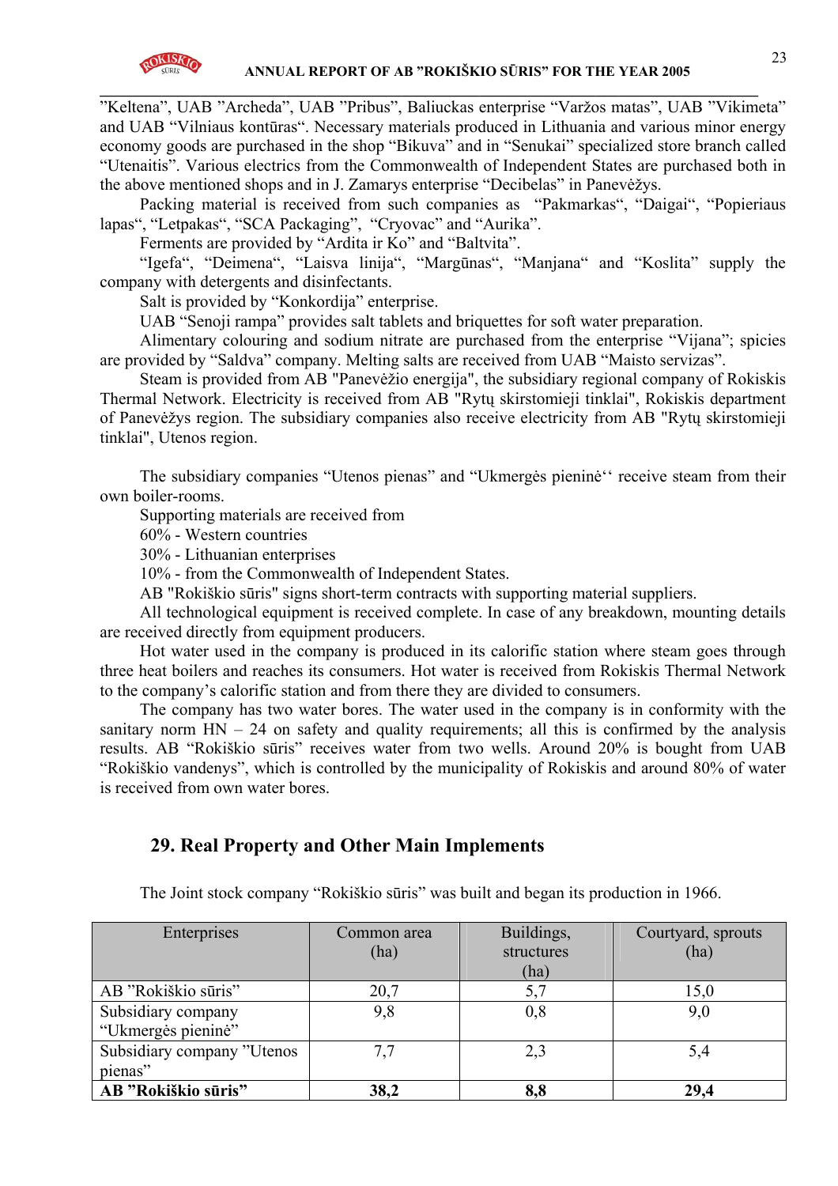”Keltena”, UAB ”Archeda”, UAB ”Pribus”, Baliuckas enterprise “Varžos matas”, UAB ”Vikimeta” and UAB “Vilniaus kontūras“. Necessary materials produced in Lithuania and various minor energy economy goods are purchased in the shop “Bikuva” and in “Senukai” specialized store branch called “Utenaitis”. Various electrics from the Commonwealth of Independent States are purchased both in the above mentioned shops and in J. Zamarys enterprise “Decibelas” in Panevėžys.

Packing material is received from such companies as “Pakmarkas“, “Daigai“, “Popieriaus lapas“, “Letpakas“, “SCA Packaging”, “Cryovac” and “Aurika”.

Ferments are provided by “Ardita ir Ko” and “Baltvita”.

“Igefa“, “Deimena“, “Laisva linija“, “Margūnas“, “Manjana“ and “Koslita” supply the company with detergents and disinfectants.

Salt is provided by “Konkordija” enterprise.

UAB “Senoji rampa” provides salt tablets and briquettes for soft water preparation.

Alimentary colouring and sodium nitrate are purchased from the enterprise “Vijana”; spicies are provided by “Saldva” company. Melting salts are received from UAB “Maisto servizas”.

Steam is provided from AB "Panevėžio energija", the subsidiary regional company of Rokiskis Thermal Network. Electricity is received from AB "Rytų skirstomieji tinklai", Rokiskis department of Panevėžys region. The subsidiary companies also receive electricity from AB "Rytų skirstomieji tinklai", Utenos region.

The subsidiary companies “Utenos pienas” and “Ukmergės pieninė‘‘ receive steam from their own boiler-rooms.

Supporting materials are received from

60% - Western countries

30% - Lithuanian enterprises

10% - from the Commonwealth of Independent States.

AB "Rokiškio sūris" signs short-term contracts with supporting material suppliers.

All technological equipment is received complete. In case of any breakdown, mounting details are received directly from equipment producers.

Hot water used in the company is produced in its calorific station where steam goes through three heat boilers and reaches its consumers. Hot water is received from Rokiskis Thermal Network to the company’s calorific station and from there they are divided to consumers.

The company has two water bores. The water used in the company is in conformity with the sanitary norm HN – 24 on safety and quality requirements; all this is confirmed by the analysis results. AB “Rokiškio sūris” receives water from two wells. Around 20% is bought from UAB “Rokiškio vandenys”, which is controlled by the municipality of Rokiskis and around 80% of water is received from own water bores.

## 29. Real Property and Other Main Implements

The Joint stock company “Rokiškio sūris” was built and began its production in 1966.

| Enterprises | Common area (ha) | Buildings, structures (ha) | Courtyard, sprouts (ha) |
|---|---|---|---|
| AB ”Rokiškio sūris” | 20,7 | 5,7 | 15,0 |
| Subsidiary company “Ukmergės pieninė” | 9,8 | 0,8 | 9,0 |
| Subsidiary company ”Utenos pienas” | 7,7 | 2,3 | 5,4 |
| **AB ”Rokiškio sūris”** | **38,2** | **8,8** | **29,4** |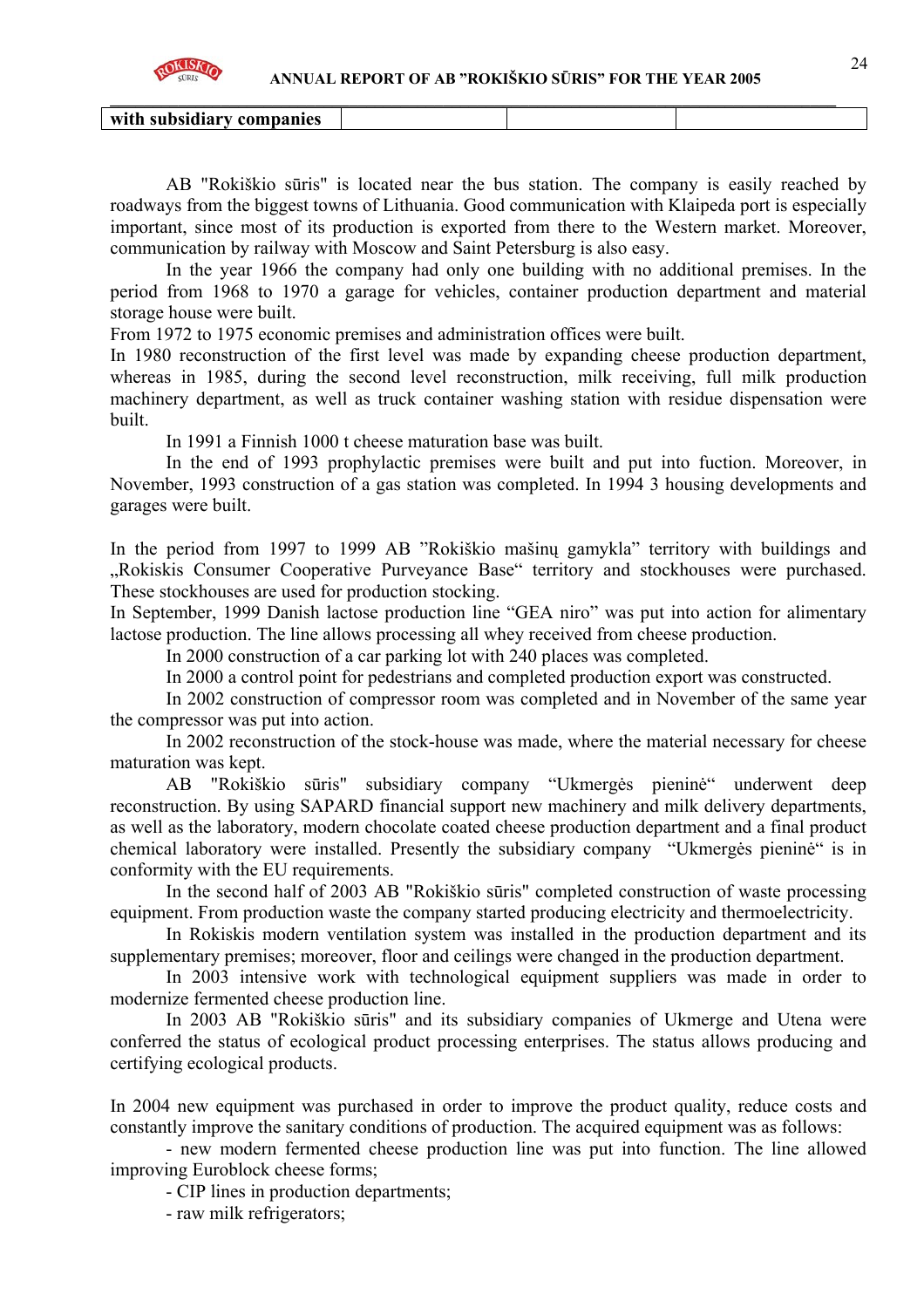| with subsidiary companies | | | |
|---|---|---|---|

AB "Rokiškio sūris" is located near the bus station. The company is easily reached by roadways from the biggest towns of Lithuania. Good communication with Klaipeda port is especially important, since most of its production is exported from there to the Western market. Moreover, communication by railway with Moscow and Saint Petersburg is also easy.

In the year 1966 the company had only one building with no additional premises. In the period from 1968 to 1970 a garage for vehicles, container production department and material storage house were built.

From 1972 to 1975 economic premises and administration offices were built.

In 1980 reconstruction of the first level was made by expanding cheese production department, whereas in 1985, during the second level reconstruction, milk receiving, full milk production machinery department, as well as truck container washing station with residue dispensation were built.

In 1991 a Finnish 1000 t cheese maturation base was built.

In the end of 1993 prophylactic premises were built and put into fuction. Moreover, in November, 1993 construction of a gas station was completed. In 1994 3 housing developments and garages were built.

In the period from 1997 to 1999 AB "Rokiškio mašinų gamykla" territory with buildings and „Rokiskis Consumer Cooperative Purveyance Base" territory and stockhouses were purchased. These stockhouses are used for production stocking.

In September, 1999 Danish lactose production line "GEA niro" was put into action for alimentary lactose production. The line allows processing all whey received from cheese production.

In 2000 construction of a car parking lot with 240 places was completed.

In 2000 a control point for pedestrians and completed production export was constructed.

In 2002 construction of compressor room was completed and in November of the same year the compressor was put into action.

In 2002 reconstruction of the stock-house was made, where the material necessary for cheese maturation was kept.

AB "Rokiškio sūris" subsidiary company "Ukmergės pieninė" underwent deep reconstruction. By using SAPARD financial support new machinery and milk delivery departments, as well as the laboratory, modern chocolate coated cheese production department and a final product chemical laboratory were installed. Presently the subsidiary company "Ukmergės pieninė" is in conformity with the EU requirements.

In the second half of 2003 AB "Rokiškio sūris" completed construction of waste processing equipment. From production waste the company started producing electricity and thermoelectricity.

In Rokiskis modern ventilation system was installed in the production department and its supplementary premises; moreover, floor and ceilings were changed in the production department.

In 2003 intensive work with technological equipment suppliers was made in order to modernize fermented cheese production line.

In 2003 AB "Rokiškio sūris" and its subsidiary companies of Ukmerge and Utena were conferred the status of ecological product processing enterprises. The status allows producing and certifying ecological products.

In 2004 new equipment was purchased in order to improve the product quality, reduce costs and constantly improve the sanitary conditions of production. The acquired equipment was as follows:

- new modern fermented cheese production line was put into function. The line allowed improving Euroblock cheese forms;
- CIP lines in production departments;
- raw milk refrigerators;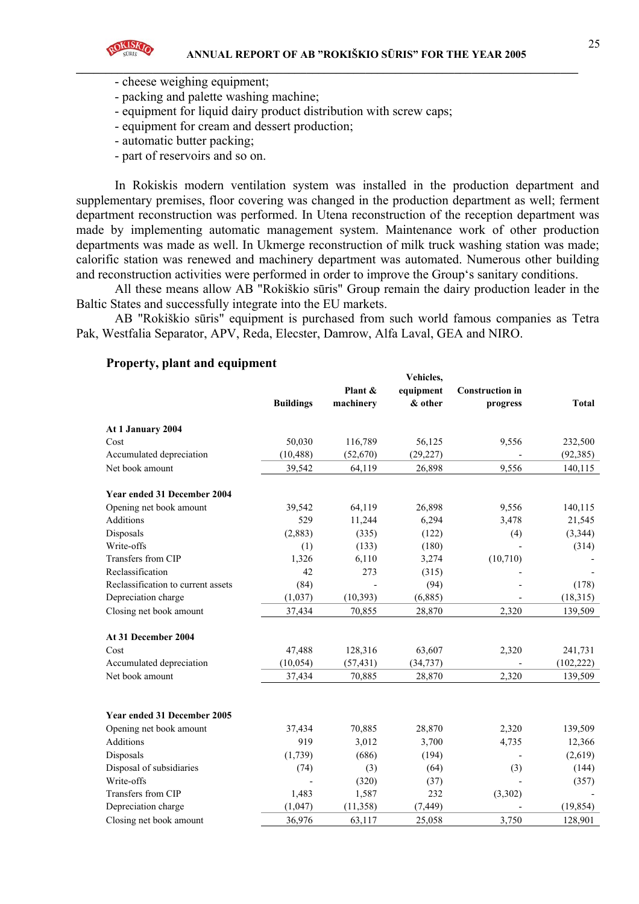- cheese weighing equipment;
- packing and palette washing machine;
- equipment for liquid dairy product distribution with screw caps;
- equipment for cream and dessert production;
- automatic butter packing;
- part of reservoirs and so on.

In Rokiskis modern ventilation system was installed in the production department and supplementary premises, floor covering was changed in the production department as well; ferment department reconstruction was performed. In Utena reconstruction of the reception department was made by implementing automatic management system. Maintenance work of other production departments was made as well. In Ukmerge reconstruction of milk truck washing station was made; calorific station was renewed and machinery department was automated. Numerous other building and reconstruction activities were performed in order to improve the Group's sanitary conditions.

All these means allow AB "Rokiškio sūris" Group remain the dairy production leader in the Baltic States and successfully integrate into the EU markets.

AB "Rokiškio sūris" equipment is purchased from such world famous companies as Tetra Pak, Westfalia Separator, APV, Reda, Elecster, Damrow, Alfa Laval, GEA and NIRO.

### Property, plant and equipment

| | Buildings | Plant & machinery | Vehicles, equipment & other | Construction in progress | Total |
|---|---|---|---|---|---|
| **At 1 January 2004** | | | | | |
| Cost | 50,030 | 116,789 | 56,125 | 9,556 | 232,500 |
| Accumulated depreciation | (10,488) | (52,670) | (29,227) | - | (92,385) |
| Net book amount | 39,542 | 64,119 | 26,898 | 9,556 | 140,115 |
| **Year ended 31 December 2004** | | | | | |
| Opening net book amount | 39,542 | 64,119 | 26,898 | 9,556 | 140,115 |
| Additions | 529 | 11,244 | 6,294 | 3,478 | 21,545 |
| Disposals | (2,883) | (335) | (122) | (4) | (3,344) |
| Write-offs | (1) | (133) | (180) | - | (314) |
| Transfers from CIP | 1,326 | 6,110 | 3,274 | (10,710) | - |
| Reclassification | 42 | 273 | (315) | - | - |
| Reclassification to current assets | (84) | - | (94) | - | (178) |
| Depreciation charge | (1,037) | (10,393) | (6,885) | - | (18,315) |
| Closing net book amount | 37,434 | 70,855 | 28,870 | 2,320 | 139,509 |
| **At 31 December 2004** | | | | | |
| Cost | 47,488 | 128,316 | 63,607 | 2,320 | 241,731 |
| Accumulated depreciation | (10,054) | (57,431) | (34,737) | - | (102,222) |
| Net book amount | 37,434 | 70,885 | 28,870 | 2,320 | 139,509 |
| **Year ended 31 December 2005** | | | | | |
| Opening net book amount | 37,434 | 70,885 | 28,870 | 2,320 | 139,509 |
| Additions | 919 | 3,012 | 3,700 | 4,735 | 12,366 |
| Disposals | (1,739) | (686) | (194) | - | (2,619) |
| Disposal of subsidiaries | (74) | (3) | (64) | (3) | (144) |
| Write-offs | - | (320) | (37) | - | (357) |
| Transfers from CIP | 1,483 | 1,587 | 232 | (3,302) | - |
| Depreciation charge | (1,047) | (11,358) | (7,449) | - | (19,854) |
| Closing net book amount | 36,976 | 63,117 | 25,058 | 3,750 | 128,901 |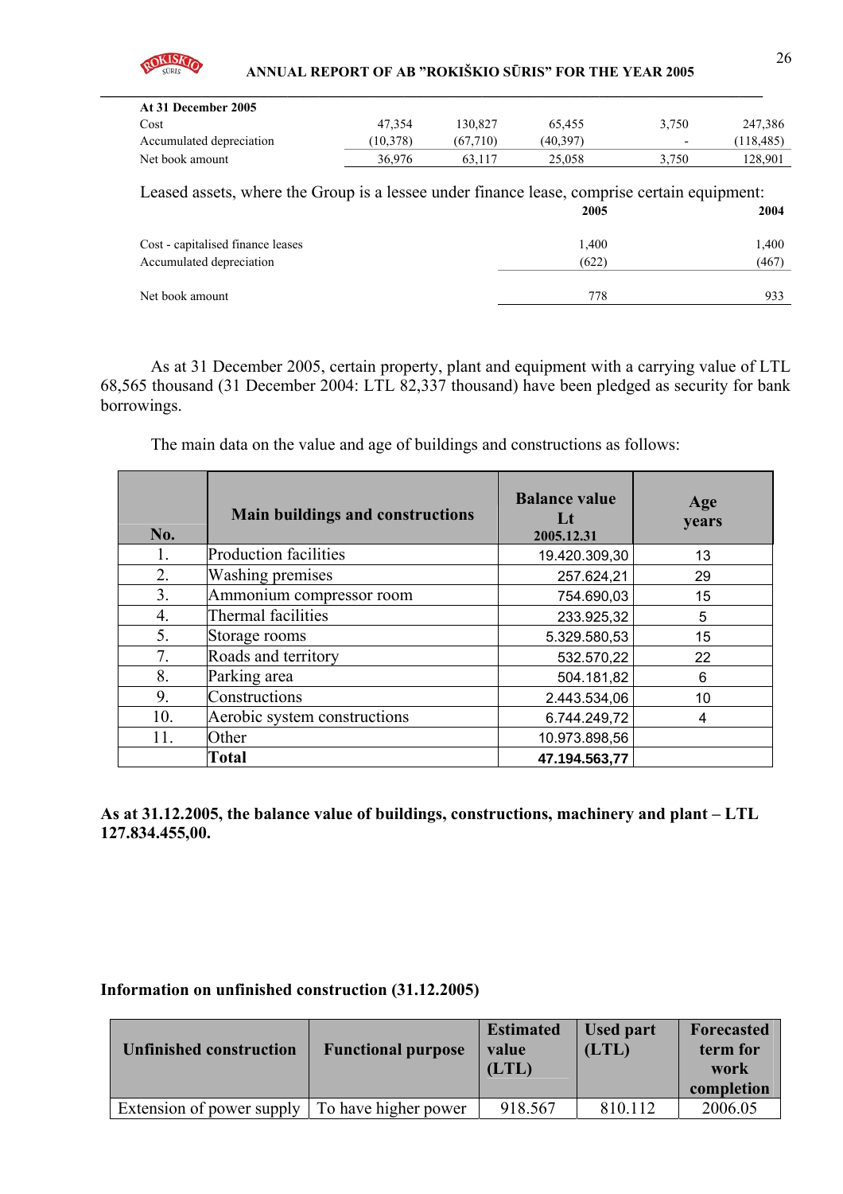| At 31 December 2005 | | | | | |
|---|---|---|---|---|---|
| Cost | 47,354 | 130,827 | 65,455 | 3,750 | 247,386 |
| Accumulated depreciation | (10,378) | (67,710) | (40,397) | - | (118,485) |
| Net book amount | 36,976 | 63,117 | 25,058 | 3,750 | 128,901 |

Leased assets, where the Group is a lessee under finance lease, comprise certain equipment:

| | 2005 | 2004 |
|---|---|---|
| Cost - capitalised finance leases | 1,400 | 1,400 |
| Accumulated depreciation | (622) | (467) |
| Net book amount | 778 | 933 |

As at 31 December 2005, certain property, plant and equipment with a carrying value of LTL 68,565 thousand (31 December 2004: LTL 82,337 thousand) have been pledged as security for bank borrowings.

The main data on the value and age of buildings and constructions as follows:

| No. | Main buildings and constructions | Balance value Lt 2005.12.31 | Age years |
|---|---|---|---|
| 1. | Production facilities | 19.420.309,30 | 13 |
| 2. | Washing premises | 257.624,21 | 29 |
| 3. | Ammonium compressor room | 754.690,03 | 15 |
| 4. | Thermal facilities | 233.925,32 | 5 |
| 5. | Storage rooms | 5.329.580,53 | 15 |
| 7. | Roads and territory | 532.570,22 | 22 |
| 8. | Parking area | 504.181,82 | 6 |
| 9. | Constructions | 2.443.534,06 | 10 |
| 10. | Aerobic system constructions | 6.744.249,72 | 4 |
| 11. | Other | 10.973.898,56 | |
| | **Total** | **47.194.563,77** | |

**As at 31.12.2005, the balance value of buildings, constructions, machinery and plant – LTL 127.834.455,00.**

**Information on unfinished construction (31.12.2005)**

| Unfinished construction | Functional purpose | Estimated value (LTL) | Used part (LTL) | Forecasted term for work completion |
|---|---|---|---|---|
| Extension of power supply | To have higher power | 918.567 | 810.112 | 2006.05 |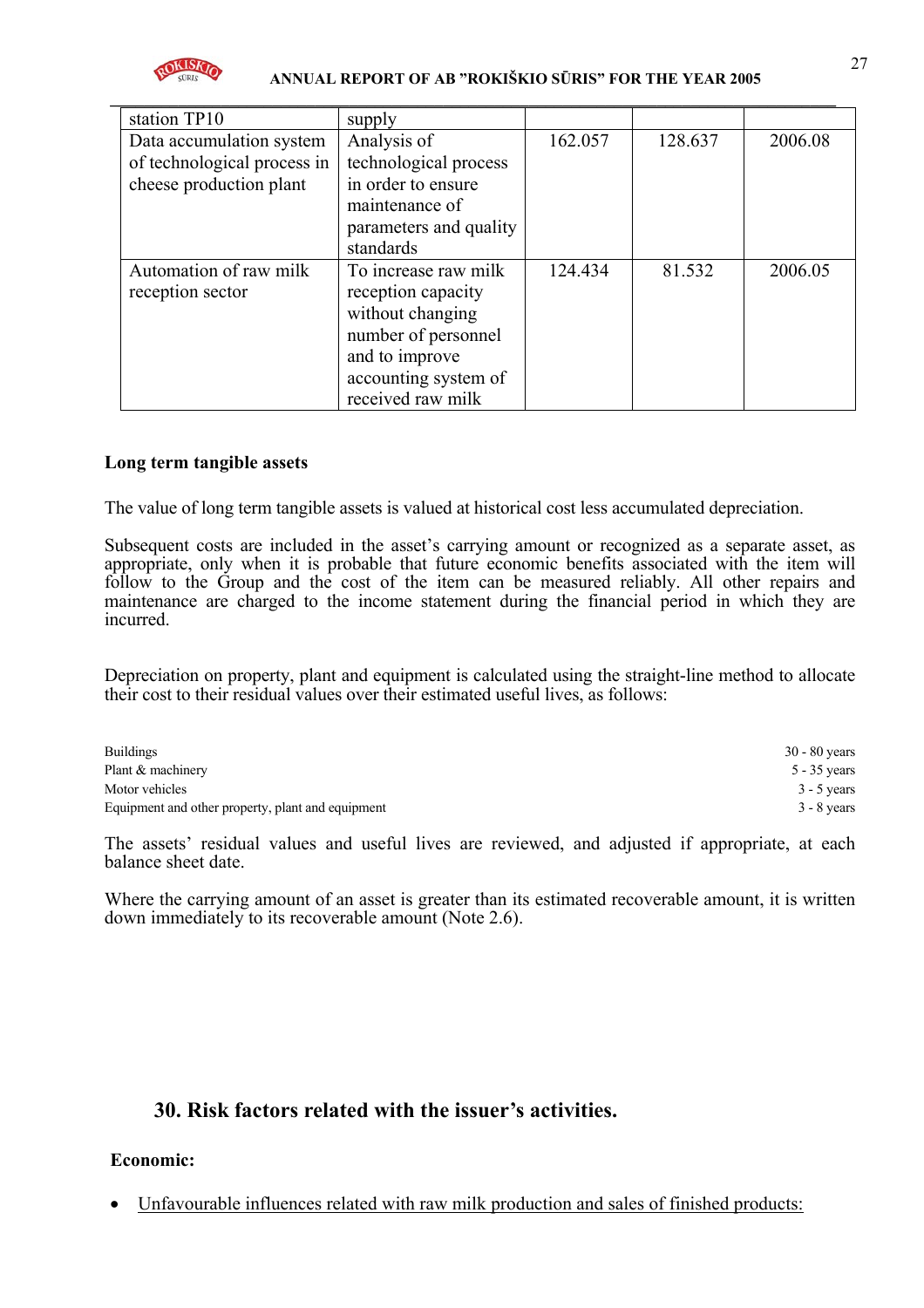| | | | | |
|---|---|---|---|---|
| station TP10 | supply | | | |
| Data accumulation system of technological process in cheese production plant | Analysis of technological process in order to ensure maintenance of parameters and quality standards | 162.057 | 128.637 | 2006.08 |
| Automation of raw milk reception sector | To increase raw milk reception capacity without changing number of personnel and to improve accounting system of received raw milk | 124.434 | 81.532 | 2006.05 |

**Long term tangible assets**

The value of long term tangible assets is valued at historical cost less accumulated depreciation.

Subsequent costs are included in the asset's carrying amount or recognized as a separate asset, as appropriate, only when it is probable that future economic benefits associated with the item will follow to the Group and the cost of the item can be measured reliably. All other repairs and maintenance are charged to the income statement during the financial period in which they are incurred.

Depreciation on property, plant and equipment is calculated using the straight-line method to allocate their cost to their residual values over their estimated useful lives, as follows:

| | |
|---|---|
| Buildings | 30 - 80 years |
| Plant & machinery | 5 - 35 years |
| Motor vehicles | 3 - 5 years |
| Equipment and other property, plant and equipment | 3 - 8 years |

The assets' residual values and useful lives are reviewed, and adjusted if appropriate, at each balance sheet date.

Where the carrying amount of an asset is greater than its estimated recoverable amount, it is written down immediately to its recoverable amount (Note 2.6).

## 30. Risk factors related with the issuer's activities.

**Economic:**

- Unfavourable influences related with raw milk production and sales of finished products: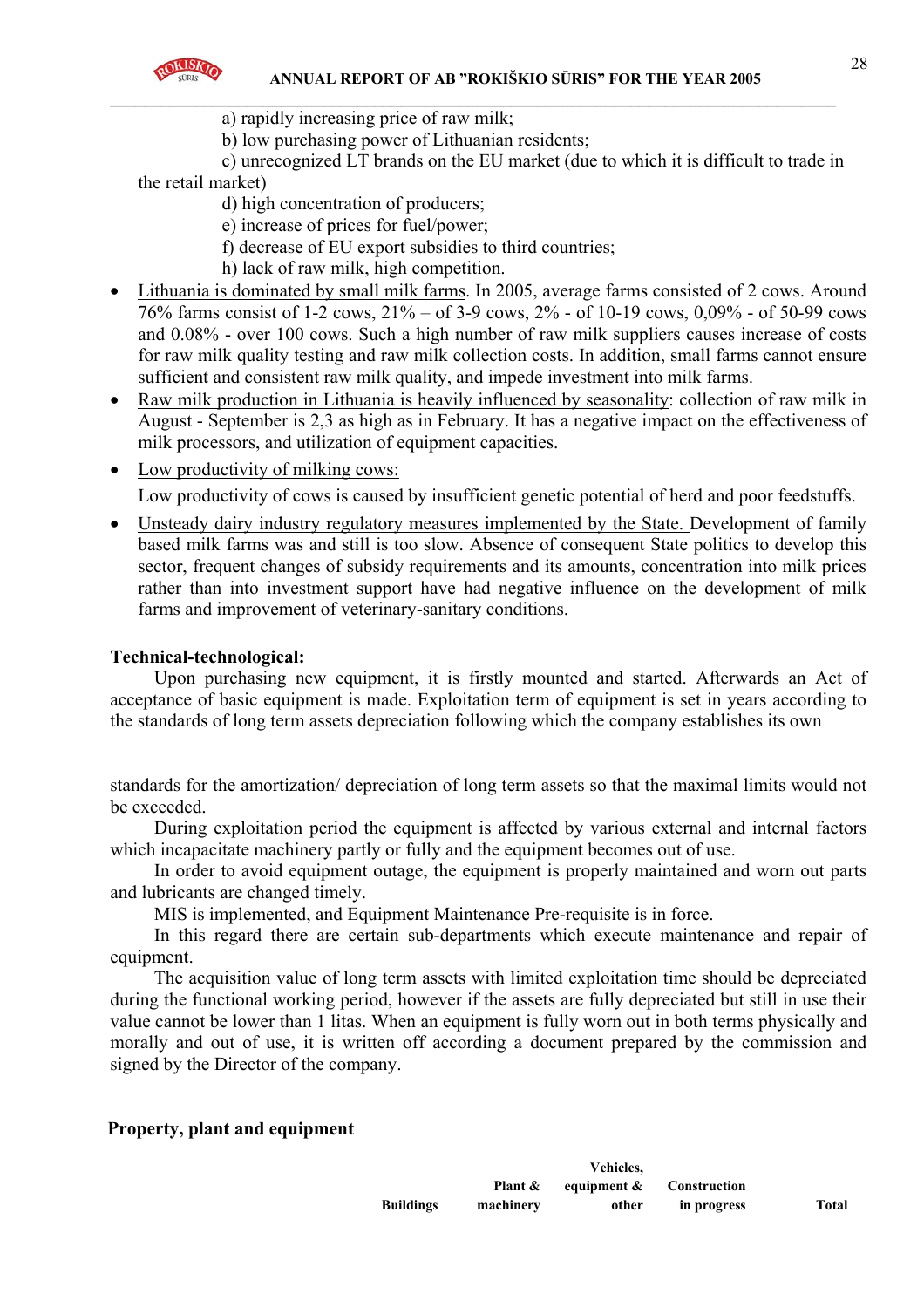a) rapidly increasing price of raw milk;

b) low purchasing power of Lithuanian residents;

c) unrecognized LT brands on the EU market (due to which it is difficult to trade in the retail market)

d) high concentration of producers;

e) increase of prices for fuel/power;

f) decrease of EU export subsidies to third countries;

h) lack of raw milk, high competition.

- Lithuania is dominated by small milk farms. In 2005, average farms consisted of 2 cows. Around 76% farms consist of 1-2 cows, 21% – of 3-9 cows, 2% - of 10-19 cows, 0,09% - of 50-99 cows and 0.08% - over 100 cows. Such a high number of raw milk suppliers causes increase of costs for raw milk quality testing and raw milk collection costs. In addition, small farms cannot ensure sufficient and consistent raw milk quality, and impede investment into milk farms.
- Raw milk production in Lithuania is heavily influenced by seasonality: collection of raw milk in August - September is 2,3 as high as in February. It has a negative impact on the effectiveness of milk processors, and utilization of equipment capacities.
- Low productivity of milking cows:

  Low productivity of cows is caused by insufficient genetic potential of herd and poor feedstuffs.
- Unsteady dairy industry regulatory measures implemented by the State. Development of family based milk farms was and still is too slow. Absence of consequent State politics to develop this sector, frequent changes of subsidy requirements and its amounts, concentration into milk prices rather than into investment support have had negative influence on the development of milk farms and improvement of veterinary-sanitary conditions.

**Technical-technological:**

Upon purchasing new equipment, it is firstly mounted and started. Afterwards an Act of acceptance of basic equipment is made. Exploitation term of equipment is set in years according to the standards of long term assets depreciation following which the company establishes its own standards for the amortization/ depreciation of long term assets so that the maximal limits would not be exceeded.

During exploitation period the equipment is affected by various external and internal factors which incapacitate machinery partly or fully and the equipment becomes out of use.

In order to avoid equipment outage, the equipment is properly maintained and worn out parts and lubricants are changed timely.

MIS is implemented, and Equipment Maintenance Pre-requisite is in force.

In this regard there are certain sub-departments which execute maintenance and repair of equipment.

The acquisition value of long term assets with limited exploitation time should be depreciated during the functional working period, however if the assets are fully depreciated but still in use their value cannot be lower than 1 litas. When an equipment is fully worn out in both terms physically and morally and out of use, it is written off according a document prepared by the commission and signed by the Director of the company.

**Property, plant and equipment**

| | Buildings | Plant & machinery | Vehicles, equipment & other | Construction in progress | Total |
|---|---|---|---|---|---|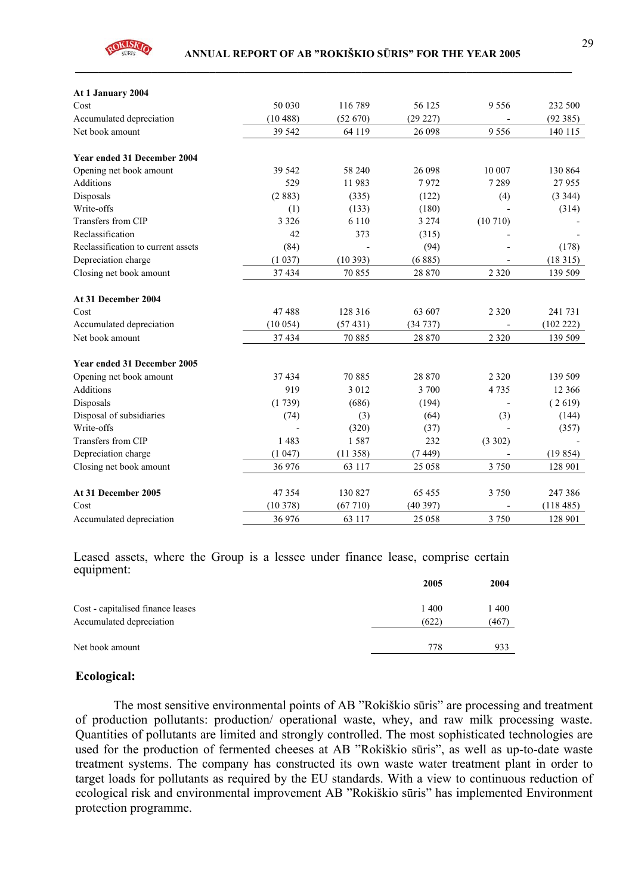| | | | | | |
|---|---|---|---|---|---|
| **At 1 January 2004** | | | | | |
| Cost | 50 030 | 116 789 | 56 125 | 9 556 | 232 500 |
| Accumulated depreciation | (10 488) | (52 670) | (29 227) | - | (92 385) |
| Net book amount | 39 542 | 64 119 | 26 098 | 9 556 | 140 115 |
| | | | | | |
| **Year ended 31 December 2004** | | | | | |
| Opening net book amount | 39 542 | 58 240 | 26 098 | 10 007 | 130 864 |
| Additions | 529 | 11 983 | 7 972 | 7 289 | 27 955 |
| Disposals | (2 883) | (335) | (122) | (4) | (3 344) |
| Write-offs | (1) | (133) | (180) | - | (314) |
| Transfers from CIP | 3 326 | 6 110 | 3 274 | (10 710) | - |
| Reclassification | 42 | 373 | (315) | - | - |
| Reclassification to current assets | (84) | - | (94) | - | (178) |
| Depreciation charge | (1 037) | (10 393) | (6 885) | - | (18 315) |
| Closing net book amount | 37 434 | 70 855 | 28 870 | 2 320 | 139 509 |
| | | | | | |
| **At 31 December 2004** | | | | | |
| Cost | 47 488 | 128 316 | 63 607 | 2 320 | 241 731 |
| Accumulated depreciation | (10 054) | (57 431) | (34 737) | - | (102 222) |
| Net book amount | 37 434 | 70 885 | 28 870 | 2 320 | 139 509 |
| | | | | | |
| **Year ended 31 December 2005** | | | | | |
| Opening net book amount | 37 434 | 70 885 | 28 870 | 2 320 | 139 509 |
| Additions | 919 | 3 012 | 3 700 | 4 735 | 12 366 |
| Disposals | (1 739) | (686) | (194) | - | ( 2 619) |
| Disposal of subsidiaries | (74) | (3) | (64) | (3) | (144) |
| Write-offs | - | (320) | (37) | - | (357) |
| Transfers from CIP | 1 483 | 1 587 | 232 | (3 302) | - |
| Depreciation charge | (1 047) | (11 358) | (7 449) | - | (19 854) |
| Closing net book amount | 36 976 | 63 117 | 25 058 | 3 750 | 128 901 |
| | | | | | |
| **At 31 December 2005** | 47 354 | 130 827 | 65 455 | 3 750 | 247 386 |
| Cost | (10 378) | (67 710) | (40 397) | - | (118 485) |
| Accumulated depreciation | 36 976 | 63 117 | 25 058 | 3 750 | 128 901 |

Leased assets, where the Group is a lessee under finance lease, comprise certain equipment:

| | 2005 | 2004 |
|---|---|---|
| Cost - capitalised finance leases | 1 400 | 1 400 |
| Accumulated depreciation | (622) | (467) |
| Net book amount | 778 | 933 |

## Ecological:

The most sensitive environmental points of AB "Rokiškio sūris" are processing and treatment of production pollutants: production/ operational waste, whey, and raw milk processing waste. Quantities of pollutants are limited and strongly controlled. The most sophisticated technologies are used for the production of fermented cheeses at AB "Rokiškio sūris", as well as up-to-date waste treatment systems. The company has constructed its own waste water treatment plant in order to target loads for pollutants as required by the EU standards. With a view to continuous reduction of ecological risk and environmental improvement AB "Rokiškio sūris" has implemented Environment protection programme.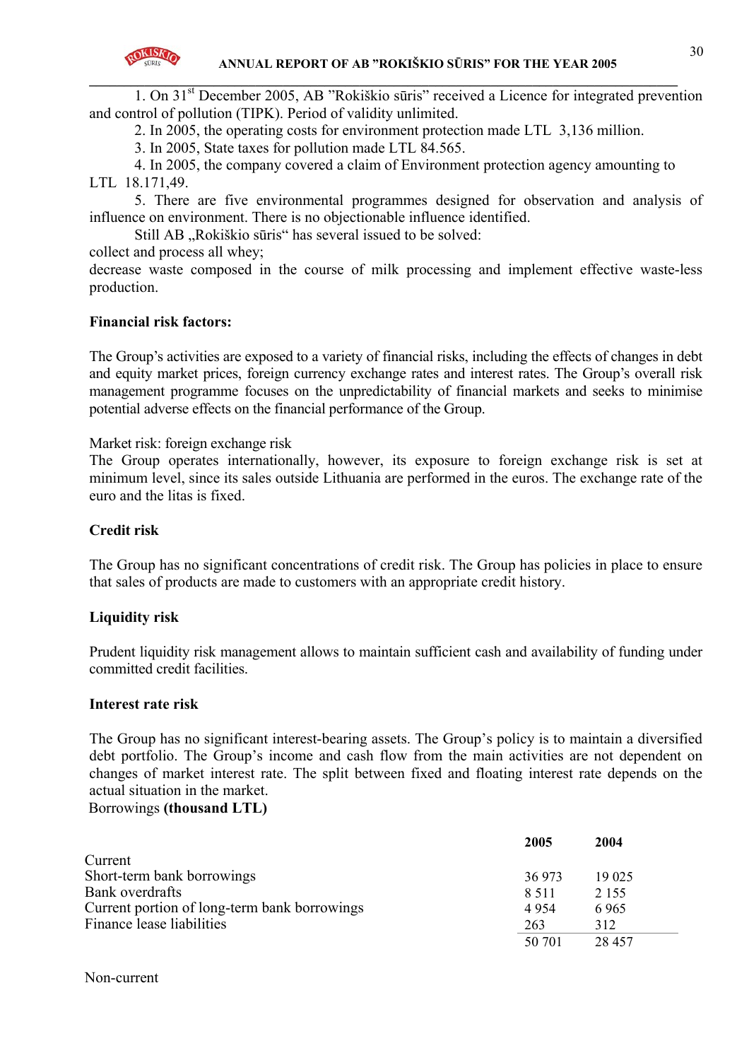1. On 31st December 2005, AB "Rokiškio sūris" received a Licence for integrated prevention and control of pollution (TIPK). Period of validity unlimited.

2. In 2005, the operating costs for environment protection made LTL 3,136 million.

3. In 2005, State taxes for pollution made LTL 84.565.

4. In 2005, the company covered a claim of Environment protection agency amounting to LTL 18.171,49.

5. There are five environmental programmes designed for observation and analysis of influence on environment. There is no objectionable influence identified.

Still AB „Rokiškio sūris" has several issued to be solved:

collect and process all whey;

decrease waste composed in the course of milk processing and implement effective waste-less production.

**Financial risk factors:**

The Group's activities are exposed to a variety of financial risks, including the effects of changes in debt and equity market prices, foreign currency exchange rates and interest rates. The Group's overall risk management programme focuses on the unpredictability of financial markets and seeks to minimise potential adverse effects on the financial performance of the Group.

Market risk: foreign exchange risk

The Group operates internationally, however, its exposure to foreign exchange risk is set at minimum level, since its sales outside Lithuania are performed in the euros. The exchange rate of the euro and the litas is fixed.

**Credit risk**

The Group has no significant concentrations of credit risk. The Group has policies in place to ensure that sales of products are made to customers with an appropriate credit history.

**Liquidity risk**

Prudent liquidity risk management allows to maintain sufficient cash and availability of funding under committed credit facilities.

**Interest rate risk**

The Group has no significant interest-bearing assets. The Group's policy is to maintain a diversified debt portfolio. The Group's income and cash flow from the main activities are not dependent on changes of market interest rate. The split between fixed and floating interest rate depends on the actual situation in the market.

Borrowings **(thousand LTL)**

| | **2005** | **2004** |
|---|---|---|
| Current | | |
| Short-term bank borrowings | 36 973 | 19 025 |
| Bank overdrafts | 8 511 | 2 155 |
| Current portion of long-term bank borrowings | 4 954 | 6 965 |
| Finance lease liabilities | 263 | 312 |
| | 50 701 | 28 457 |

Non-current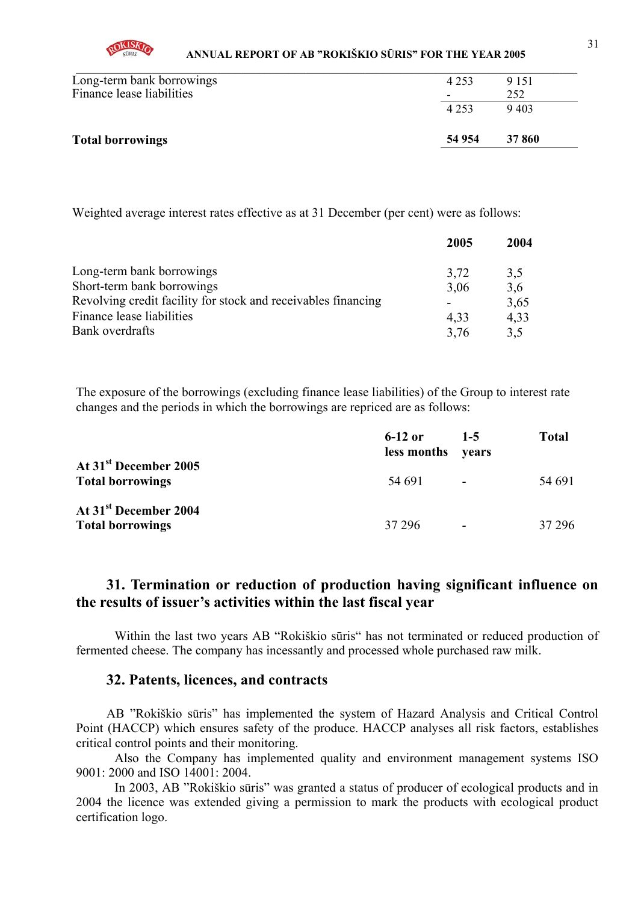| | | |
|---|---|---|
| Long-term bank borrowings | 4 253 | 9 151 |
| Finance lease liabilities | - | 252 |
| | 4 253 | 9 403 |
| **Total borrowings** | **54 954** | **37 860** |

Weighted average interest rates effective as at 31 December (per cent) were as follows:

| | 2005 | 2004 |
|---|---|---|
| Long-term bank borrowings | 3,72 | 3,5 |
| Short-term bank borrowings | 3,06 | 3,6 |
| Revolving credit facility for stock and receivables financing | - | 3,65 |
| Finance lease liabilities | 4,33 | 4,33 |
| Bank overdrafts | 3,76 | 3,5 |

The exposure of the borrowings (excluding finance lease liabilities) of the Group to interest rate changes and the periods in which the borrowings are repriced are as follows:

| | 6-12 or less months | 1-5 years | Total |
|---|---|---|---|
| **At 31st December 2005** | | | |
| **Total borrowings** | 54 691 | - | 54 691 |
| **At 31st December 2004** | | | |
| **Total borrowings** | 37 296 | - | 37 296 |

## 31. Termination or reduction of production having significant influence on the results of issuer's activities within the last fiscal year

Within the last two years AB "Rokiškio sūris" has not terminated or reduced production of fermented cheese. The company has incessantly and processed whole purchased raw milk.

## 32. Patents, licences, and contracts

AB "Rokiškio sūris" has implemented the system of Hazard Analysis and Critical Control Point (HACCP) which ensures safety of the produce. HACCP analyses all risk factors, establishes critical control points and their monitoring.

Also the Company has implemented quality and environment management systems ISO 9001: 2000 and ISO 14001: 2004.

In 2003, AB "Rokiškio sūris" was granted a status of producer of ecological products and in 2004 the licence was extended giving a permission to mark the products with ecological product certification logo.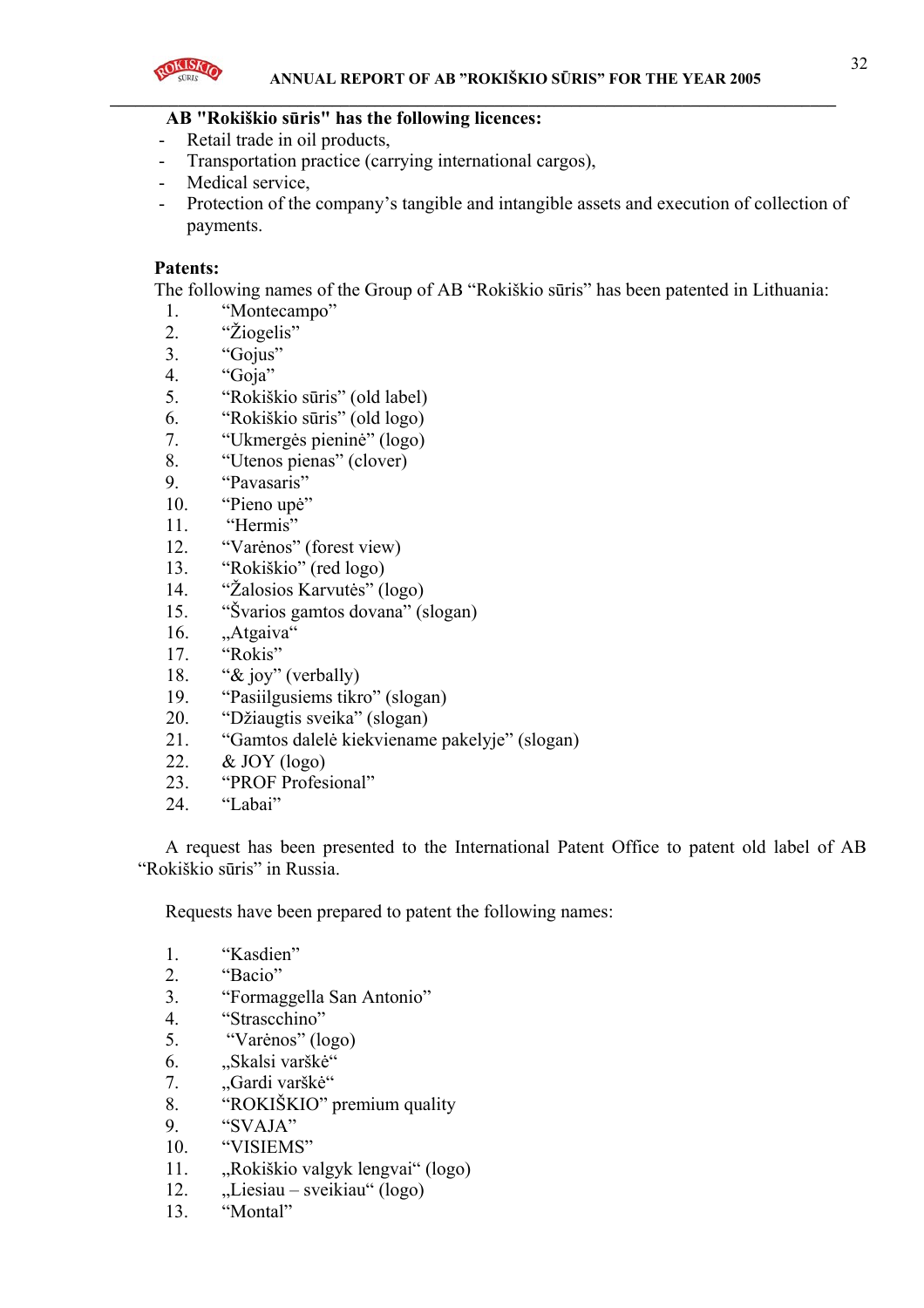**AB "Rokiškio sūris" has the following licences:**

- Retail trade in oil products,
- Transportation practice (carrying international cargos),
- Medical service,
- Protection of the company's tangible and intangible assets and execution of collection of payments.

**Patents:**

The following names of the Group of AB "Rokiškio sūris" has been patented in Lithuania:

1. "Montecampo"
2. "Žiogelis"
3. "Gojus"
4. "Goja"
5. "Rokiškio sūris" (old label)
6. "Rokiškio sūris" (old logo)
7. "Ukmergės pieninė" (logo)
8. "Utenos pienas" (clover)
9. "Pavasaris"
10. "Pieno upė"
11. "Hermis"
12. "Varėnos" (forest view)
13. "Rokiškio" (red logo)
14. "Žalosios Karvutės" (logo)
15. "Švarios gamtos dovana" (slogan)
16. „Atgaiva"
17. "Rokis"
18. "& joy" (verbally)
19. "Pasiilgusiems tikro" (slogan)
20. "Džiaugtis sveika" (slogan)
21. "Gamtos dalelė kiekviename pakelyje" (slogan)
22. & JOY (logo)
23. "PROF Profesional"
24. "Labai"

A request has been presented to the International Patent Office to patent old label of AB "Rokiškio sūris" in Russia.

Requests have been prepared to patent the following names:

1. "Kasdien"
2. "Bacio"
3. "Formaggella San Antonio"
4. "Strascchino"
5. "Varėnos" (logo)
6. „Skalsi varškė"
7. „Gardi varškė"
8. "ROKIŠKIO" premium quality
9. "SVAJA"
10. "VISIEMS"
11. „Rokiškio valgyk lengvai" (logo)
12. „Liesiau – sveikiau" (logo)
13. "Montal"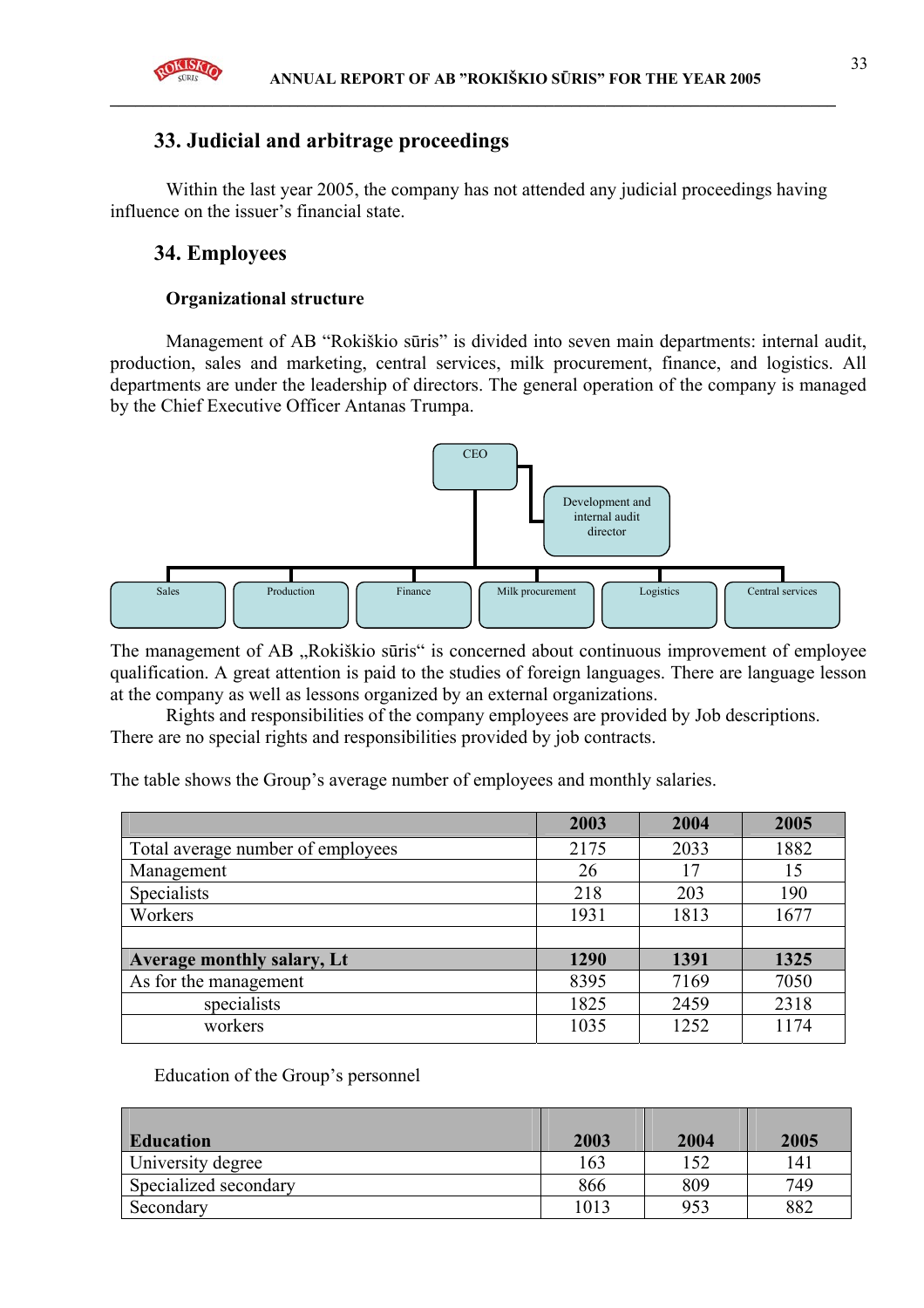## 33. Judicial and arbitrage proceedings

Within the last year 2005, the company has not attended any judicial proceedings having influence on the issuer's financial state.

## 34. Employees

### Organizational structure

Management of AB "Rokiškio sūris" is divided into seven main departments: internal audit, production, sales and marketing, central services, milk procurement, finance, and logistics. All departments are under the leadership of directors. The general operation of the company is managed by the Chief Executive Officer Antanas Trumpa.

CEO

Development and internal audit director

Sales | Production | Finance | Milk procurement | Logistics | Central services

The management of AB „Rokiškio sūris" is concerned about continuous improvement of employee qualification. A great attention is paid to the studies of foreign languages. There are language lesson at the company as well as lessons organized by an external organizations.

Rights and responsibilities of the company employees are provided by Job descriptions. There are no special rights and responsibilities provided by job contracts.

The table shows the Group's average number of employees and monthly salaries.

| | 2003 | 2004 | 2005 |
|---|---|---|---|
| Total average number of employees | 2175 | 2033 | 1882 |
| Management | 26 | 17 | 15 |
| Specialists | 218 | 203 | 190 |
| Workers | 1931 | 1813 | 1677 |
| | | | |
| **Average monthly salary, Lt** | **1290** | **1391** | **1325** |
| As for the management | 8395 | 7169 | 7050 |
| specialists | 1825 | 2459 | 2318 |
| workers | 1035 | 1252 | 1174 |

Education of the Group's personnel

| Education | 2003 | 2004 | 2005 |
|---|---|---|---|
| University degree | 163 | 152 | 141 |
| Specialized secondary | 866 | 809 | 749 |
| Secondary | 1013 | 953 | 882 |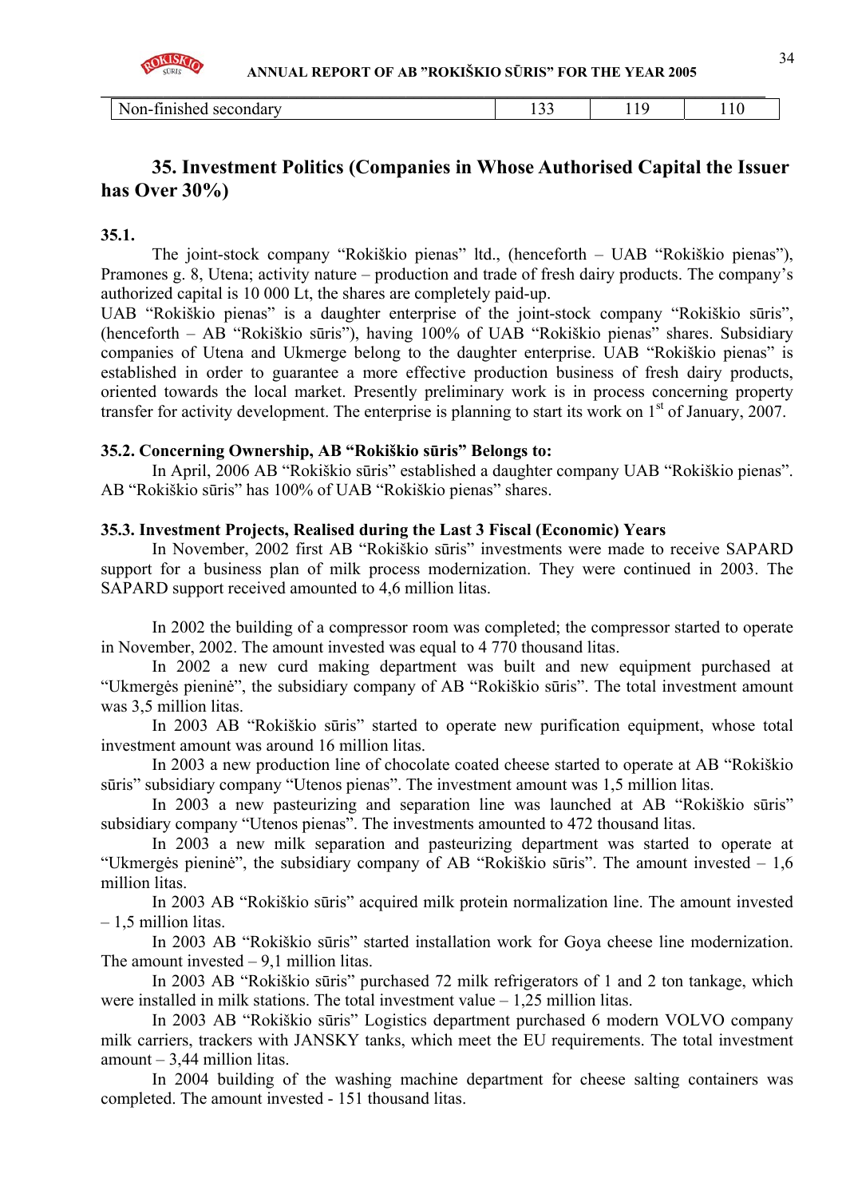| Non-finished secondary | 133 | 119 | 110 |
|---|---|---|---|

## 35. Investment Politics (Companies in Whose Authorised Capital the Issuer has Over 30%)

**35.1.**

The joint-stock company "Rokiškio pienas" ltd., (henceforth – UAB "Rokiškio pienas"), Pramones g. 8, Utena; activity nature – production and trade of fresh dairy products. The company's authorized capital is 10 000 Lt, the shares are completely paid-up.

UAB "Rokiškio pienas" is a daughter enterprise of the joint-stock company "Rokiškio sūris", (henceforth – AB "Rokiškio sūris"), having 100% of UAB "Rokiškio pienas" shares. Subsidiary companies of Utena and Ukmerge belong to the daughter enterprise. UAB "Rokiškio pienas" is established in order to guarantee a more effective production business of fresh dairy products, oriented towards the local market. Presently preliminary work is in process concerning property transfer for activity development. The enterprise is planning to start its work on 1st of January, 2007.

**35.2. Concerning Ownership, AB "Rokiškio sūris" Belongs to:**

In April, 2006 AB "Rokiškio sūris" established a daughter company UAB "Rokiškio pienas". AB "Rokiškio sūris" has 100% of UAB "Rokiškio pienas" shares.

**35.3. Investment Projects, Realised during the Last 3 Fiscal (Economic) Years**

In November, 2002 first AB "Rokiškio sūris" investments were made to receive SAPARD support for a business plan of milk process modernization. They were continued in 2003. The SAPARD support received amounted to 4,6 million litas.

In 2002 the building of a compressor room was completed; the compressor started to operate in November, 2002. The amount invested was equal to 4 770 thousand litas.

In 2002 a new curd making department was built and new equipment purchased at "Ukmergės pieninė", the subsidiary company of AB "Rokiškio sūris". The total investment amount was 3,5 million litas.

In 2003 AB "Rokiškio sūris" started to operate new purification equipment, whose total investment amount was around 16 million litas.

In 2003 a new production line of chocolate coated cheese started to operate at AB "Rokiškio sūris" subsidiary company "Utenos pienas". The investment amount was 1,5 million litas.

In 2003 a new pasteurizing and separation line was launched at AB "Rokiškio sūris" subsidiary company "Utenos pienas". The investments amounted to 472 thousand litas.

In 2003 a new milk separation and pasteurizing department was started to operate at "Ukmergės pieninė", the subsidiary company of AB "Rokiškio sūris". The amount invested – 1,6 million litas.

In 2003 AB "Rokiškio sūris" acquired milk protein normalization line. The amount invested – 1,5 million litas.

In 2003 AB "Rokiškio sūris" started installation work for Goya cheese line modernization. The amount invested – 9,1 million litas.

In 2003 AB "Rokiškio sūris" purchased 72 milk refrigerators of 1 and 2 ton tankage, which were installed in milk stations. The total investment value – 1,25 million litas.

In 2003 AB "Rokiškio sūris" Logistics department purchased 6 modern VOLVO company milk carriers, trackers with JANSKY tanks, which meet the EU requirements. The total investment amount – 3,44 million litas.

In 2004 building of the washing machine department for cheese salting containers was completed. The amount invested - 151 thousand litas.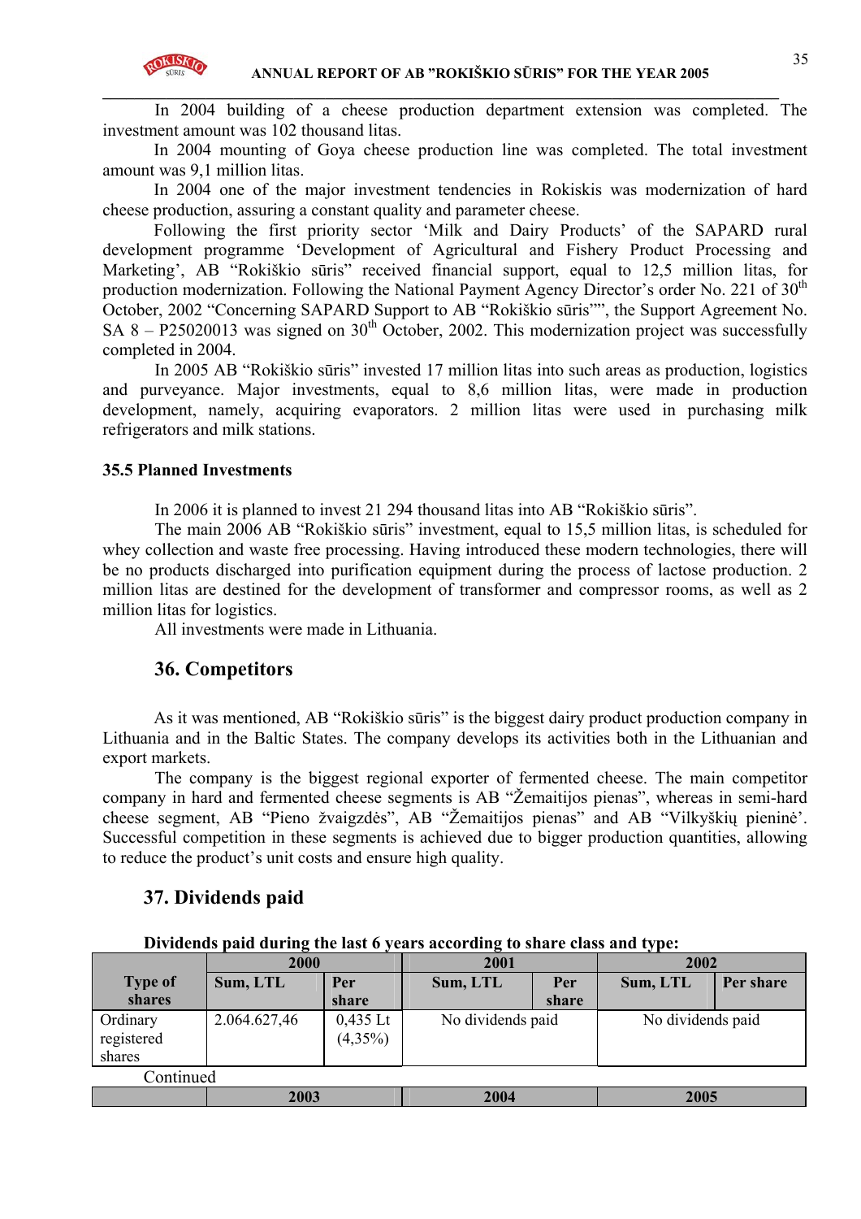In 2004 building of a cheese production department extension was completed. The investment amount was 102 thousand litas.

In 2004 mounting of Goya cheese production line was completed. The total investment amount was 9,1 million litas.

In 2004 one of the major investment tendencies in Rokiskis was modernization of hard cheese production, assuring a constant quality and parameter cheese.

Following the first priority sector 'Milk and Dairy Products' of the SAPARD rural development programme 'Development of Agricultural and Fishery Product Processing and Marketing', AB "Rokiškio sūris" received financial support, equal to 12,5 million litas, for production modernization. Following the National Payment Agency Director's order No. 221 of 30th October, 2002 "Concerning SAPARD Support to AB "Rokiškio sūris"", the Support Agreement No. SA 8 – P25020013 was signed on 30th October, 2002. This modernization project was successfully completed in 2004.

In 2005 AB "Rokiškio sūris" invested 17 million litas into such areas as production, logistics and purveyance. Major investments, equal to 8,6 million litas, were made in production development, namely, acquiring evaporators. 2 million litas were used in purchasing milk refrigerators and milk stations.

### 35.5 Planned Investments

In 2006 it is planned to invest 21 294 thousand litas into AB "Rokiškio sūris".

The main 2006 AB "Rokiškio sūris" investment, equal to 15,5 million litas, is scheduled for whey collection and waste free processing. Having introduced these modern technologies, there will be no products discharged into purification equipment during the process of lactose production. 2 million litas are destined for the development of transformer and compressor rooms, as well as 2 million litas for logistics.

All investments were made in Lithuania.

## 36. Competitors

As it was mentioned, AB "Rokiškio sūris" is the biggest dairy product production company in Lithuania and in the Baltic States. The company develops its activities both in the Lithuanian and export markets.

The company is the biggest regional exporter of fermented cheese. The main competitor company in hard and fermented cheese segments is AB "Žemaitijos pienas", whereas in semi-hard cheese segment, AB "Pieno žvaigzdės", AB "Žemaitijos pienas" and AB "Vilkyškių pieninė'. Successful competition in these segments is achieved due to bigger production quantities, allowing to reduce the product's unit costs and ensure high quality.

## 37. Dividends paid

**Dividends paid during the last 6 years according to share class and type:**

| Type of shares | 2000 | | 2001 | | 2002 | |
|---|---|---|---|---|---|---|
| | Sum, LTL | Per share | Sum, LTL | Per share | Sum, LTL | Per share |
| Ordinary registered shares | 2.064.627,46 | 0,435 Lt (4,35%) | No dividends paid | | No dividends paid | |

Continued

| | 2003 | 2004 | 2005 |
|---|---|---|---|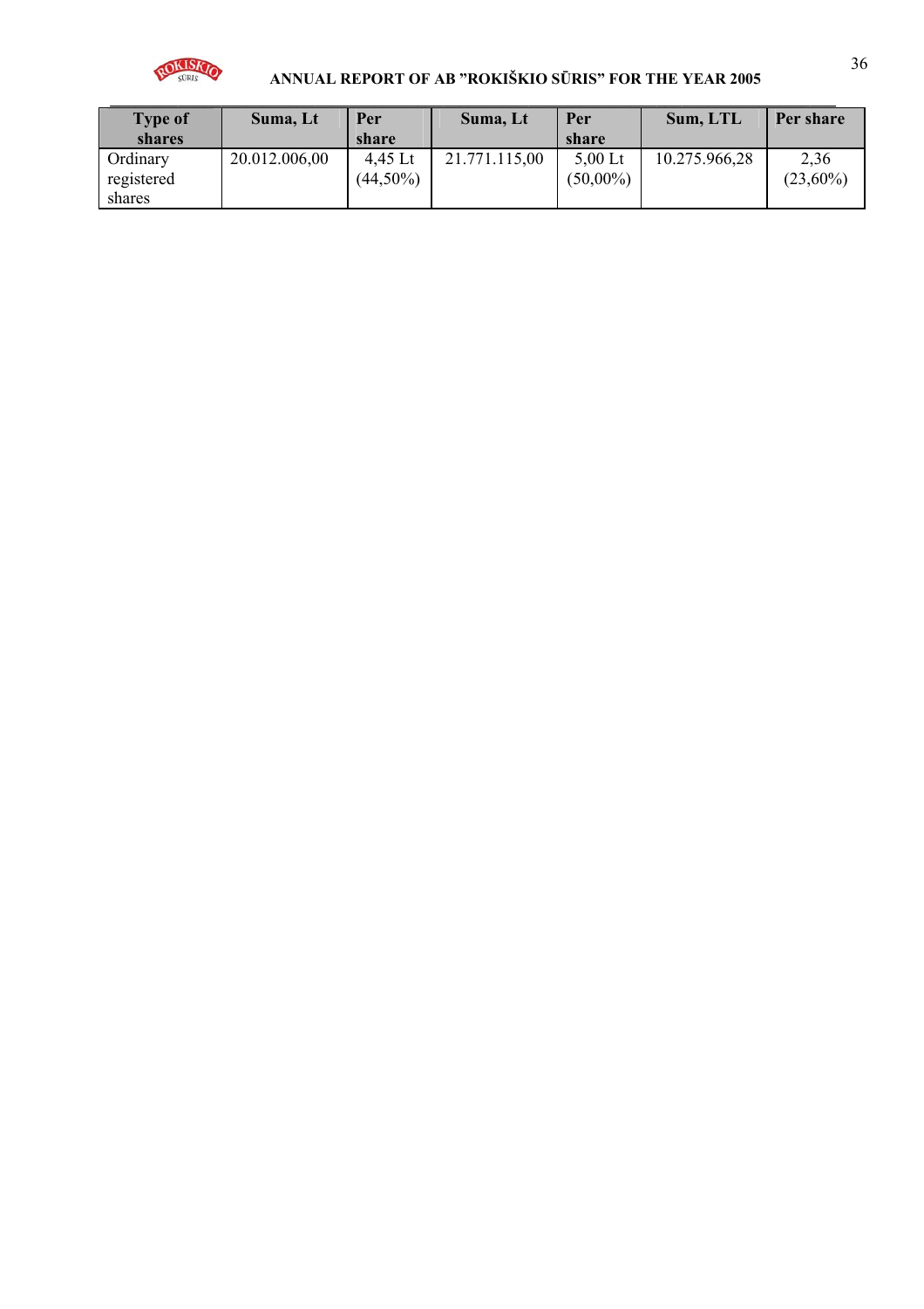| Type of shares | Suma, Lt | Per share | Suma, Lt | Per share | Sum, LTL | Per share |
|---|---|---|---|---|---|---|
| Ordinary registered shares | 20.012.006,00 | 4,45 Lt (44,50%) | 21.771.115,00 | 5,00 Lt (50,00%) | 10.275.966,28 | 2,36 (23,60%) |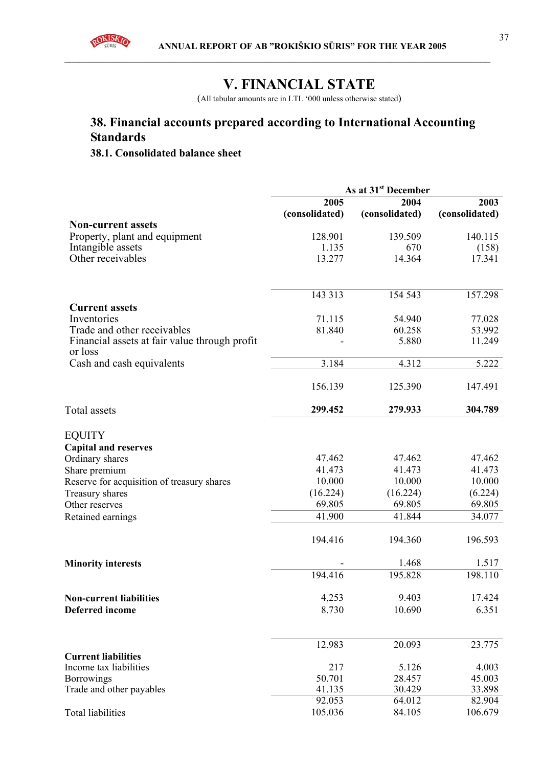# V. FINANCIAL STATE

(All tabular amounts are in LTL '000 unless otherwise stated)

## 38. Financial accounts prepared according to International Accounting Standards

### 38.1. Consolidated balance sheet

| | As at 31st December | | |
|---|---|---|---|
| | 2005 (consolidated) | 2004 (consolidated) | 2003 (consolidated) |
| **Non-current assets** | | | |
| Property, plant and equipment | 128.901 | 139.509 | 140.115 |
| Intangible assets | 1.135 | 670 | (158) |
| Other receivables | 13.277 | 14.364 | 17.341 |
| | 143 313 | 154 543 | 157.298 |
| **Current assets** | | | |
| Inventories | 71.115 | 54.940 | 77.028 |
| Trade and other receivables | 81.840 | 60.258 | 53.992 |
| Financial assets at fair value through profit or loss | - | 5.880 | 11.249 |
| Cash and cash equivalents | 3.184 | 4.312 | 5.222 |
| | 156.139 | 125.390 | 147.491 |
| Total assets | **299.452** | **279.933** | **304.789** |
| EQUITY | | | |
| **Capital and reserves** | | | |
| Ordinary shares | 47.462 | 47.462 | 47.462 |
| Share premium | 41.473 | 41.473 | 41.473 |
| Reserve for acquisition of treasury shares | 10.000 | 10.000 | 10.000 |
| Treasury shares | (16.224) | (16.224) | (6.224) |
| Other reserves | 69.805 | 69.805 | 69.805 |
| Retained earnings | 41.900 | 41.844 | 34.077 |
| | 194.416 | 194.360 | 196.593 |
| **Minority interests** | - | 1.468 | 1.517 |
| | 194.416 | 195.828 | 198.110 |
| **Non-current liabilities** | 4,253 | 9.403 | 17.424 |
| **Deferred income** | 8.730 | 10.690 | 6.351 |
| | 12.983 | 20.093 | 23.775 |
| **Current liabilities** | | | |
| Income tax liabilities | 217 | 5.126 | 4.003 |
| Borrowings | 50.701 | 28.457 | 45.003 |
| Trade and other payables | 41.135 | 30.429 | 33.898 |
| | 92.053 | 64.012 | 82.904 |
| Total liabilities | 105.036 | 84.105 | 106.679 |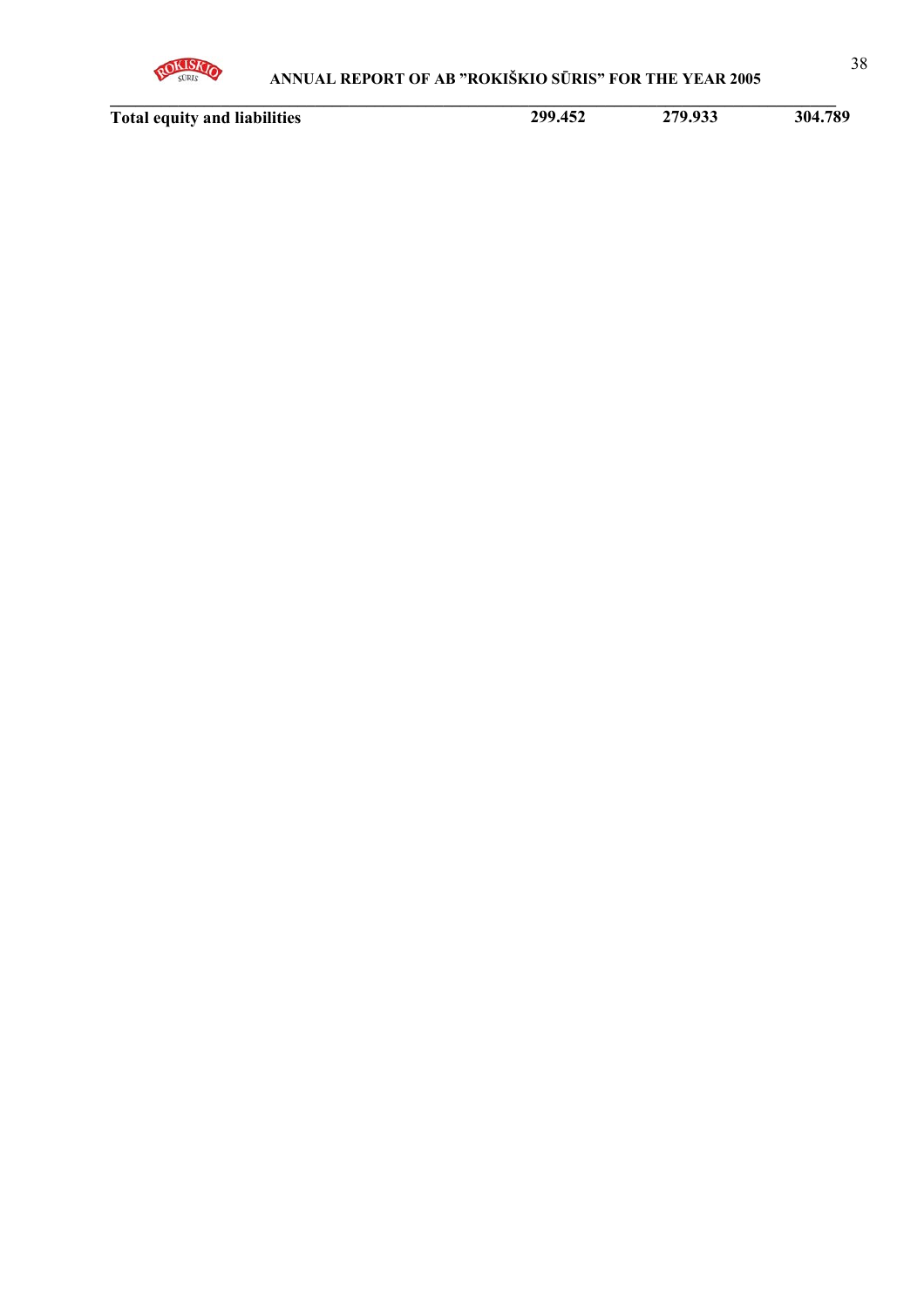| | | | |
|---|---|---|---|
| **Total equity and liabilities** | **299.452** | **279.933** | **304.789** |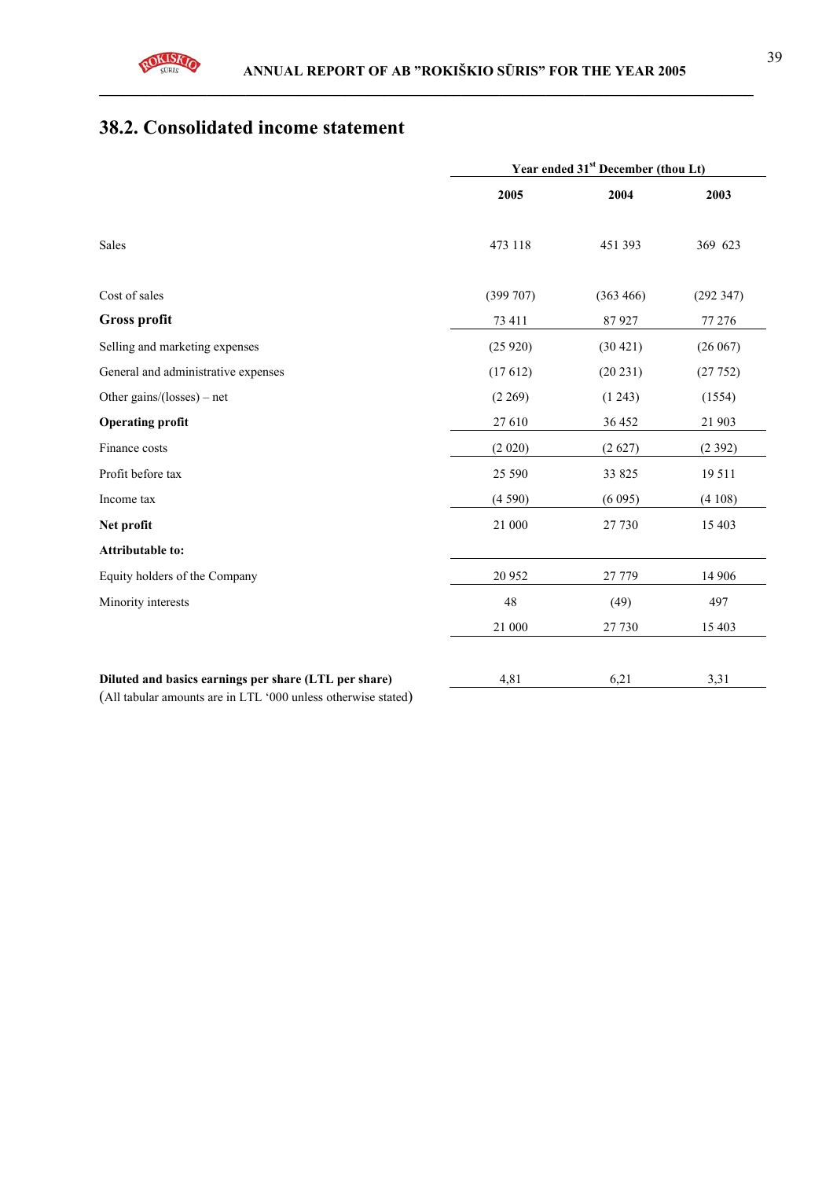## 38.2. Consolidated income statement

| | Year ended 31st December (thou Lt) | | |
|---|---|---|---|
| | 2005 | 2004 | 2003 |
| Sales | 473 118 | 451 393 | 369 623 |
| Cost of sales | (399 707) | (363 466) | (292 347) |
| **Gross profit** | 73 411 | 87 927 | 77 276 |
| Selling and marketing expenses | (25 920) | (30 421) | (26 067) |
| General and administrative expenses | (17 612) | (20 231) | (27 752) |
| Other gains/(losses) – net | (2 269) | (1 243) | (1554) |
| **Operating profit** | 27 610 | 36 452 | 21 903 |
| Finance costs | (2 020) | (2 627) | (2 392) |
| Profit before tax | 25 590 | 33 825 | 19 511 |
| Income tax | (4 590) | (6 095) | (4 108) |
| **Net profit** | 21 000 | 27 730 | 15 403 |
| **Attributable to:** | | | |
| Equity holders of the Company | 20 952 | 27 779 | 14 906 |
| Minority interests | 48 | (49) | 497 |
| | 21 000 | 27 730 | 15 403 |
| **Diluted and basics earnings per share (LTL per share)** | 4,81 | 6,21 | 3,31 |

(All tabular amounts are in LTL '000 unless otherwise stated)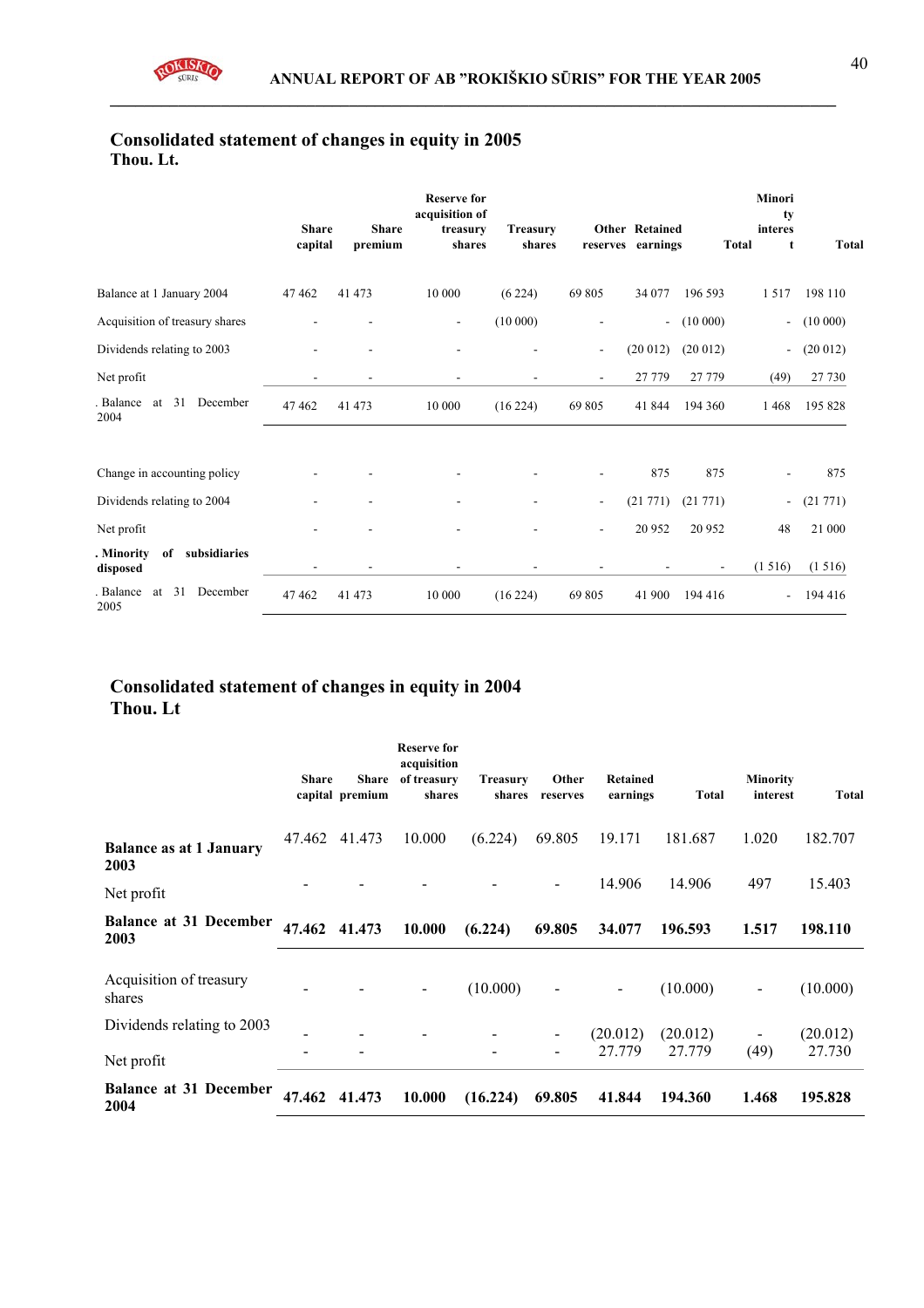## Consolidated statement of changes in equity in 2005
**Thou. Lt.**

| | Share capital | Share premium | Reserve for acquisition of treasury shares | Treasury shares | Other reserves | Retained earnings | Total | Minority interest | Total |
|---|---|---|---|---|---|---|---|---|---|
| Balance at 1 January 2004 | 47 462 | 41 473 | 10 000 | (6 224) | 69 805 | 34 077 | 196 593 | 1 517 | 198 110 |
| Acquisition of treasury shares | - | - | - | (10 000) | - | - | (10 000) | - | (10 000) |
| Dividends relating to 2003 | - | - | - | - | - | (20 012) | (20 012) | - | (20 012) |
| Net profit | - | - | - | - | - | 27 779 | 27 779 | (49) | 27 730 |
| . Balance at 31 December 2004 | 47 462 | 41 473 | 10 000 | (16 224) | 69 805 | 41 844 | 194 360 | 1 468 | 195 828 |
| Change in accounting policy | - | - | - | - | - | 875 | 875 | - | 875 |
| Dividends relating to 2004 | - | - | - | - | - | (21 771) | (21 771) | - | (21 771) |
| Net profit | - | - | - | - | - | 20 952 | 20 952 | 48 | 21 000 |
| **. Minority of subsidiaries disposed** | - | - | - | - | - | - | - | (1 516) | (1 516) |
| . Balance at 31 December 2005 | 47 462 | 41 473 | 10 000 | (16 224) | 69 805 | 41 900 | 194 416 | - | 194 416 |

## Consolidated statement of changes in equity in 2004
**Thou. Lt**

| | Share capital | Share premium | Reserve for acquisition of treasury shares | Treasury shares | Other reserves | Retained earnings | Total | Minority interest | Total |
|---|---|---|---|---|---|---|---|---|---|
| **Balance as at 1 January 2003** | 47.462 | 41.473 | 10.000 | (6.224) | 69.805 | 19.171 | 181.687 | 1.020 | 182.707 |
| Net profit | - | - | - | - | - | 14.906 | 14.906 | 497 | 15.403 |
| **Balance at 31 December 2003** | **47.462** | **41.473** | **10.000** | **(6.224)** | **69.805** | **34.077** | **196.593** | **1.517** | **198.110** |
| Acquisition of treasury shares | - | - | - | (10.000) | - | - | (10.000) | - | (10.000) |
| Dividends relating to 2003 | - | - | - | - | - | (20.012) | (20.012) | - | (20.012) |
| Net profit | - | - | | - | - | 27.779 | 27.779 | (49) | 27.730 |
| **Balance at 31 December 2004** | **47.462** | **41.473** | **10.000** | **(16.224)** | **69.805** | **41.844** | **194.360** | **1.468** | **195.828** |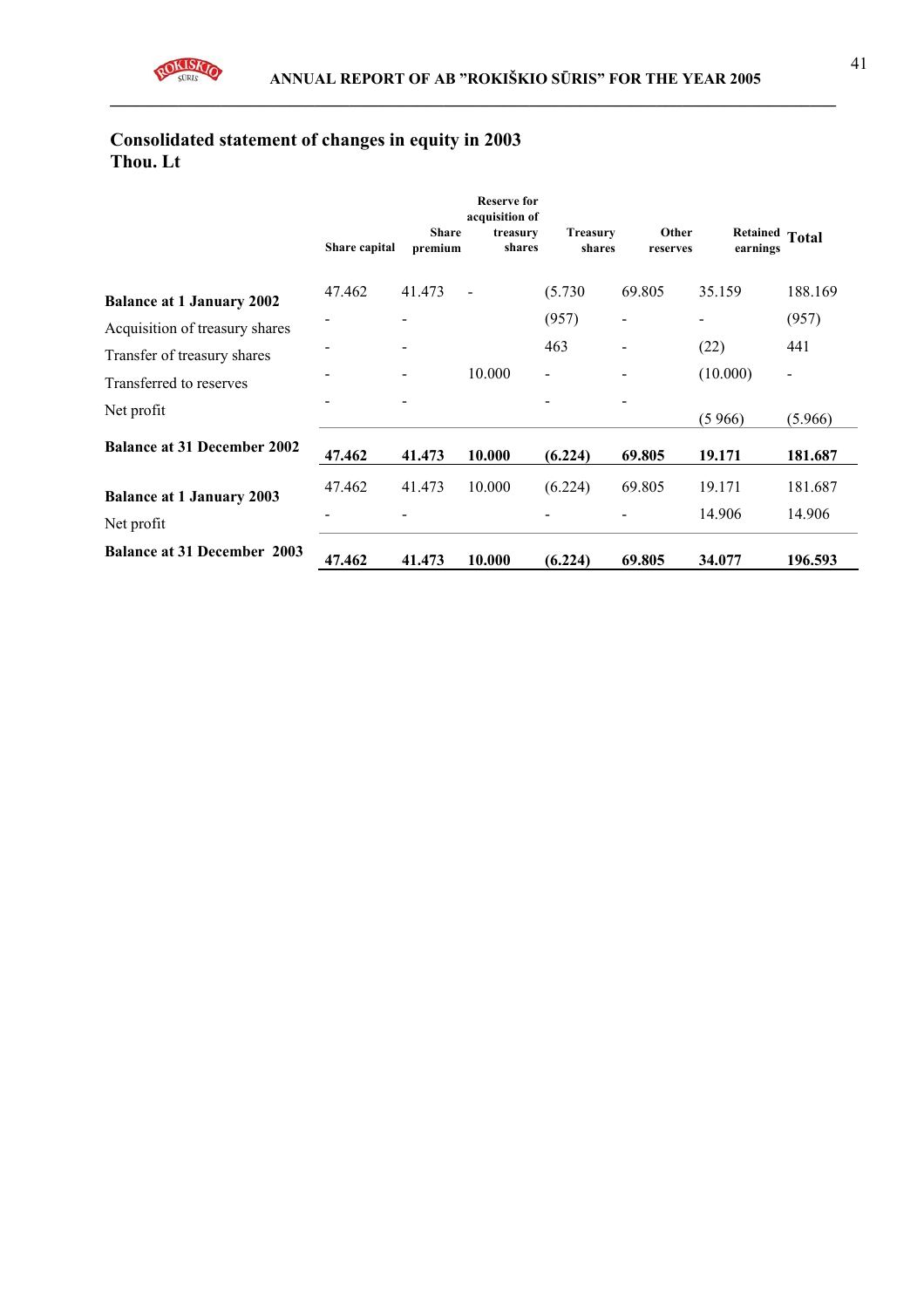## Consolidated statement of changes in equity in 2003
## Thou. Lt

| | Share capital | Share premium | Reserve for acquisition of treasury shares | Treasury shares | Other reserves | Retained earnings | Total |
|---|---|---|---|---|---|---|---|
| **Balance at 1 January 2002** | 47.462 | 41.473 | - | (5.730 | 69.805 | 35.159 | 188.169 |
| Acquisition of treasury shares | - | - | | (957) | - | - | (957) |
| Transfer of treasury shares | - | - | | 463 | - | (22) | 441 |
| Transferred to reserves | - | - | 10.000 | - | - | (10.000) | - |
| Net profit | - | - | | - | - | (5 966) | (5.966) |
| **Balance at 31 December 2002** | **47.462** | **41.473** | **10.000** | **(6.224)** | **69.805** | **19.171** | **181.687** |
| **Balance at 1 January 2003** | 47.462 | 41.473 | 10.000 | (6.224) | 69.805 | 19.171 | 181.687 |
| Net profit | - | - | | - | - | 14.906 | 14.906 |
| **Balance at 31 December 2003** | **47.462** | **41.473** | **10.000** | **(6.224)** | **69.805** | **34.077** | **196.593** |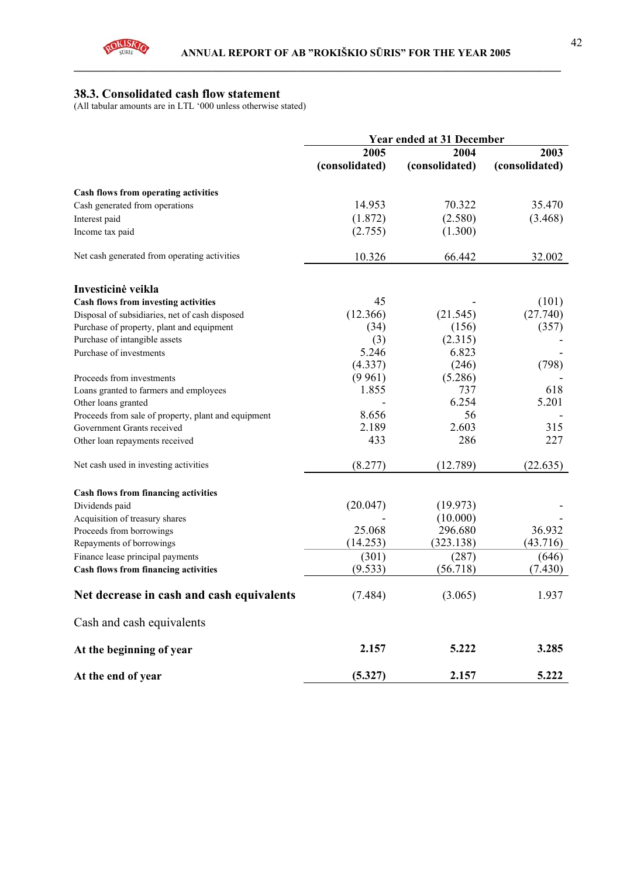## 38.3. Consolidated cash flow statement

(All tabular amounts are in LTL '000 unless otherwise stated)

| | Year ended at 31 December | | |
|---|---|---|---|
| | 2005 (consolidated) | 2004 (consolidated) | 2003 (consolidated) |
| **Cash flows from operating activities** | | | |
| Cash generated from operations | 14.953 | 70.322 | 35.470 |
| Interest paid | (1.872) | (2.580) | (3.468) |
| Income tax paid | (2.755) | (1.300) | |
| Net cash generated from operating activities | 10.326 | 66.442 | 32.002 |
| **Investicinė veikla** | | | |
| **Cash flows from investing activities** | 45 | - | (101) |
| Disposal of subsidiaries, net of cash disposed | (12.366) | (21.545) | (27.740) |
| Purchase of property, plant and equipment | (34) | (156) | (357) |
| Purchase of intangible assets | (3) | (2.315) | - |
| Purchase of investments | 5.246 | 6.823 | - |
| | (4.337) | (246) | (798) |
| Proceeds from investments | (9 961) | (5.286) | - |
| Loans granted to farmers and employees | 1.855 | 737 | 618 |
| Other loans granted | - | 6.254 | 5.201 |
| Proceeds from sale of property, plant and equipment | 8.656 | 56 | - |
| Government Grants received | 2.189 | 2.603 | 315 |
| Other loan repayments received | 433 | 286 | 227 |
| Net cash used in investing activities | (8.277) | (12.789) | (22.635) |
| **Cash flows from financing activities** | | | |
| Dividends paid | (20.047) | (19.973) | - |
| Acquisition of treasury shares | - | (10.000) | - |
| Proceeds from borrowings | 25.068 | 296.680 | 36.932 |
| Repayments of borrowings | (14.253) | (323.138) | (43.716) |
| Finance lease principal payments | (301) | (287) | (646) |
| **Cash flows from financing activities** | (9.533) | (56.718) | (7.430) |
| **Net decrease in cash and cash equivalents** | (7.484) | (3.065) | 1.937 |
| Cash and cash equivalents | | | |
| **At the beginning of year** | **2.157** | **5.222** | **3.285** |
| **At the end of year** | **(5.327)** | **2.157** | **5.222** |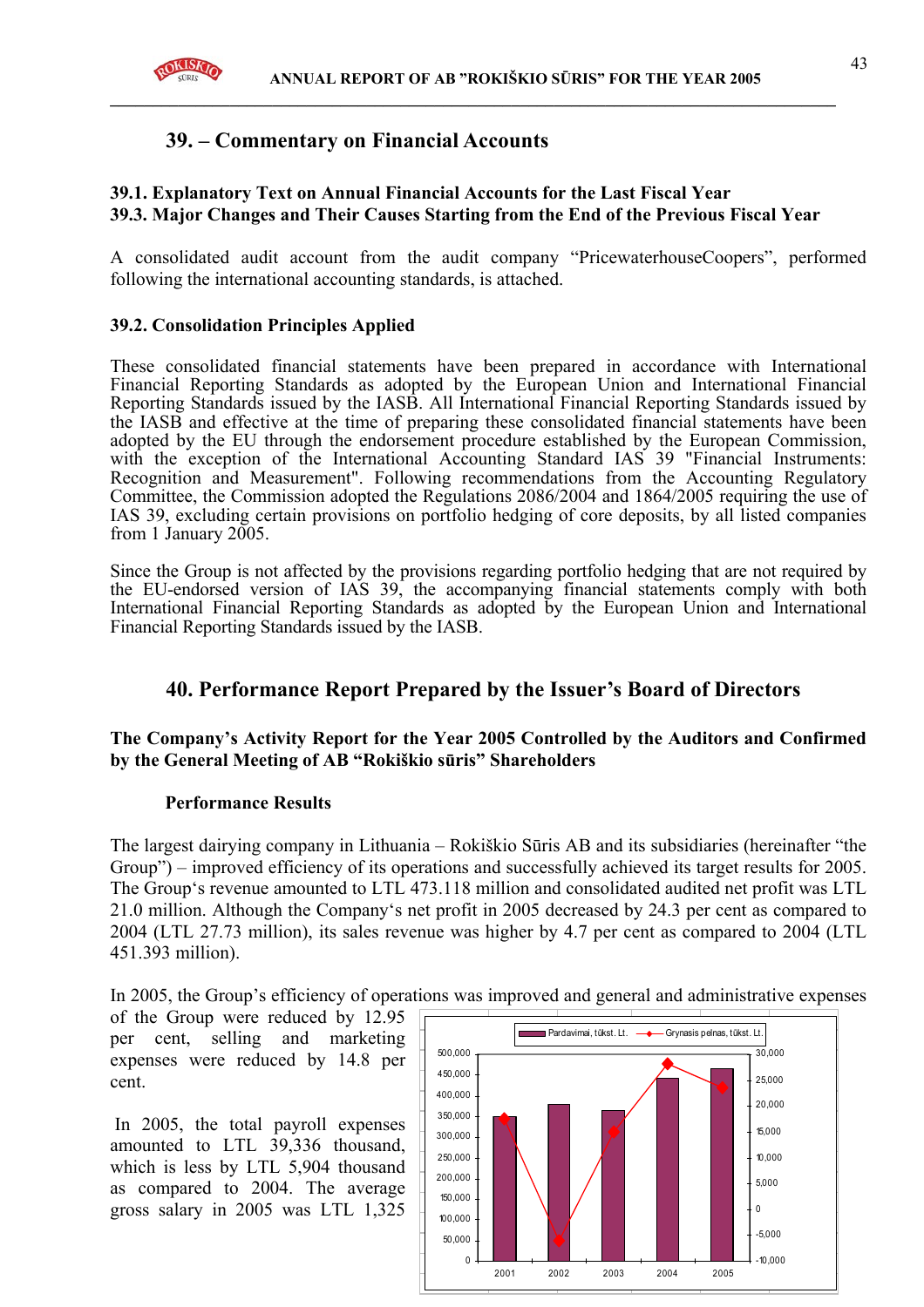# 39. – Commentary on Financial Accounts

### 39.1. Explanatory Text on Annual Financial Accounts for the Last Fiscal Year
### 39.3. Major Changes and Their Causes Starting from the End of the Previous Fiscal Year

A consolidated audit account from the audit company "PricewaterhouseCoopers", performed following the international accounting standards, is attached.

### 39.2. Consolidation Principles Applied

These consolidated financial statements have been prepared in accordance with International Financial Reporting Standards as adopted by the European Union and International Financial Reporting Standards issued by the IASB. All International Financial Reporting Standards issued by the IASB and effective at the time of preparing these consolidated financial statements have been adopted by the EU through the endorsement procedure established by the European Commission, with the exception of the International Accounting Standard IAS 39 "Financial Instruments: Recognition and Measurement". Following recommendations from the Accounting Regulatory Committee, the Commission adopted the Regulations 2086/2004 and 1864/2005 requiring the use of IAS 39, excluding certain provisions on portfolio hedging of core deposits, by all listed companies from 1 January 2005.

Since the Group is not affected by the provisions regarding portfolio hedging that are not required by the EU-endorsed version of IAS 39, the accompanying financial statements comply with both International Financial Reporting Standards as adopted by the European Union and International Financial Reporting Standards issued by the IASB.

# 40. Performance Report Prepared by the Issuer's Board of Directors

**The Company's Activity Report for the Year 2005 Controlled by the Auditors and Confirmed by the General Meeting of AB "Rokiškio sūris" Shareholders**

**Performance Results**

The largest dairying company in Lithuania – Rokiškio Sūris AB and its subsidiaries (hereinafter "the Group") – improved efficiency of its operations and successfully achieved its target results for 2005. The Group's revenue amounted to LTL 473.118 million and consolidated audited net profit was LTL 21.0 million. Although the Company's net profit in 2005 decreased by 24.3 per cent as compared to 2004 (LTL 27.73 million), its sales revenue was higher by 4.7 per cent as compared to 2004 (LTL 451.393 million).

In 2005, the Group's efficiency of operations was improved and general and administrative expenses of the Group were reduced by 12.95 per cent, selling and marketing expenses were reduced by 14.8 per cent.

In 2005, the total payroll expenses amounted to LTL 39,336 thousand, which is less by LTL 5,904 thousand as compared to 2004. The average gross salary in 2005 was LTL 1,325

Pardavimai, tūkst. Lt. — Grynasis pelnas, tūkst. Lt.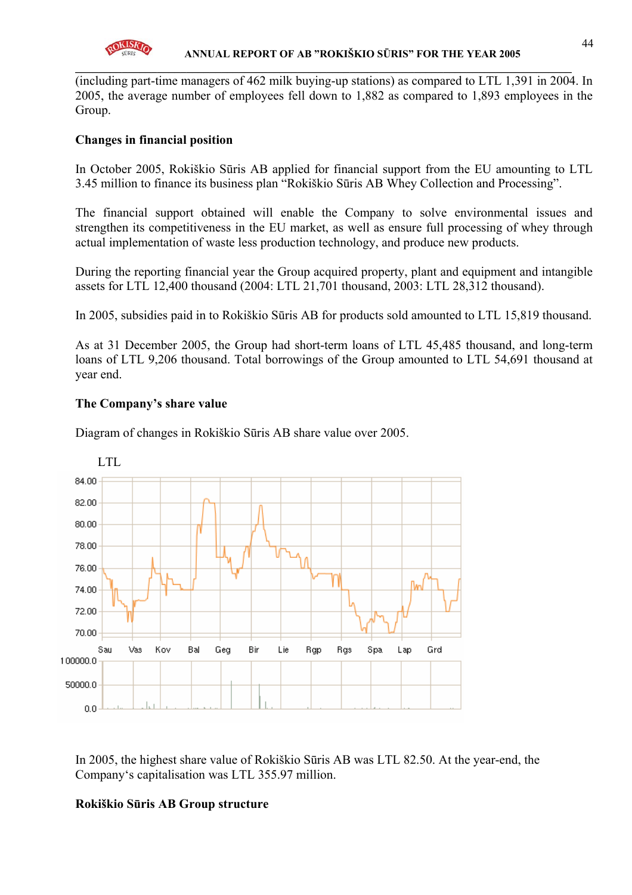(including part-time managers of 462 milk buying-up stations) as compared to LTL 1,391 in 2004. In 2005, the average number of employees fell down to 1,882 as compared to 1,893 employees in the Group.

**Changes in financial position**

In October 2005, Rokiškio Sūris AB applied for financial support from the EU amounting to LTL 3.45 million to finance its business plan "Rokiškio Sūris AB Whey Collection and Processing".

The financial support obtained will enable the Company to solve environmental issues and strengthen its competitiveness in the EU market, as well as ensure full processing of whey through actual implementation of waste less production technology, and produce new products.

During the reporting financial year the Group acquired property, plant and equipment and intangible assets for LTL 12,400 thousand (2004: LTL 21,701 thousand, 2003: LTL 28,312 thousand).

In 2005, subsidies paid in to Rokiškio Sūris AB for products sold amounted to LTL 15,819 thousand.

As at 31 December 2005, the Group had short-term loans of LTL 45,485 thousand, and long-term loans of LTL 9,206 thousand. Total borrowings of the Group amounted to LTL 54,691 thousand at year end.

**The Company's share value**

Diagram of changes in Rokiškio Sūris AB share value over 2005.

In 2005, the highest share value of Rokiškio Sūris AB was LTL 82.50. At the year-end, the Company's capitalisation was LTL 355.97 million.

**Rokiškio Sūris AB Group structure**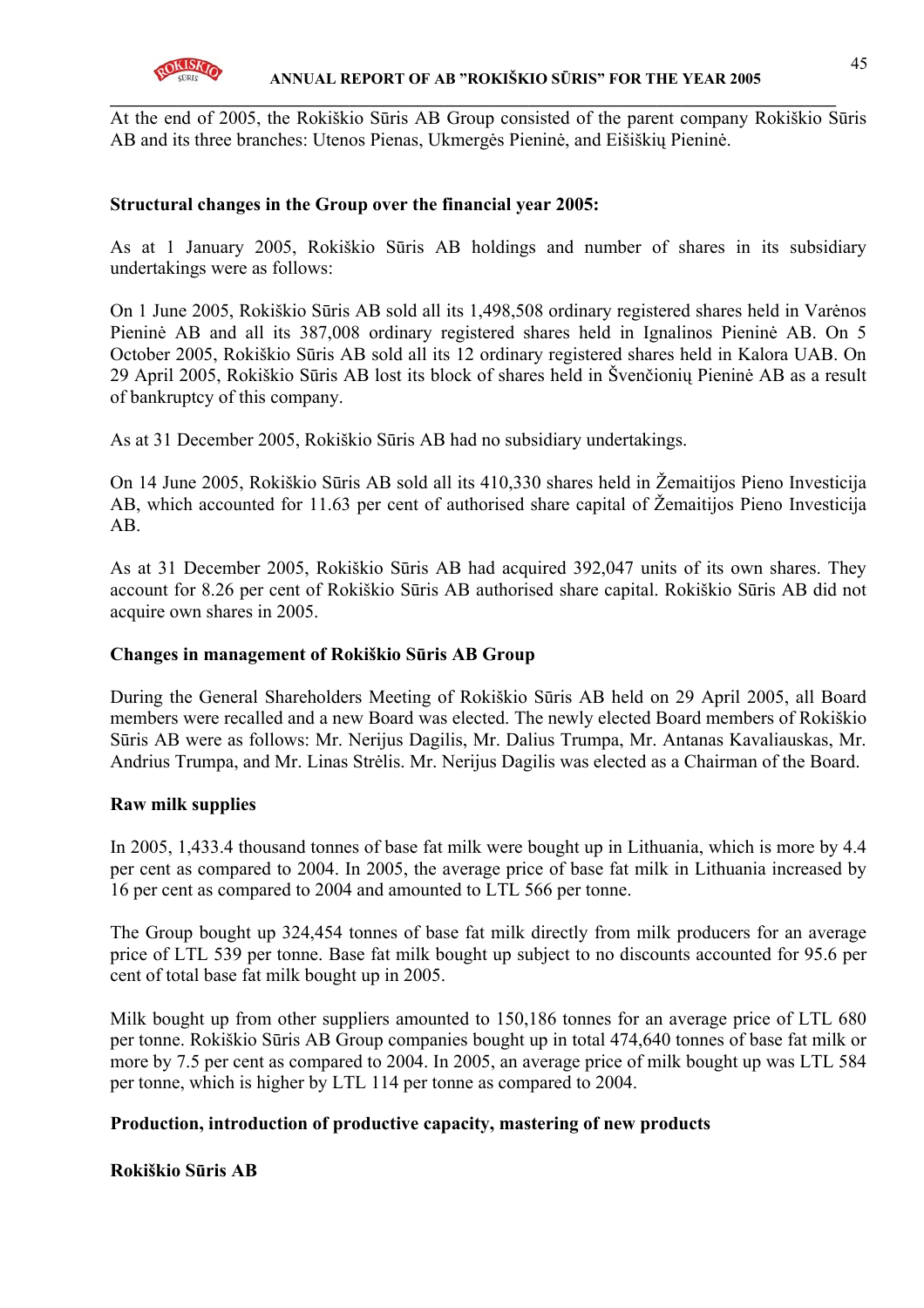At the end of 2005, the Rokiškio Sūris AB Group consisted of the parent company Rokiškio Sūris AB and its three branches: Utenos Pienas, Ukmergės Pieninė, and Eišiškių Pieninė.

**Structural changes in the Group over the financial year 2005:**

As at 1 January 2005, Rokiškio Sūris AB holdings and number of shares in its subsidiary undertakings were as follows:

On 1 June 2005, Rokiškio Sūris AB sold all its 1,498,508 ordinary registered shares held in Varėnos Pieninė AB and all its 387,008 ordinary registered shares held in Ignalinos Pieninė AB. On 5 October 2005, Rokiškio Sūris AB sold all its 12 ordinary registered shares held in Kalora UAB. On 29 April 2005, Rokiškio Sūris AB lost its block of shares held in Švenčionių Pieninė AB as a result of bankruptcy of this company.

As at 31 December 2005, Rokiškio Sūris AB had no subsidiary undertakings.

On 14 June 2005, Rokiškio Sūris AB sold all its 410,330 shares held in Žemaitijos Pieno Investicija AB, which accounted for 11.63 per cent of authorised share capital of Žemaitijos Pieno Investicija AB.

As at 31 December 2005, Rokiškio Sūris AB had acquired 392,047 units of its own shares. They account for 8.26 per cent of Rokiškio Sūris AB authorised share capital. Rokiškio Sūris AB did not acquire own shares in 2005.

**Changes in management of Rokiškio Sūris AB Group**

During the General Shareholders Meeting of Rokiškio Sūris AB held on 29 April 2005, all Board members were recalled and a new Board was elected. The newly elected Board members of Rokiškio Sūris AB were as follows: Mr. Nerijus Dagilis, Mr. Dalius Trumpa, Mr. Antanas Kavaliauskas, Mr. Andrius Trumpa, and Mr. Linas Strėlis. Mr. Nerijus Dagilis was elected as a Chairman of the Board.

**Raw milk supplies**

In 2005, 1,433.4 thousand tonnes of base fat milk were bought up in Lithuania, which is more by 4.4 per cent as compared to 2004. In 2005, the average price of base fat milk in Lithuania increased by 16 per cent as compared to 2004 and amounted to LTL 566 per tonne.

The Group bought up 324,454 tonnes of base fat milk directly from milk producers for an average price of LTL 539 per tonne. Base fat milk bought up subject to no discounts accounted for 95.6 per cent of total base fat milk bought up in 2005.

Milk bought up from other suppliers amounted to 150,186 tonnes for an average price of LTL 680 per tonne. Rokiškio Sūris AB Group companies bought up in total 474,640 tonnes of base fat milk or more by 7.5 per cent as compared to 2004. In 2005, an average price of milk bought up was LTL 584 per tonne, which is higher by LTL 114 per tonne as compared to 2004.

**Production, introduction of productive capacity, mastering of new products**

**Rokiškio Sūris AB**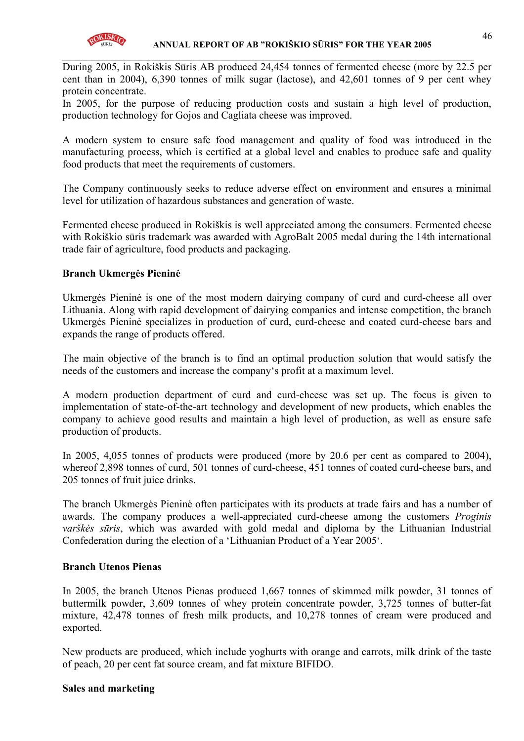During 2005, in Rokiškis Sūris AB produced 24,454 tonnes of fermented cheese (more by 22.5 per cent than in 2004), 6,390 tonnes of milk sugar (lactose), and 42,601 tonnes of 9 per cent whey protein concentrate.
In 2005, for the purpose of reducing production costs and sustain a high level of production, production technology for Gojos and Cagliata cheese was improved.

A modern system to ensure safe food management and quality of food was introduced in the manufacturing process, which is certified at a global level and enables to produce safe and quality food products that meet the requirements of customers.

The Company continuously seeks to reduce adverse effect on environment and ensures a minimal level for utilization of hazardous substances and generation of waste.

Fermented cheese produced in Rokiškis is well appreciated among the consumers. Fermented cheese with Rokiškio sūris trademark was awarded with AgroBalt 2005 medal during the 14th international trade fair of agriculture, food products and packaging.

**Branch Ukmergės Pieninė**

Ukmergės Pieninė is one of the most modern dairying company of curd and curd-cheese all over Lithuania. Along with rapid development of dairying companies and intense competition, the branch Ukmergės Pieninė specializes in production of curd, curd-cheese and coated curd-cheese bars and expands the range of products offered.

The main objective of the branch is to find an optimal production solution that would satisfy the needs of the customers and increase the company's profit at a maximum level.

A modern production department of curd and curd-cheese was set up. The focus is given to implementation of state-of-the-art technology and development of new products, which enables the company to achieve good results and maintain a high level of production, as well as ensure safe production of products.

In 2005, 4,055 tonnes of products were produced (more by 20.6 per cent as compared to 2004), whereof 2,898 tonnes of curd, 501 tonnes of curd-cheese, 451 tonnes of coated curd-cheese bars, and 205 tonnes of fruit juice drinks.

The branch Ukmergės Pieninė often participates with its products at trade fairs and has a number of awards. The company produces a well-appreciated curd-cheese among the customers *Proginis varškės sūris*, which was awarded with gold medal and diploma by the Lithuanian Industrial Confederation during the election of a 'Lithuanian Product of a Year 2005'.

**Branch Utenos Pienas**

In 2005, the branch Utenos Pienas produced 1,667 tonnes of skimmed milk powder, 31 tonnes of buttermilk powder, 3,609 tonnes of whey protein concentrate powder, 3,725 tonnes of butter-fat mixture, 42,478 tonnes of fresh milk products, and 10,278 tonnes of cream were produced and exported.

New products are produced, which include yoghurts with orange and carrots, milk drink of the taste of peach, 20 per cent fat source cream, and fat mixture BIFIDO.

**Sales and marketing**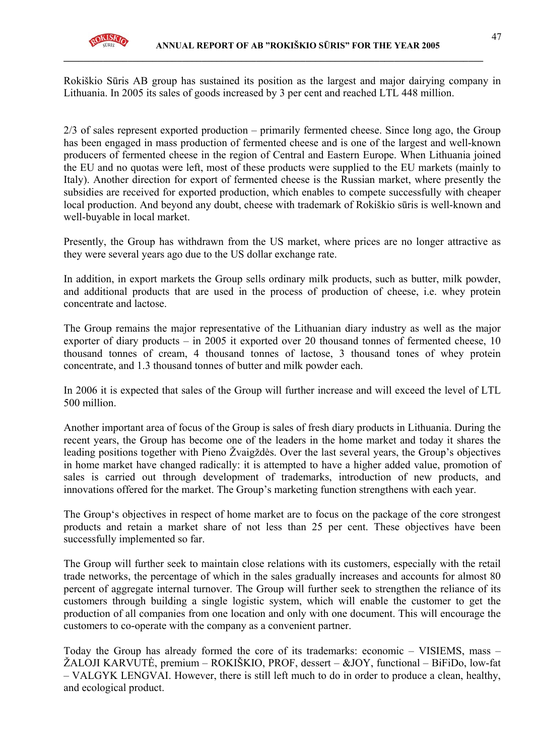Rokiškio Sūris AB group has sustained its position as the largest and major dairying company in Lithuania. In 2005 its sales of goods increased by 3 per cent and reached LTL 448 million.

2/3 of sales represent exported production – primarily fermented cheese. Since long ago, the Group has been engaged in mass production of fermented cheese and is one of the largest and well-known producers of fermented cheese in the region of Central and Eastern Europe. When Lithuania joined the EU and no quotas were left, most of these products were supplied to the EU markets (mainly to Italy). Another direction for export of fermented cheese is the Russian market, where presently the subsidies are received for exported production, which enables to compete successfully with cheaper local production. And beyond any doubt, cheese with trademark of Rokiškio sūris is well-known and well-buyable in local market.

Presently, the Group has withdrawn from the US market, where prices are no longer attractive as they were several years ago due to the US dollar exchange rate.

In addition, in export markets the Group sells ordinary milk products, such as butter, milk powder, and additional products that are used in the process of production of cheese, i.e. whey protein concentrate and lactose.

The Group remains the major representative of the Lithuanian diary industry as well as the major exporter of diary products – in 2005 it exported over 20 thousand tonnes of fermented cheese, 10 thousand tonnes of cream, 4 thousand tonnes of lactose, 3 thousand tones of whey protein concentrate, and 1.3 thousand tonnes of butter and milk powder each.

In 2006 it is expected that sales of the Group will further increase and will exceed the level of LTL 500 million.

Another important area of focus of the Group is sales of fresh diary products in Lithuania. During the recent years, the Group has become one of the leaders in the home market and today it shares the leading positions together with Pieno Žvaigždės. Over the last several years, the Group's objectives in home market have changed radically: it is attempted to have a higher added value, promotion of sales is carried out through development of trademarks, introduction of new products, and innovations offered for the market. The Group's marketing function strengthens with each year.

The Group's objectives in respect of home market are to focus on the package of the core strongest products and retain a market share of not less than 25 per cent. These objectives have been successfully implemented so far.

The Group will further seek to maintain close relations with its customers, especially with the retail trade networks, the percentage of which in the sales gradually increases and accounts for almost 80 percent of aggregate internal turnover. The Group will further seek to strengthen the reliance of its customers through building a single logistic system, which will enable the customer to get the production of all companies from one location and only with one document. This will encourage the customers to co-operate with the company as a convenient partner.

Today the Group has already formed the core of its trademarks: economic – VISIEMS, mass – ŽALOJI KARVUTĖ, premium – ROKIŠKIO, PROF, dessert – &JOY, functional – BiFiDo, low-fat – VALGYK LENGVAI. However, there is still left much to do in order to produce a clean, healthy, and ecological product.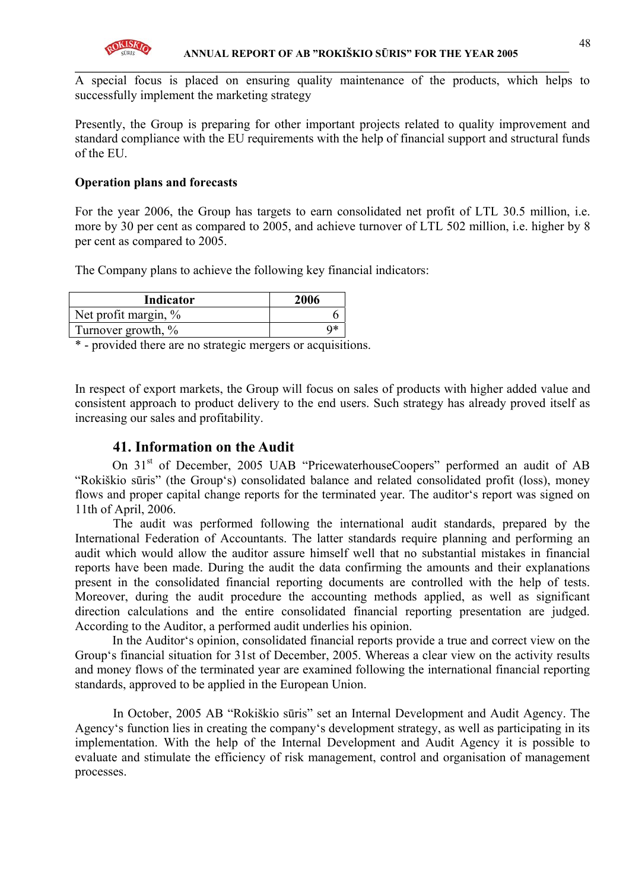A special focus is placed on ensuring quality maintenance of the products, which helps to successfully implement the marketing strategy

Presently, the Group is preparing for other important projects related to quality improvement and standard compliance with the EU requirements with the help of financial support and structural funds of the EU.

**Operation plans and forecasts**

For the year 2006, the Group has targets to earn consolidated net profit of LTL 30.5 million, i.e. more by 30 per cent as compared to 2005, and achieve turnover of LTL 502 million, i.e. higher by 8 per cent as compared to 2005.

The Company plans to achieve the following key financial indicators:

| Indicator | 2006 |
|---|---|
| Net profit margin, % | 6 |
| Turnover growth, % | 9* |

* - provided there are no strategic mergers or acquisitions.

In respect of export markets, the Group will focus on sales of products with higher added value and consistent approach to product delivery to the end users. Such strategy has already proved itself as increasing our sales and profitability.

## 41. Information on the Audit

On 31st of December, 2005 UAB "PricewaterhouseCoopers" performed an audit of AB "Rokiškio sūris" (the Group's) consolidated balance and related consolidated profit (loss), money flows and proper capital change reports for the terminated year. The auditor's report was signed on 11th of April, 2006.

The audit was performed following the international audit standards, prepared by the International Federation of Accountants. The latter standards require planning and performing an audit which would allow the auditor assure himself well that no substantial mistakes in financial reports have been made. During the audit the data confirming the amounts and their explanations present in the consolidated financial reporting documents are controlled with the help of tests. Moreover, during the audit procedure the accounting methods applied, as well as significant direction calculations and the entire consolidated financial reporting presentation are judged. According to the Auditor, a performed audit underlies his opinion.

In the Auditor's opinion, consolidated financial reports provide a true and correct view on the Group's financial situation for 31st of December, 2005. Whereas a clear view on the activity results and money flows of the terminated year are examined following the international financial reporting standards, approved to be applied in the European Union.

In October, 2005 AB "Rokiškio sūris" set an Internal Development and Audit Agency. The Agency's function lies in creating the company's development strategy, as well as participating in its implementation. With the help of the Internal Development and Audit Agency it is possible to evaluate and stimulate the efficiency of risk management, control and organisation of management processes.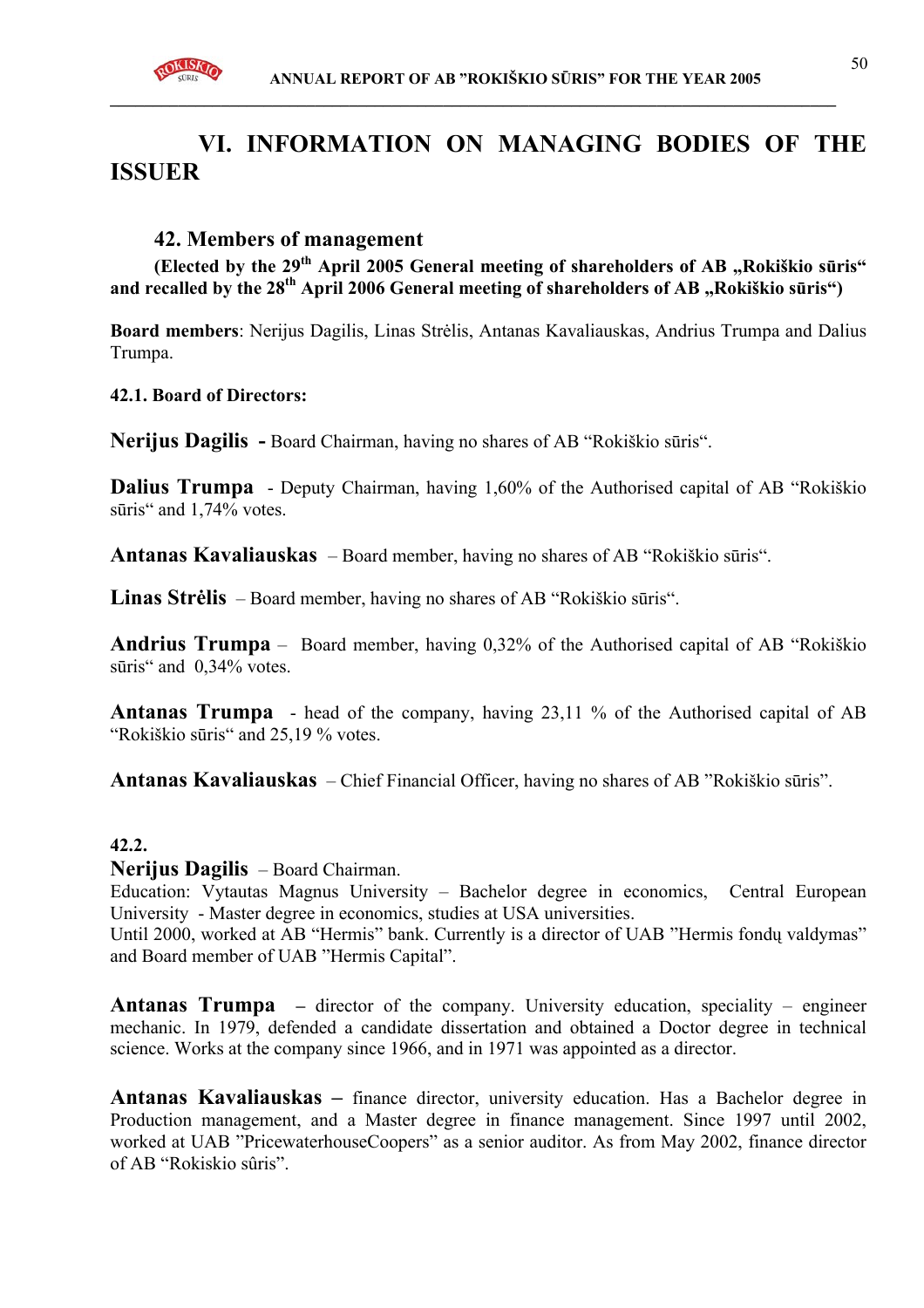# VI. INFORMATION ON MANAGING BODIES OF THE ISSUER

## 42. Members of management

**(Elected by the 29th April 2005 General meeting of shareholders of AB „Rokiškio sūris“ and recalled by the 28th April 2006 General meeting of shareholders of AB „Rokiškio sūris“)**

**Board members**: Nerijus Dagilis, Linas Strėlis, Antanas Kavaliauskas, Andrius Trumpa and Dalius Trumpa.

**42.1. Board of Directors:**

**Nerijus Dagilis -** Board Chairman, having no shares of AB “Rokiškio sūris“.

**Dalius Trumpa** - Deputy Chairman, having 1,60% of the Authorised capital of AB “Rokiškio sūris“ and 1,74% votes.

**Antanas Kavaliauskas** – Board member, having no shares of AB “Rokiškio sūris“.

**Linas Strėlis** – Board member, having no shares of AB “Rokiškio sūris“.

**Andrius Trumpa** – Board member, having 0,32% of the Authorised capital of AB “Rokiškio sūris“ and 0,34% votes.

**Antanas Trumpa** - head of the company, having 23,11 % of the Authorised capital of AB “Rokiškio sūris“ and 25,19 % votes.

**Antanas Kavaliauskas** – Chief Financial Officer, having no shares of AB ”Rokiškio sūris”.

**42.2.**

**Nerijus Dagilis** – Board Chairman.
Education: Vytautas Magnus University – Bachelor degree in economics, Central European University - Master degree in economics, studies at USA universities.
Until 2000, worked at AB “Hermis” bank. Currently is a director of UAB ”Hermis fondų valdymas” and Board member of UAB ”Hermis Capital”.

**Antanas Trumpa** – director of the company. University education, speciality – engineer mechanic. In 1979, defended a candidate dissertation and obtained a Doctor degree in technical science. Works at the company since 1966, and in 1971 was appointed as a director.

**Antanas Kavaliauskas –** finance director, university education. Has a Bachelor degree in Production management, and a Master degree in finance management. Since 1997 until 2002, worked at UAB ”PricewaterhouseCoopers” as a senior auditor. As from May 2002, finance director of AB “Rokiskio sûris”.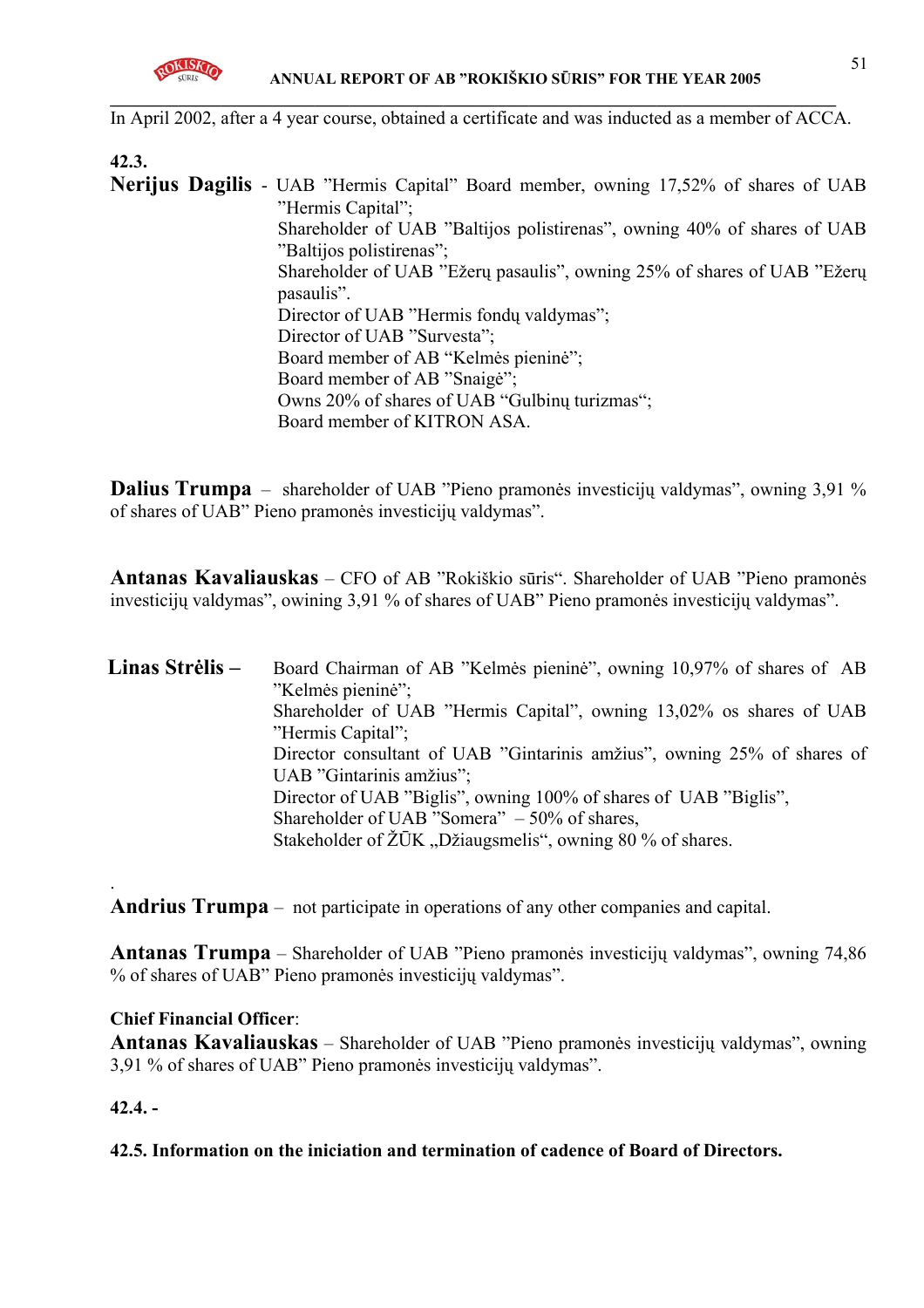In April 2002, after a 4 year course, obtained a certificate and was inducted as a member of ACCA.

**42.3.**

**Nerijus Dagilis** - UAB ”Hermis Capital” Board member, owning 17,52% of shares of UAB ”Hermis Capital”;
Shareholder of UAB ”Baltijos polistirenas”, owning 40% of shares of UAB ”Baltijos polistirenas”;
Shareholder of UAB ”Ežerų pasaulis”, owning 25% of shares of UAB ”Ežerų pasaulis”.
Director of UAB ”Hermis fondų valdymas”;
Director of UAB ”Survesta”;
Board member of AB “Kelmės pieninė”;
Board member of AB ”Snaigė”;
Owns 20% of shares of UAB “Gulbinų turizmas“;
Board member of KITRON ASA.

**Dalius Trumpa** – shareholder of UAB ”Pieno pramonės investicijų valdymas”, owning 3,91 % of shares of UAB” Pieno pramonės investicijų valdymas”.

**Antanas Kavaliauskas** – CFO of AB ”Rokiškio sūris“. Shareholder of UAB ”Pieno pramonės investicijų valdymas”, owining 3,91 % of shares of UAB” Pieno pramonės investicijų valdymas”.

**Linas Strėlis –** Board Chairman of AB ”Kelmės pieninė”, owning 10,97% of shares of AB ”Kelmės pieninė”;
Shareholder of UAB ”Hermis Capital”, owning 13,02% os shares of UAB ”Hermis Capital”;
Director consultant of UAB ”Gintarinis amžius”, owning 25% of shares of UAB ”Gintarinis amžius”;
Director of UAB ”Biglis”, owning 100% of shares of UAB ”Biglis”,
Shareholder of UAB ”Somera” – 50% of shares,
Stakeholder of ŽŪK „Džiaugsmelis“, owning 80 % of shares.

.

**Andrius Trumpa** – not participate in operations of any other companies and capital.

**Antanas Trumpa** – Shareholder of UAB ”Pieno pramonės investicijų valdymas”, owning 74,86 % of shares of UAB” Pieno pramonės investicijų valdymas”.

**Chief Financial Officer**:
**Antanas Kavaliauskas** – Shareholder of UAB ”Pieno pramonės investicijų valdymas”, owning 3,91 % of shares of UAB” Pieno pramonės investicijų valdymas”.

**42.4. -**

**42.5. Information on the iniciation and termination of cadence of Board of Directors.**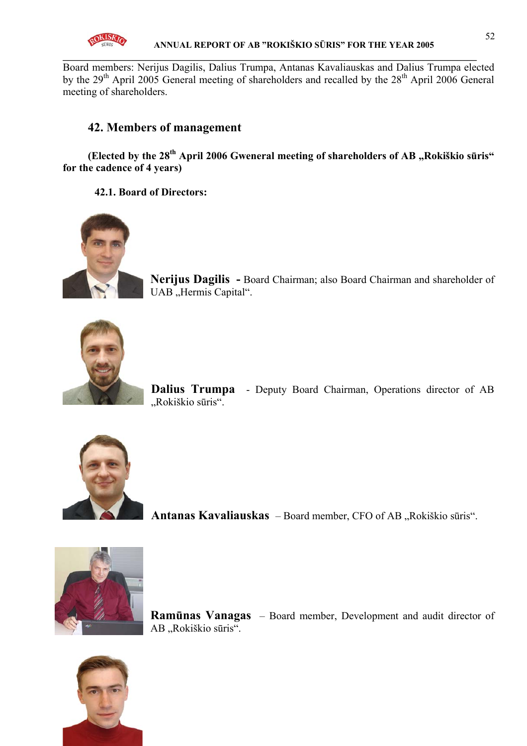Board members: Nerijus Dagilis, Dalius Trumpa, Antanas Kavaliauskas and Dalius Trumpa elected by the 29th April 2005 General meeting of shareholders and recalled by the 28th April 2006 General meeting of shareholders.

## 42. Members of management

**(Elected by the 28th April 2006 Gweneral meeting of shareholders of AB „Rokiškio sūris" for the cadence of 4 years)**

### 42.1. Board of Directors:

**Nerijus Dagilis** - Board Chairman; also Board Chairman and shareholder of UAB „Hermis Capital".

**Dalius Trumpa** - Deputy Board Chairman, Operations director of AB „Rokiškio sūris".

**Antanas Kavaliauskas** – Board member, CFO of AB „Rokiškio sūris".

**Ramūnas Vanagas** – Board member, Development and audit director of AB „Rokiškio sūris".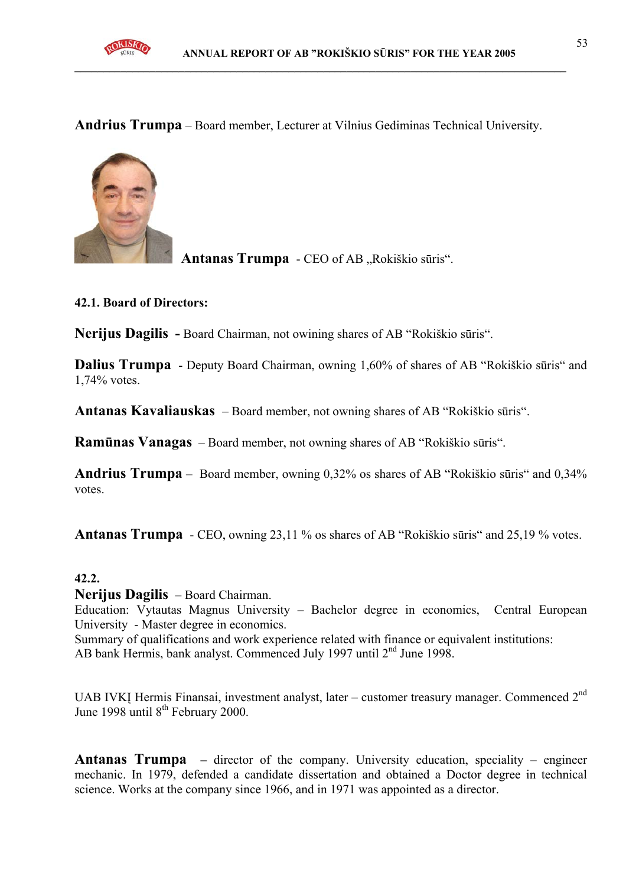**Andrius Trumpa** – Board member, Lecturer at Vilnius Gediminas Technical University.

**Antanas Trumpa** - CEO of AB „Rokiškio sūris“.

**42.1. Board of Directors:**

**Nerijus Dagilis -** Board Chairman, not owining shares of AB “Rokiškio sūris“.

**Dalius Trumpa** - Deputy Board Chairman, owning 1,60% of shares of AB “Rokiškio sūris“ and 1,74% votes.

**Antanas Kavaliauskas** – Board member, not owning shares of AB “Rokiškio sūris“.

**Ramūnas Vanagas** – Board member, not owning shares of AB “Rokiškio sūris“.

**Andrius Trumpa** – Board member, owning 0,32% os shares of AB “Rokiškio sūris“ and 0,34% votes.

**Antanas Trumpa** - CEO, owning 23,11 % os shares of AB “Rokiškio sūris“ and 25,19 % votes.

**42.2.**

**Nerijus Dagilis** – Board Chairman.
Education: Vytautas Magnus University – Bachelor degree in economics, Central European University - Master degree in economics.
Summary of qualifications and work experience related with finance or equivalent institutions:
AB bank Hermis, bank analyst. Commenced July 1997 until 2nd June 1998.

UAB IVKĮ Hermis Finansai, investment analyst, later – customer treasury manager. Commenced 2nd June 1998 until 8th February 2000.

**Antanas Trumpa** – director of the company. University education, speciality – engineer mechanic. In 1979, defended a candidate dissertation and obtained a Doctor degree in technical science. Works at the company since 1966, and in 1971 was appointed as a director.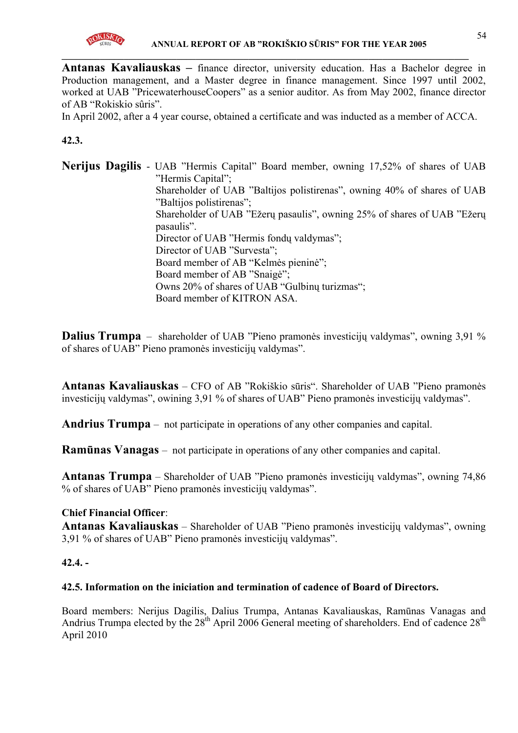**Antanas Kavaliauskas –** finance director, university education. Has a Bachelor degree in Production management, and a Master degree in finance management. Since 1997 until 2002, worked at UAB "PricewaterhouseCoopers" as a senior auditor. As from May 2002, finance director of AB "Rokiskio sûris".

In April 2002, after a 4 year course, obtained a certificate and was inducted as a member of ACCA.

**42.3.**

**Nerijus Dagilis** - UAB "Hermis Capital" Board member, owning 17,52% of shares of UAB "Hermis Capital";
Shareholder of UAB "Baltijos polistirenas", owning 40% of shares of UAB "Baltijos polistirenas";
Shareholder of UAB "Ežerų pasaulis", owning 25% of shares of UAB "Ežerų pasaulis".
Director of UAB "Hermis fondų valdymas";
Director of UAB "Survesta";
Board member of AB "Kelmės pieninė";
Board member of AB "Snaigė";
Owns 20% of shares of UAB "Gulbinų turizmas";
Board member of KITRON ASA.

**Dalius Trumpa** – shareholder of UAB "Pieno pramonės investicijų valdymas", owning 3,91 % of shares of UAB" Pieno pramonės investicijų valdymas".

**Antanas Kavaliauskas** – CFO of AB "Rokiškio sūris". Shareholder of UAB "Pieno pramonės investicijų valdymas", owining 3,91 % of shares of UAB" Pieno pramonės investicijų valdymas".

**Andrius Trumpa** – not participate in operations of any other companies and capital.

**Ramūnas Vanagas** – not participate in operations of any other companies and capital.

**Antanas Trumpa** – Shareholder of UAB "Pieno pramonės investicijų valdymas", owning 74,86 % of shares of UAB" Pieno pramonės investicijų valdymas".

**Chief Financial Officer**:
**Antanas Kavaliauskas** – Shareholder of UAB "Pieno pramonės investicijų valdymas", owning 3,91 % of shares of UAB" Pieno pramonės investicijų valdymas".

**42.4. -**

**42.5. Information on the iniciation and termination of cadence of Board of Directors.**

Board members: Nerijus Dagilis, Dalius Trumpa, Antanas Kavaliauskas, Ramūnas Vanagas and Andrius Trumpa elected by the 28th April 2006 General meeting of shareholders. End of cadence 28th April 2010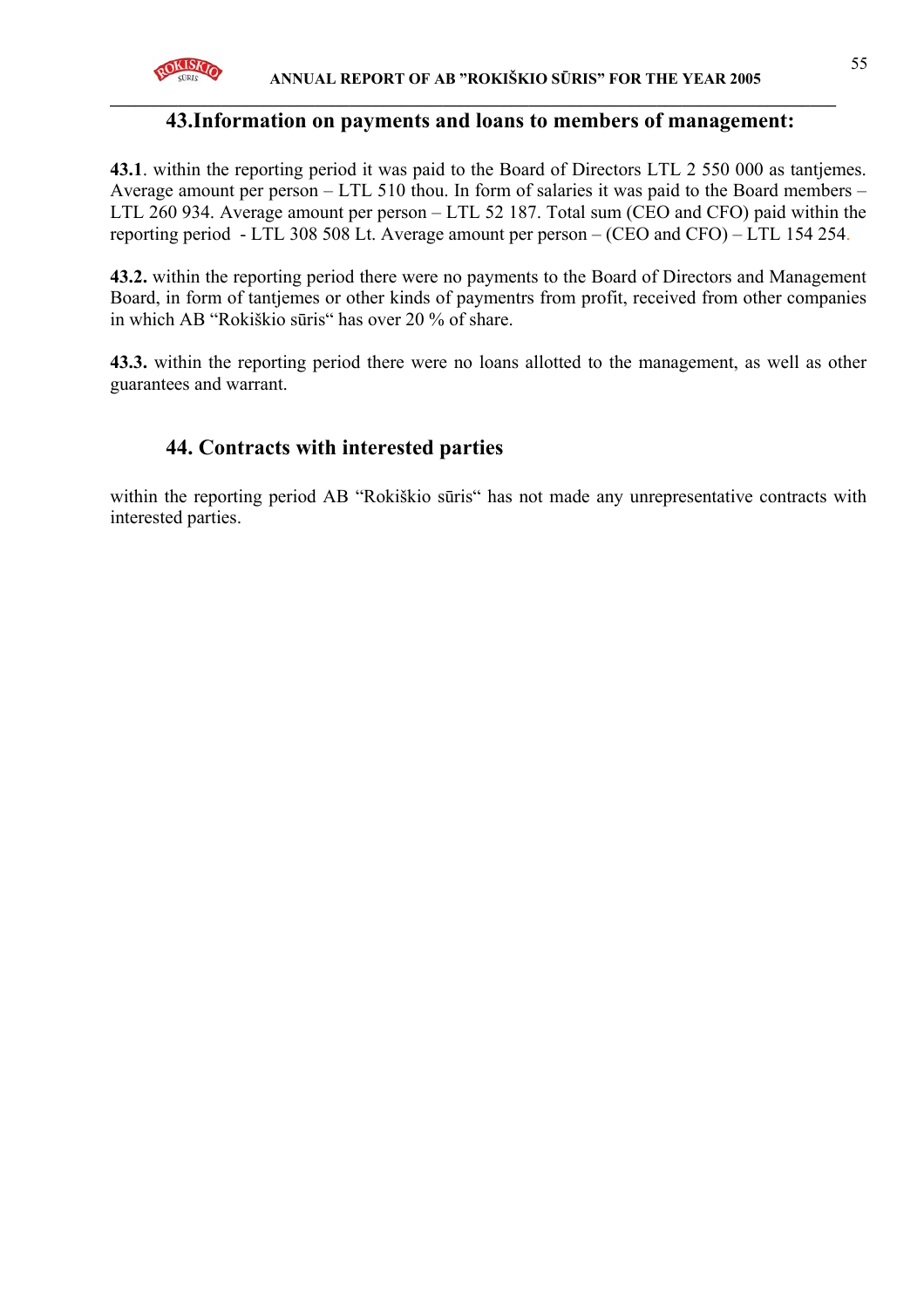## 43.Information on payments and loans to members of management:

**43.1**. within the reporting period it was paid to the Board of Directors LTL 2 550 000 as tantjemes. Average amount per person – LTL 510 thou. In form of salaries it was paid to the Board members – LTL 260 934. Average amount per person – LTL 52 187. Total sum (CEO and CFO) paid within the reporting period - LTL 308 508 Lt. Average amount per person – (CEO and CFO) – LTL 154 254.

**43.2.** within the reporting period there were no payments to the Board of Directors and Management Board, in form of tantjemes or other kinds of paymentrs from profit, received from other companies in which AB "Rokiškio sūris" has over 20 % of share.

**43.3.** within the reporting period there were no loans allotted to the management, as well as other guarantees and warrant.

## 44. Contracts with interested parties

within the reporting period AB "Rokiškio sūris" has not made any unrepresentative contracts with interested parties.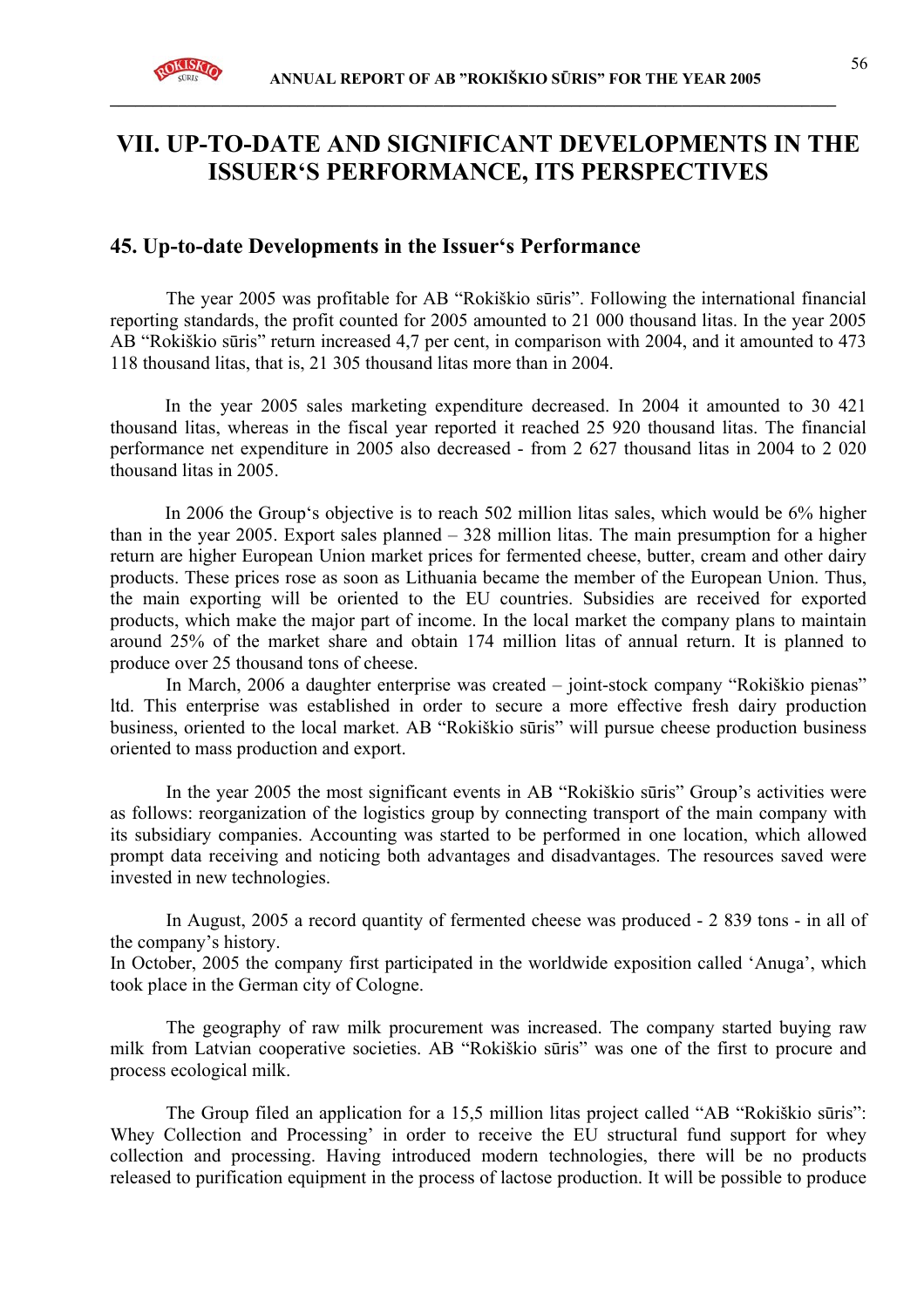# VII. UP-TO-DATE AND SIGNIFICANT DEVELOPMENTS IN THE ISSUER‘S PERFORMANCE, ITS PERSPECTIVES

## 45. Up-to-date Developments in the Issuer‘s Performance

The year 2005 was profitable for AB "Rokiškio sūris". Following the international financial reporting standards, the profit counted for 2005 amounted to 21 000 thousand litas. In the year 2005 AB "Rokiškio sūris" return increased 4,7 per cent, in comparison with 2004, and it amounted to 473 118 thousand litas, that is, 21 305 thousand litas more than in 2004.

In the year 2005 sales marketing expenditure decreased. In 2004 it amounted to 30 421 thousand litas, whereas in the fiscal year reported it reached 25 920 thousand litas. The financial performance net expenditure in 2005 also decreased - from 2 627 thousand litas in 2004 to 2 020 thousand litas in 2005.

In 2006 the Group‘s objective is to reach 502 million litas sales, which would be 6% higher than in the year 2005. Export sales planned – 328 million litas. The main presumption for a higher return are higher European Union market prices for fermented cheese, butter, cream and other dairy products. These prices rose as soon as Lithuania became the member of the European Union. Thus, the main exporting will be oriented to the EU countries. Subsidies are received for exported products, which make the major part of income. In the local market the company plans to maintain around 25% of the market share and obtain 174 million litas of annual return. It is planned to produce over 25 thousand tons of cheese.

In March, 2006 a daughter enterprise was created – joint-stock company "Rokiškio pienas" ltd. This enterprise was established in order to secure a more effective fresh dairy production business, oriented to the local market. AB "Rokiškio sūris" will pursue cheese production business oriented to mass production and export.

In the year 2005 the most significant events in AB "Rokiškio sūris" Group's activities were as follows: reorganization of the logistics group by connecting transport of the main company with its subsidiary companies. Accounting was started to be performed in one location, which allowed prompt data receiving and noticing both advantages and disadvantages. The resources saved were invested in new technologies.

In August, 2005 a record quantity of fermented cheese was produced - 2 839 tons - in all of the company's history.
In October, 2005 the company first participated in the worldwide exposition called 'Anuga', which took place in the German city of Cologne.

The geography of raw milk procurement was increased. The company started buying raw milk from Latvian cooperative societies. AB "Rokiškio sūris" was one of the first to procure and process ecological milk.

The Group filed an application for a 15,5 million litas project called "AB "Rokiškio sūris": Whey Collection and Processing' in order to receive the EU structural fund support for whey collection and processing. Having introduced modern technologies, there will be no products released to purification equipment in the process of lactose production. It will be possible to produce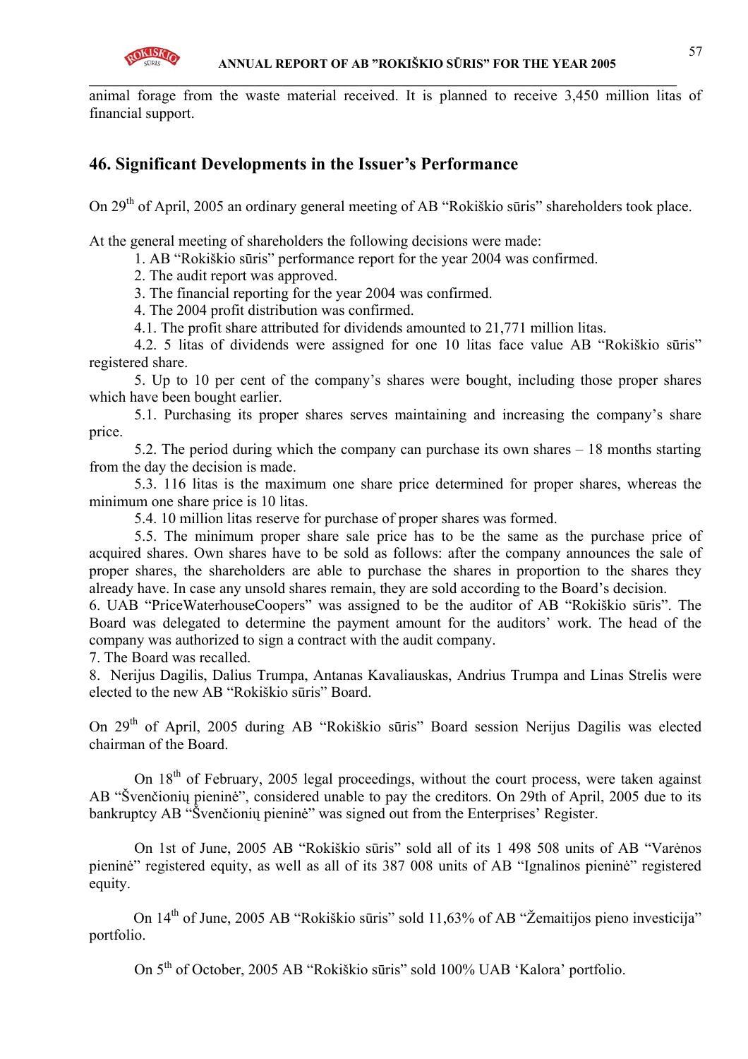animal forage from the waste material received. It is planned to receive 3,450 million litas of financial support.

## 46. Significant Developments in the Issuer's Performance

On 29th of April, 2005 an ordinary general meeting of AB "Rokiškio sūris" shareholders took place.

At the general meeting of shareholders the following decisions were made:

1. AB "Rokiškio sūris" performance report for the year 2004 was confirmed.
2. The audit report was approved.
3. The financial reporting for the year 2004 was confirmed.
4. The 2004 profit distribution was confirmed.

4.1. The profit share attributed for dividends amounted to 21,771 million litas.

4.2. 5 litas of dividends were assigned for one 10 litas face value AB "Rokiškio sūris" registered share.

5. Up to 10 per cent of the company's shares were bought, including those proper shares which have been bought earlier.

5.1. Purchasing its proper shares serves maintaining and increasing the company's share price.

5.2. The period during which the company can purchase its own shares – 18 months starting from the day the decision is made.

5.3. 116 litas is the maximum one share price determined for proper shares, whereas the minimum one share price is 10 litas.

5.4. 10 million litas reserve for purchase of proper shares was formed.

5.5. The minimum proper share sale price has to be the same as the purchase price of acquired shares. Own shares have to be sold as follows: after the company announces the sale of proper shares, the shareholders are able to purchase the shares in proportion to the shares they already have. In case any unsold shares remain, they are sold according to the Board's decision.

6. UAB "PriceWaterhouseCoopers" was assigned to be the auditor of AB "Rokiškio sūris". The Board was delegated to determine the payment amount for the auditors' work. The head of the company was authorized to sign a contract with the audit company.
7. The Board was recalled.
8. Nerijus Dagilis, Dalius Trumpa, Antanas Kavaliauskas, Andrius Trumpa and Linas Strelis were elected to the new AB "Rokiškio sūris" Board.

On 29th of April, 2005 during AB "Rokiškio sūris" Board session Nerijus Dagilis was elected chairman of the Board.

On 18th of February, 2005 legal proceedings, without the court process, were taken against AB "Švenčionių pieninė", considered unable to pay the creditors. On 29th of April, 2005 due to its bankruptcy AB "Švenčionių pieninė" was signed out from the Enterprises' Register.

On 1st of June, 2005 AB "Rokiškio sūris" sold all of its 1 498 508 units of AB "Varėnos pieninė" registered equity, as well as all of its 387 008 units of AB "Ignalinos pieninė" registered equity.

On 14th of June, 2005 AB "Rokiškio sūris" sold 11,63% of AB "Žemaitijos pieno investicija" portfolio.

On 5th of October, 2005 AB "Rokiškio sūris" sold 100% UAB 'Kalora' portfolio.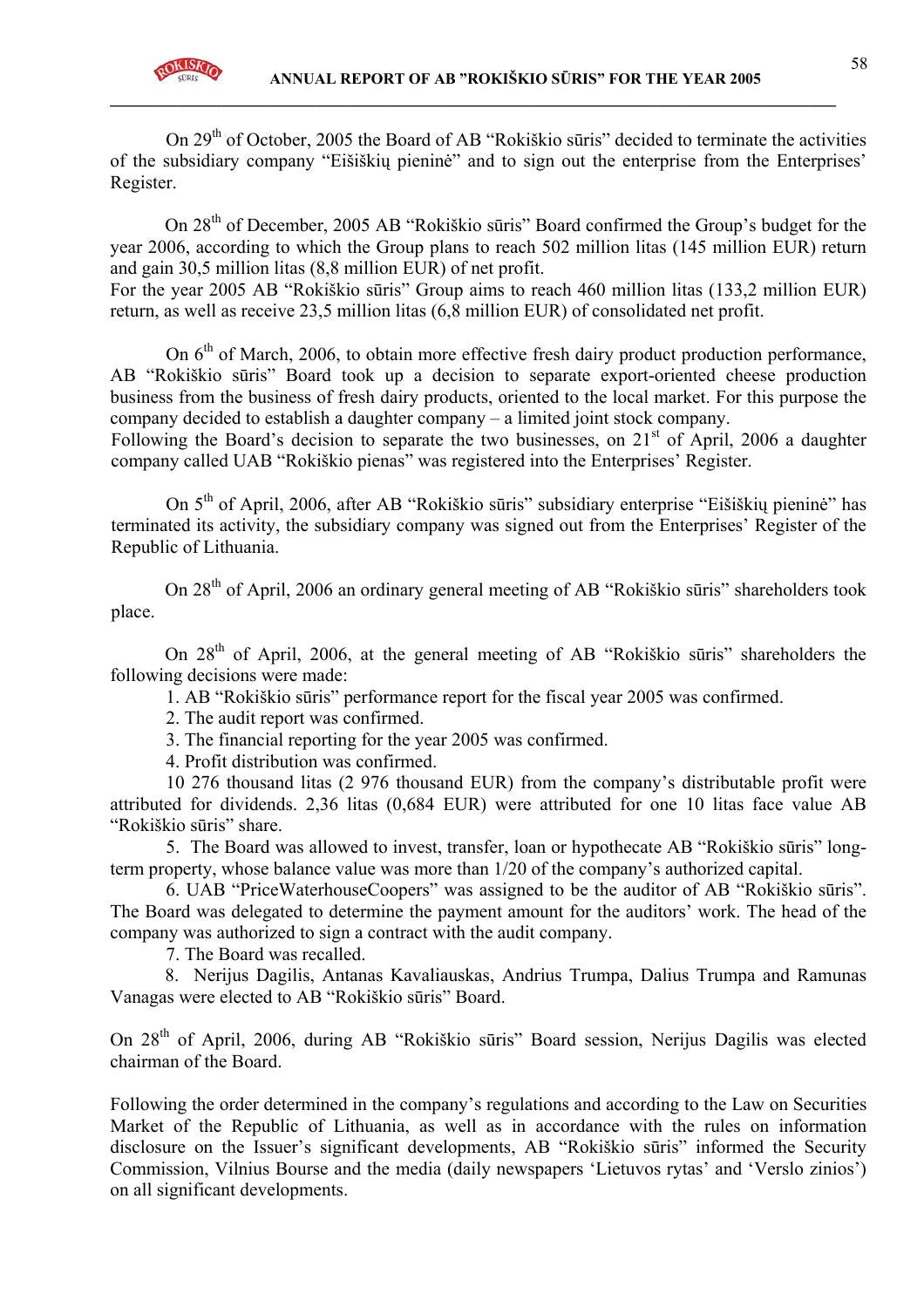On 29th of October, 2005 the Board of AB "Rokiškio sūris" decided to terminate the activities of the subsidiary company "Eišiškių pieninė" and to sign out the enterprise from the Enterprises' Register.

On 28th of December, 2005 AB "Rokiškio sūris" Board confirmed the Group's budget for the year 2006, according to which the Group plans to reach 502 million litas (145 million EUR) return and gain 30,5 million litas (8,8 million EUR) of net profit.
For the year 2005 AB "Rokiškio sūris" Group aims to reach 460 million litas (133,2 million EUR) return, as well as receive 23,5 million litas (6,8 million EUR) of consolidated net profit.

On 6th of March, 2006, to obtain more effective fresh dairy product production performance, AB "Rokiškio sūris" Board took up a decision to separate export-oriented cheese production business from the business of fresh dairy products, oriented to the local market. For this purpose the company decided to establish a daughter company – a limited joint stock company.
Following the Board's decision to separate the two businesses, on 21st of April, 2006 a daughter company called UAB "Rokiškio pienas" was registered into the Enterprises' Register.

On 5th of April, 2006, after AB "Rokiškio sūris" subsidiary enterprise "Eišiškių pieninė" has terminated its activity, the subsidiary company was signed out from the Enterprises' Register of the Republic of Lithuania.

On 28th of April, 2006 an ordinary general meeting of AB "Rokiškio sūris" shareholders took place.

On 28th of April, 2006, at the general meeting of AB "Rokiškio sūris" shareholders the following decisions were made:

1. AB "Rokiškio sūris" performance report for the fiscal year 2005 was confirmed.
2. The audit report was confirmed.
3. The financial reporting for the year 2005 was confirmed.
4. Profit distribution was confirmed.

   10 276 thousand litas (2 976 thousand EUR) from the company's distributable profit were attributed for dividends. 2,36 litas (0,684 EUR) were attributed for one 10 litas face value AB "Rokiškio sūris" share.
5. The Board was allowed to invest, transfer, loan or hypothecate AB "Rokiškio sūris" long-term property, whose balance value was more than 1/20 of the company's authorized capital.
6. UAB "PriceWaterhouseCoopers" was assigned to be the auditor of AB "Rokiškio sūris". The Board was delegated to determine the payment amount for the auditors' work. The head of the company was authorized to sign a contract with the audit company.
7. The Board was recalled.
8. Nerijus Dagilis, Antanas Kavaliauskas, Andrius Trumpa, Dalius Trumpa and Ramunas Vanagas were elected to AB "Rokiškio sūris" Board.

On 28th of April, 2006, during AB "Rokiškio sūris" Board session, Nerijus Dagilis was elected chairman of the Board.

Following the order determined in the company's regulations and according to the Law on Securities Market of the Republic of Lithuania, as well as in accordance with the rules on information disclosure on the Issuer's significant developments, AB "Rokiškio sūris" informed the Security Commission, Vilnius Bourse and the media (daily newspapers 'Lietuvos rytas' and 'Verslo zinios') on all significant developments.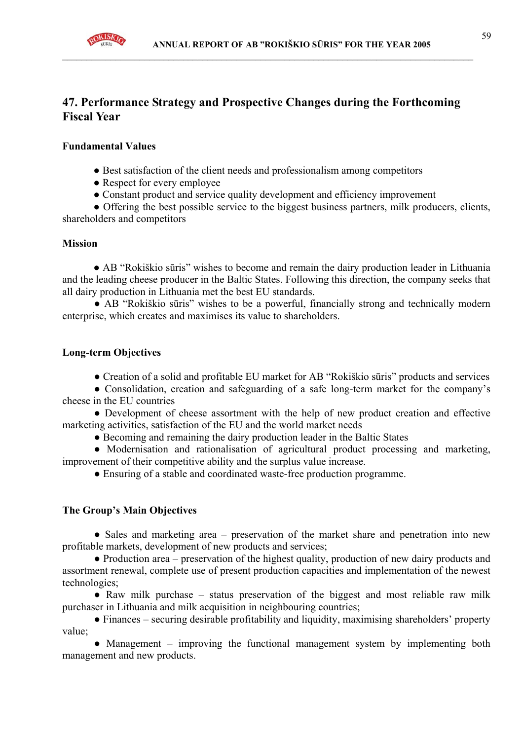## 47. Performance Strategy and Prospective Changes during the Forthcoming Fiscal Year

**Fundamental Values**

- Best satisfaction of the client needs and professionalism among competitors
- Respect for every employee
- Constant product and service quality development and efficiency improvement
- Offering the best possible service to the biggest business partners, milk producers, clients, shareholders and competitors

**Mission**

- AB “Rokiškio sūris” wishes to become and remain the dairy production leader in Lithuania and the leading cheese producer in the Baltic States. Following this direction, the company seeks that all dairy production in Lithuania met the best EU standards.
- AB “Rokiškio sūris” wishes to be a powerful, financially strong and technically modern enterprise, which creates and maximises its value to shareholders.

**Long-term Objectives**

- Creation of a solid and profitable EU market for AB “Rokiškio sūris” products and services
- Consolidation, creation and safeguarding of a safe long-term market for the company’s cheese in the EU countries
- Development of cheese assortment with the help of new product creation and effective marketing activities, satisfaction of the EU and the world market needs
- Becoming and remaining the dairy production leader in the Baltic States
- Modernisation and rationalisation of agricultural product processing and marketing, improvement of their competitive ability and the surplus value increase.
- Ensuring of a stable and coordinated waste-free production programme.

**The Group’s Main Objectives**

- Sales and marketing area – preservation of the market share and penetration into new profitable markets, development of new products and services;
- Production area – preservation of the highest quality, production of new dairy products and assortment renewal, complete use of present production capacities and implementation of the newest technologies;
- Raw milk purchase – status preservation of the biggest and most reliable raw milk purchaser in Lithuania and milk acquisition in neighbouring countries;
- Finances – securing desirable profitability and liquidity, maximising shareholders’ property value;
- Management – improving the functional management system by implementing both management and new products.